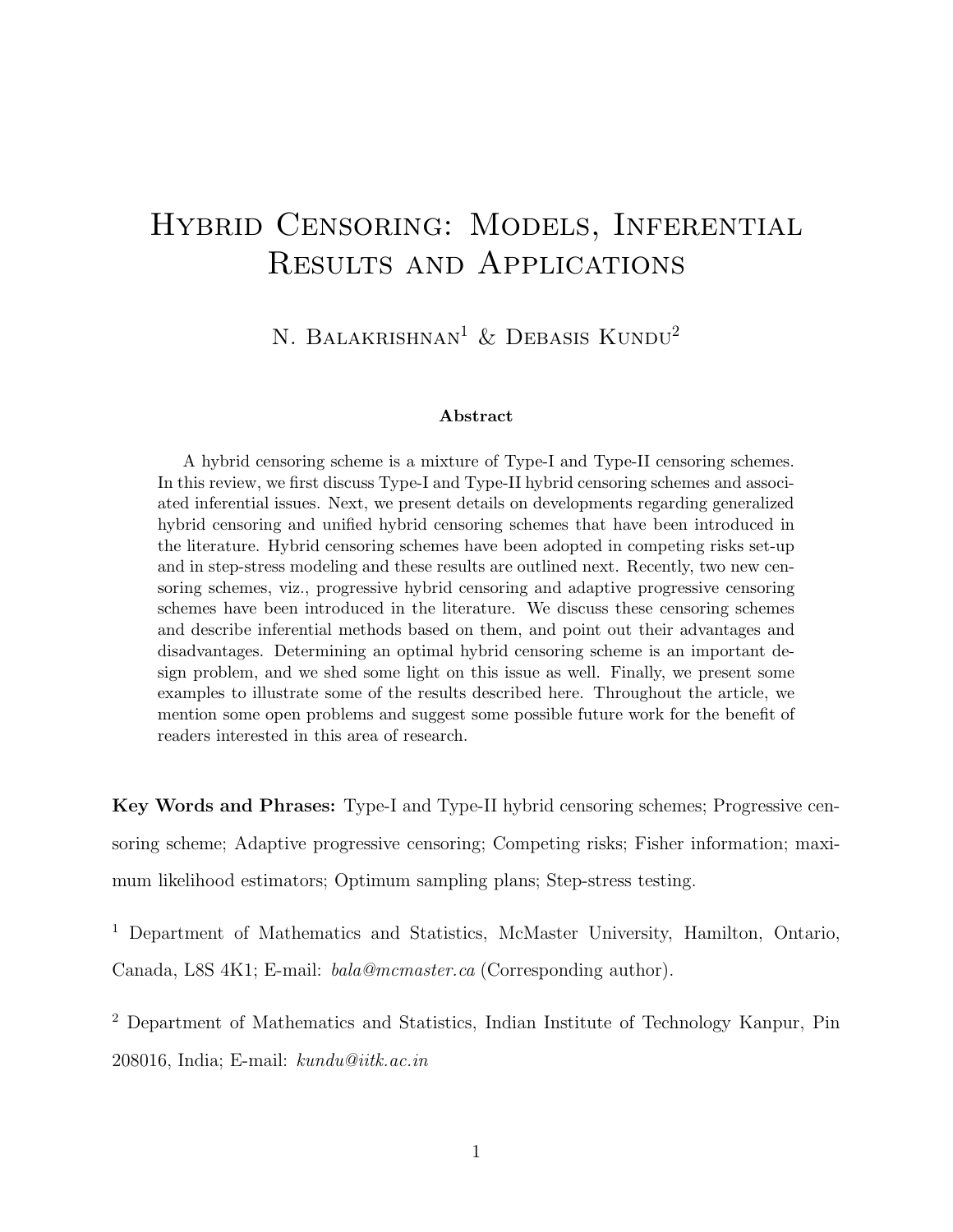# Hybrid Censoring: Models, Inferential Results and Applications

N. Balakrishnan[1] & Debasis Kundu[2]

**Abstract**

A hybrid censoring scheme is a mixture of Type-I and Type-II censoring schemes. In this review, we first discuss Type-I and Type-II hybrid censoring schemes and associated inferential issues. Next, we present details on developments regarding generalized hybrid censoring and unified hybrid censoring schemes that have been introduced in the literature. Hybrid censoring schemes have been adopted in competing risks set-up and in step-stress modeling and these results are outlined next. Recently, two new censoring schemes, viz., progressive hybrid censoring and adaptive progressive censoring schemes have been introduced in the literature. We discuss these censoring schemes and describe inferential methods based on them, and point out their advantages and disadvantages. Determining an optimal hybrid censoring scheme is an important design problem, and we shed some light on this issue as well. Finally, we present some examples to illustrate some of the results described here. Throughout the article, we mention some open problems and suggest some possible future work for the benefit of readers interested in this area of research.

**Key Words and Phrases:** Type-I and Type-II hybrid censoring schemes; Progressive censoring scheme; Adaptive progressive censoring; Competing risks; Fisher information; maximum likelihood estimators; Optimum sampling plans; Step-stress testing.

[1] Department of Mathematics and Statistics, McMaster University, Hamilton, Ontario, Canada, L8S 4K1; E-mail: *bala@mcmaster.ca* (Corresponding author).

[2] Department of Mathematics and Statistics, Indian Institute of Technology Kanpur, Pin 208016, India; E-mail: *kundu@iitk.ac.in*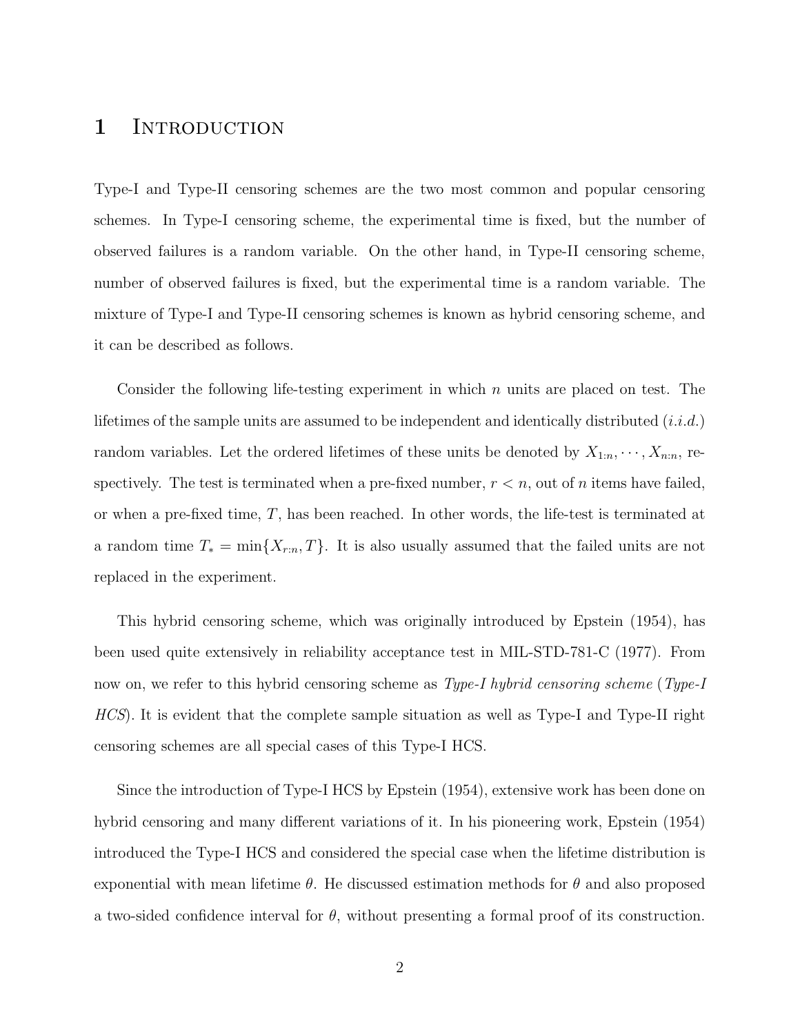# 1 Introduction

Type-I and Type-II censoring schemes are the two most common and popular censoring schemes. In Type-I censoring scheme, the experimental time is fixed, but the number of observed failures is a random variable. On the other hand, in Type-II censoring scheme, number of observed failures is fixed, but the experimental time is a random variable. The mixture of Type-I and Type-II censoring schemes is known as hybrid censoring scheme, and it can be described as follows.

Consider the following life-testing experiment in which $n$ units are placed on test. The lifetimes of the sample units are assumed to be independent and identically distributed (*i.i.d.*) random variables. Let the ordered lifetimes of these units be denoted by $X_{1:n}, \cdots, X_{n:n}$, respectively. The test is terminated when a pre-fixed number, $r < n$, out of $n$ items have failed, or when a pre-fixed time, $T$, has been reached. In other words, the life-test is terminated at a random time $T_* = \min\{X_{r:n}, T\}$. It is also usually assumed that the failed units are not replaced in the experiment.

This hybrid censoring scheme, which was originally introduced by Epstein (1954), has been used quite extensively in reliability acceptance test in MIL-STD-781-C (1977). From now on, we refer to this hybrid censoring scheme as *Type-I hybrid censoring scheme* (*Type-I HCS*). It is evident that the complete sample situation as well as Type-I and Type-II right censoring schemes are all special cases of this Type-I HCS.

Since the introduction of Type-I HCS by Epstein (1954), extensive work has been done on hybrid censoring and many different variations of it. In his pioneering work, Epstein (1954) introduced the Type-I HCS and considered the special case when the lifetime distribution is exponential with mean lifetime $\theta$. He discussed estimation methods for $\theta$ and also proposed a two-sided confidence interval for $\theta$, without presenting a formal proof of its construction.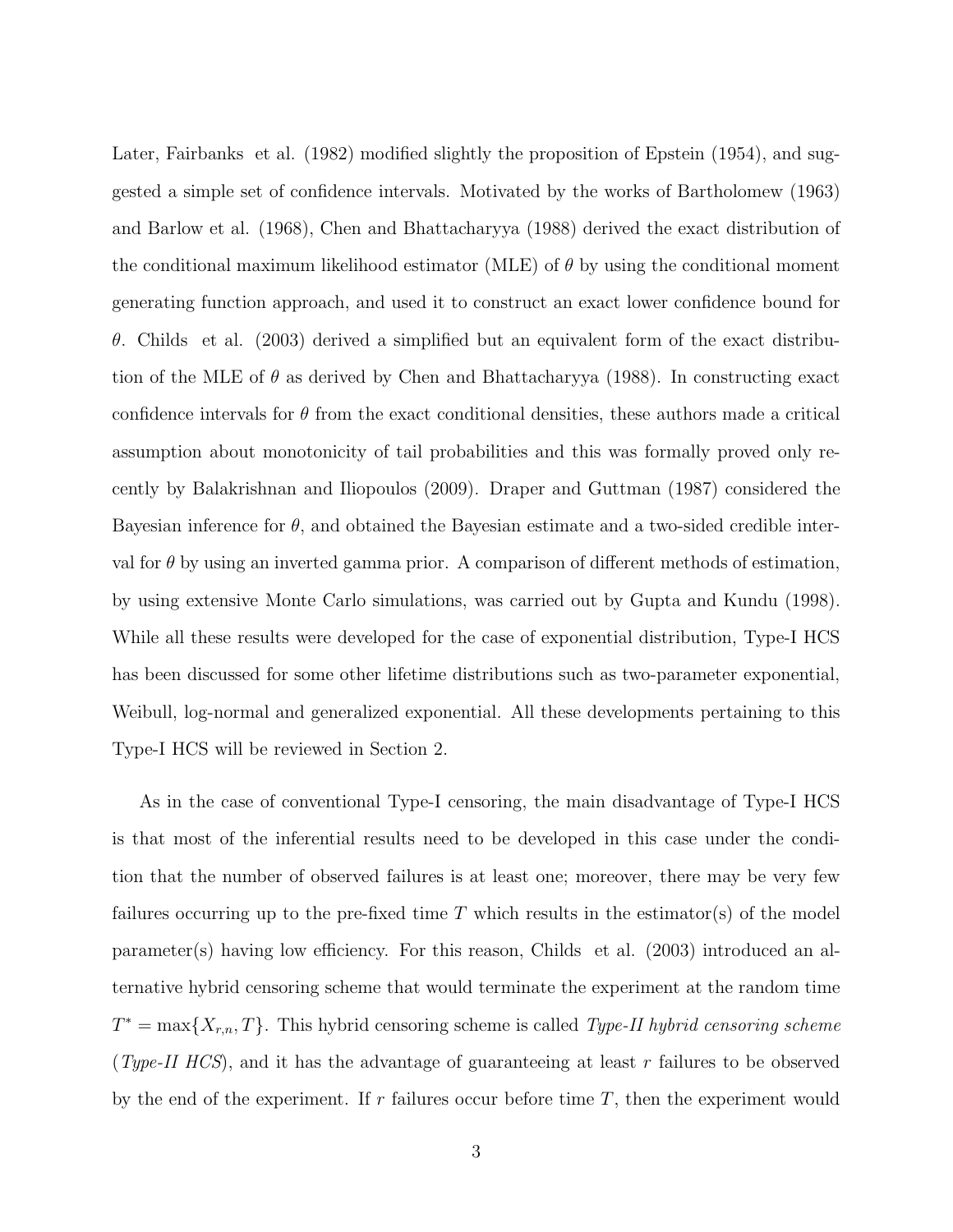Later, Fairbanks et al. (1982) modified slightly the proposition of Epstein (1954), and suggested a simple set of confidence intervals. Motivated by the works of Bartholomew (1963) and Barlow et al. (1968), Chen and Bhattacharyya (1988) derived the exact distribution of the conditional maximum likelihood estimator (MLE) of $\theta$ by using the conditional moment generating function approach, and used it to construct an exact lower confidence bound for $\theta$. Childs et al. (2003) derived a simplified but an equivalent form of the exact distribution of the MLE of $\theta$ as derived by Chen and Bhattacharyya (1988). In constructing exact confidence intervals for $\theta$ from the exact conditional densities, these authors made a critical assumption about monotonicity of tail probabilities and this was formally proved only recently by Balakrishnan and Iliopoulos (2009). Draper and Guttman (1987) considered the Bayesian inference for $\theta$, and obtained the Bayesian estimate and a two-sided credible interval for $\theta$ by using an inverted gamma prior. A comparison of different methods of estimation, by using extensive Monte Carlo simulations, was carried out by Gupta and Kundu (1998). While all these results were developed for the case of exponential distribution, Type-I HCS has been discussed for some other lifetime distributions such as two-parameter exponential, Weibull, log-normal and generalized exponential. All these developments pertaining to this Type-I HCS will be reviewed in Section 2.

As in the case of conventional Type-I censoring, the main disadvantage of Type-I HCS is that most of the inferential results need to be developed in this case under the condition that the number of observed failures is at least one; moreover, there may be very few failures occurring up to the pre-fixed time $T$ which results in the estimator(s) of the model parameter(s) having low efficiency. For this reason, Childs et al. (2003) introduced an alternative hybrid censoring scheme that would terminate the experiment at the random time $T^* = \max\{X_{r,n}, T\}$. This hybrid censoring scheme is called *Type-II hybrid censoring scheme* (*Type-II HCS*), and it has the advantage of guaranteeing at least $r$ failures to be observed by the end of the experiment. If $r$ failures occur before time $T$, then the experiment would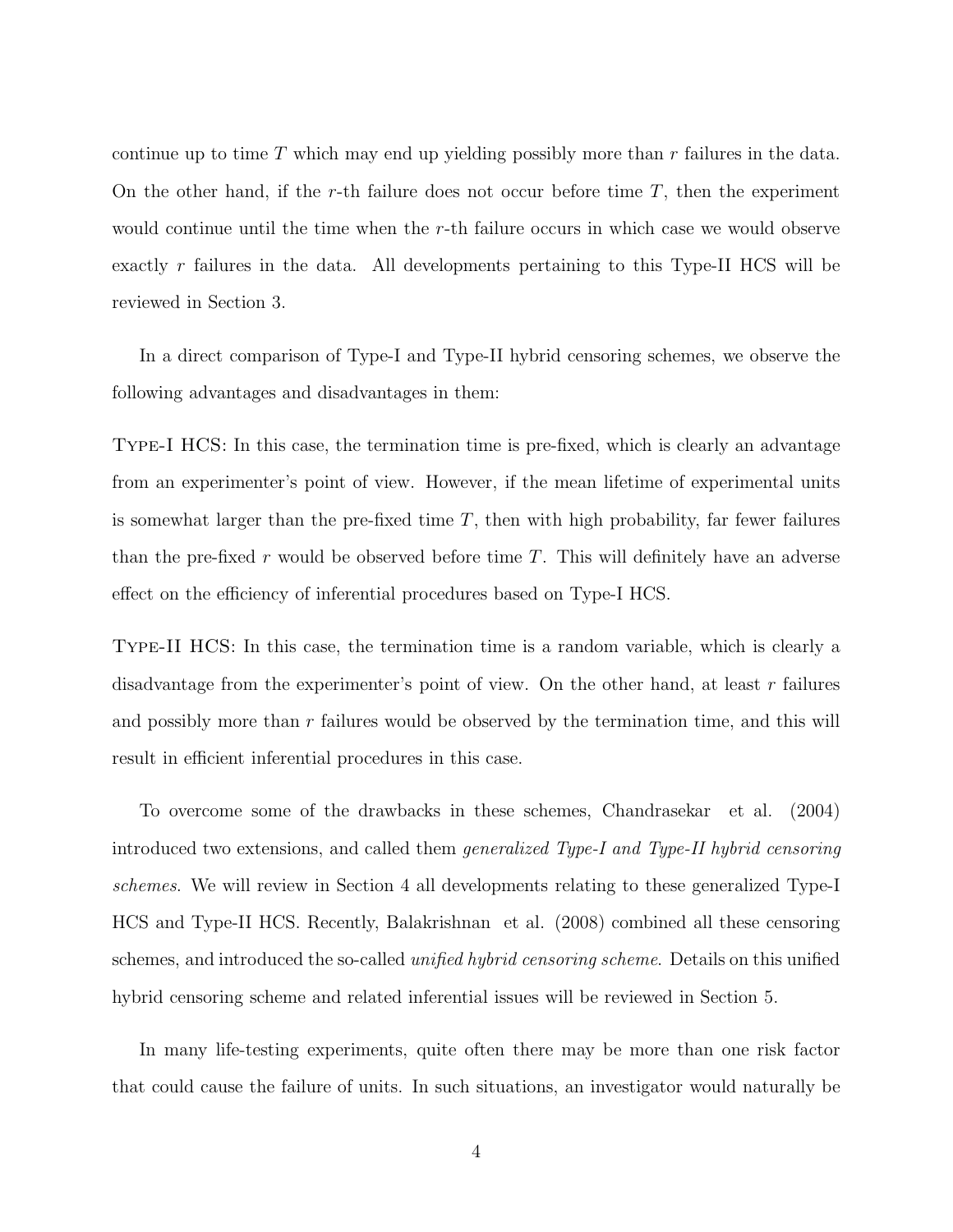continue up to time $T$ which may end up yielding possibly more than $r$ failures in the data. On the other hand, if the $r$-th failure does not occur before time $T$, then the experiment would continue until the time when the $r$-th failure occurs in which case we would observe exactly $r$ failures in the data. All developments pertaining to this Type-II HCS will be reviewed in Section 3.

In a direct comparison of Type-I and Type-II hybrid censoring schemes, we observe the following advantages and disadvantages in them:

Type-I HCS: In this case, the termination time is pre-fixed, which is clearly an advantage from an experimenter's point of view. However, if the mean lifetime of experimental units is somewhat larger than the pre-fixed time $T$, then with high probability, far fewer failures than the pre-fixed $r$ would be observed before time $T$. This will definitely have an adverse effect on the efficiency of inferential procedures based on Type-I HCS.

Type-II HCS: In this case, the termination time is a random variable, which is clearly a disadvantage from the experimenter's point of view. On the other hand, at least $r$ failures and possibly more than $r$ failures would be observed by the termination time, and this will result in efficient inferential procedures in this case.

To overcome some of the drawbacks in these schemes, Chandrasekar et al. (2004) introduced two extensions, and called them *generalized Type-I and Type-II hybrid censoring schemes*. We will review in Section 4 all developments relating to these generalized Type-I HCS and Type-II HCS. Recently, Balakrishnan et al. (2008) combined all these censoring schemes, and introduced the so-called *unified hybrid censoring scheme*. Details on this unified hybrid censoring scheme and related inferential issues will be reviewed in Section 5.

In many life-testing experiments, quite often there may be more than one risk factor that could cause the failure of units. In such situations, an investigator would naturally be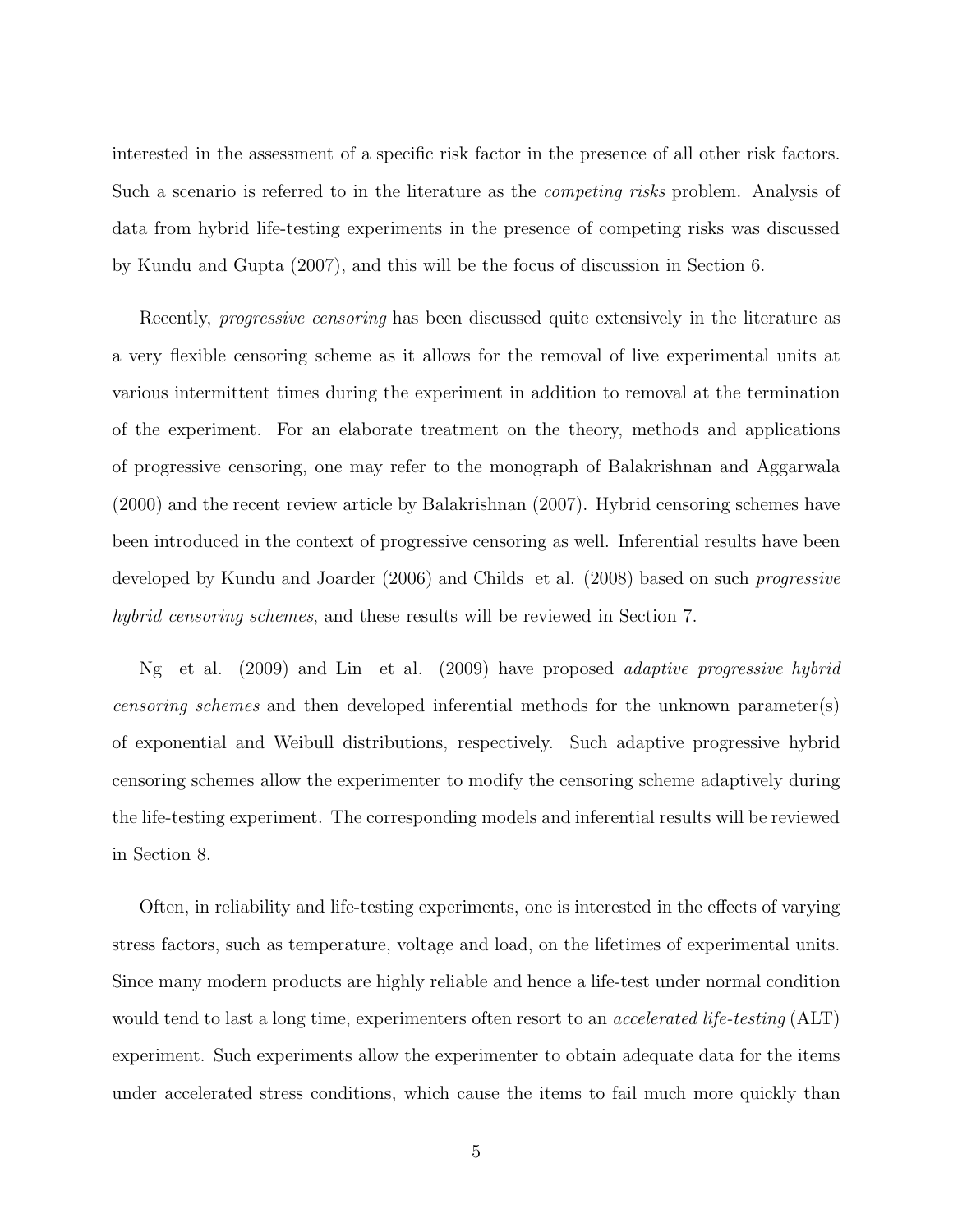interested in the assessment of a specific risk factor in the presence of all other risk factors. Such a scenario is referred to in the literature as the *competing risks* problem. Analysis of data from hybrid life-testing experiments in the presence of competing risks was discussed by Kundu and Gupta (2007), and this will be the focus of discussion in Section 6.

Recently, *progressive censoring* has been discussed quite extensively in the literature as a very flexible censoring scheme as it allows for the removal of live experimental units at various intermittent times during the experiment in addition to removal at the termination of the experiment. For an elaborate treatment on the theory, methods and applications of progressive censoring, one may refer to the monograph of Balakrishnan and Aggarwala (2000) and the recent review article by Balakrishnan (2007). Hybrid censoring schemes have been introduced in the context of progressive censoring as well. Inferential results have been developed by Kundu and Joarder (2006) and Childs et al. (2008) based on such *progressive hybrid censoring schemes*, and these results will be reviewed in Section 7.

Ng et al. (2009) and Lin et al. (2009) have proposed *adaptive progressive hybrid censoring schemes* and then developed inferential methods for the unknown parameter(s) of exponential and Weibull distributions, respectively. Such adaptive progressive hybrid censoring schemes allow the experimenter to modify the censoring scheme adaptively during the life-testing experiment. The corresponding models and inferential results will be reviewed in Section 8.

Often, in reliability and life-testing experiments, one is interested in the effects of varying stress factors, such as temperature, voltage and load, on the lifetimes of experimental units. Since many modern products are highly reliable and hence a life-test under normal condition would tend to last a long time, experimenters often resort to an *accelerated life-testing* (ALT) experiment. Such experiments allow the experimenter to obtain adequate data for the items under accelerated stress conditions, which cause the items to fail much more quickly than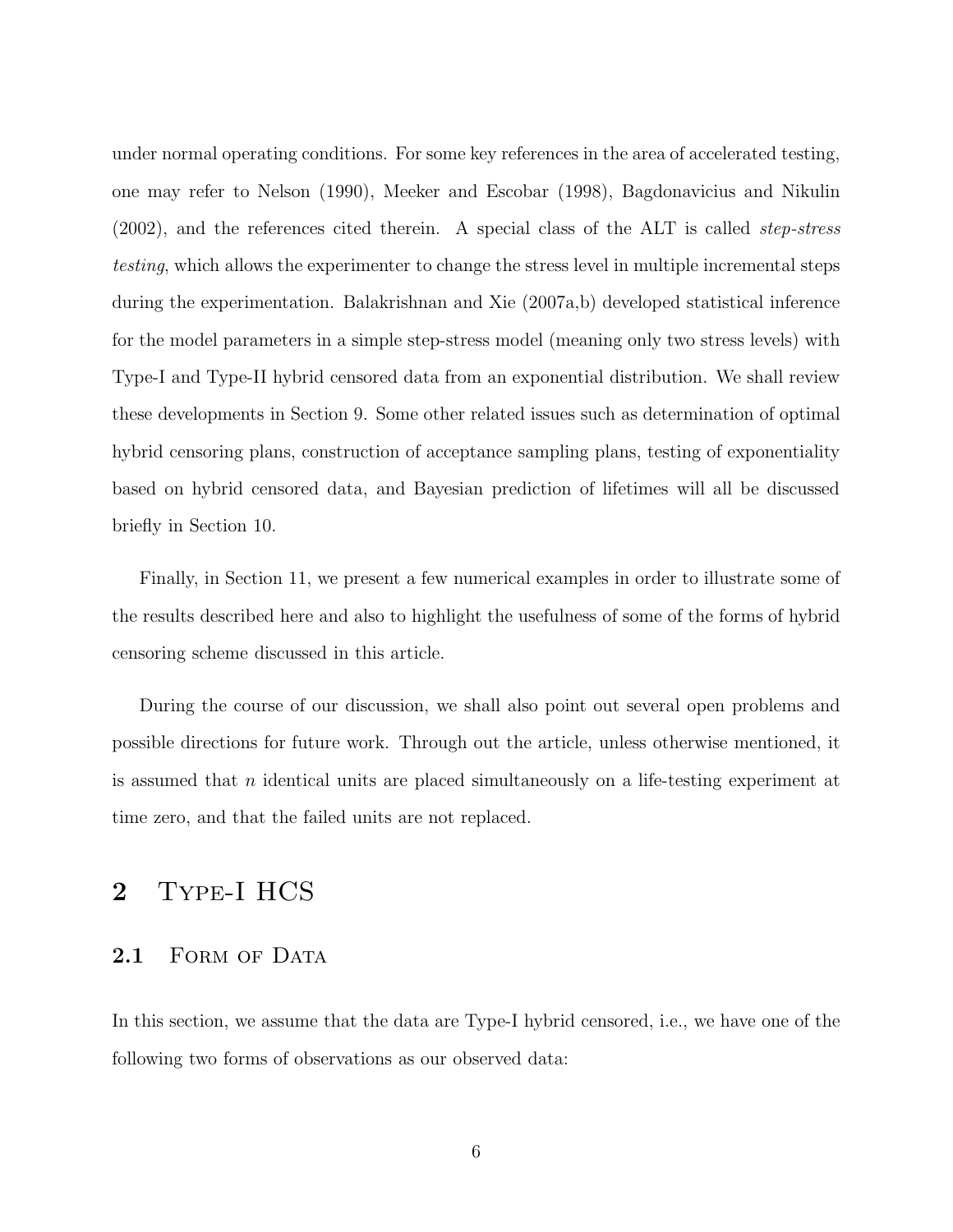under normal operating conditions. For some key references in the area of accelerated testing, one may refer to Nelson (1990), Meeker and Escobar (1998), Bagdonavicius and Nikulin (2002), and the references cited therein. A special class of the ALT is called *step-stress testing*, which allows the experimenter to change the stress level in multiple incremental steps during the experimentation. Balakrishnan and Xie (2007a,b) developed statistical inference for the model parameters in a simple step-stress model (meaning only two stress levels) with Type-I and Type-II hybrid censored data from an exponential distribution. We shall review these developments in Section 9. Some other related issues such as determination of optimal hybrid censoring plans, construction of acceptance sampling plans, testing of exponentiality based on hybrid censored data, and Bayesian prediction of lifetimes will all be discussed briefly in Section 10.

Finally, in Section 11, we present a few numerical examples in order to illustrate some of the results described here and also to highlight the usefulness of some of the forms of hybrid censoring scheme discussed in this article.

During the course of our discussion, we shall also point out several open problems and possible directions for future work. Through out the article, unless otherwise mentioned, it is assumed that $n$ identical units are placed simultaneously on a life-testing experiment at time zero, and that the failed units are not replaced.

## 2 Type-I HCS

### 2.1 Form of Data

In this section, we assume that the data are Type-I hybrid censored, i.e., we have one of the following two forms of observations as our observed data: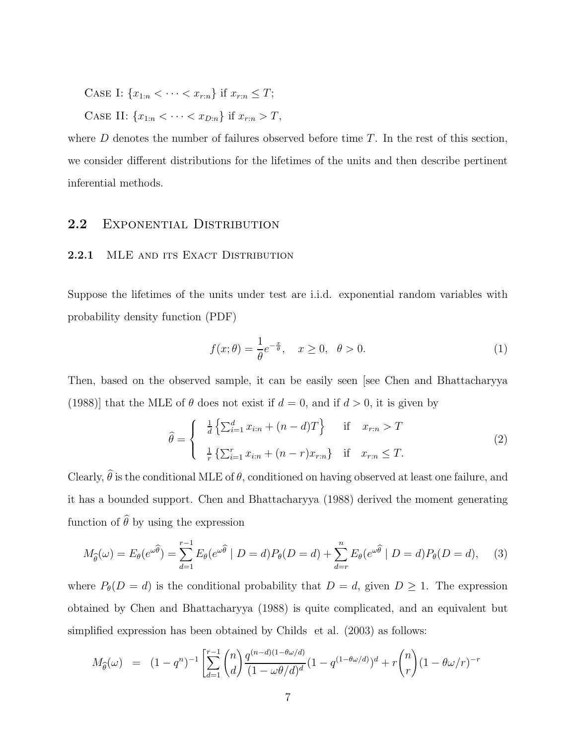CASE I: $\{x_{1:n} < \cdots < x_{r:n}\}$ if $x_{r:n} \leq T$;

CASE II: $\{x_{1:n} < \cdots < x_{D:n}\}$ if $x_{r:n} > T$,

where $D$ denotes the number of failures observed before time $T$. In the rest of this section, we consider different distributions for the lifetimes of the units and then describe pertinent inferential methods.

## 2.2 Exponential Distribution

### 2.2.1 MLE and its Exact Distribution

Suppose the lifetimes of the units under test are i.i.d. exponential random variables with probability density function (PDF)

$$f(x;\theta) = \frac{1}{\theta} e^{-\frac{x}{\theta}}, \quad x \geq 0, \quad \theta > 0. \tag{1}$$

Then, based on the observed sample, it can be easily seen [see Chen and Bhattacharyya (1988)] that the MLE of $\theta$ does not exist if $d = 0$, and if $d > 0$, it is given by

$$\widehat{\theta} = \begin{cases} \frac{1}{d}\left\{\sum_{i=1}^{d} x_{i:n} + (n-d)T\right\} & \text{if} \quad x_{r:n} > T \\ \\ \frac{1}{r}\left\{\sum_{i=1}^{r} x_{i:n} + (n-r)x_{r:n}\right\} & \text{if} \quad x_{r:n} \leq T. \end{cases} \tag{2}$$

Clearly, $\widehat{\theta}$ is the conditional MLE of $\theta$, conditioned on having observed at least one failure, and it has a bounded support. Chen and Bhattacharyya (1988) derived the moment generating function of $\widehat{\theta}$ by using the expression

$$M_{\widehat{\theta}}(\omega) = E_\theta(e^{\omega\widehat{\theta}}) = \sum_{d=1}^{r-1} E_\theta(e^{\omega\widehat{\theta}} \mid D = d) P_\theta(D = d) + \sum_{d=r}^{n} E_\theta(e^{\omega\widehat{\theta}} \mid D = d) P_\theta(D = d), \tag{3}$$

where $P_\theta(D = d)$ is the conditional probability that $D = d$, given $D \geq 1$. The expression obtained by Chen and Bhattacharyya (1988) is quite complicated, and an equivalent but simplified expression has been obtained by Childs et al. (2003) as follows:

$$M_{\widehat{\theta}}(\omega) \;\; = \;\; (1-q^n)^{-1}\left[\sum_{d=1}^{r-1}\binom{n}{d}\frac{q^{(n-d)(1-\theta\omega/d)}}{(1-\omega\theta/d)^d}(1-q^{(1-\theta\omega/d)})^d + r\binom{n}{r}(1-\theta\omega/r)^{-r}\right.$$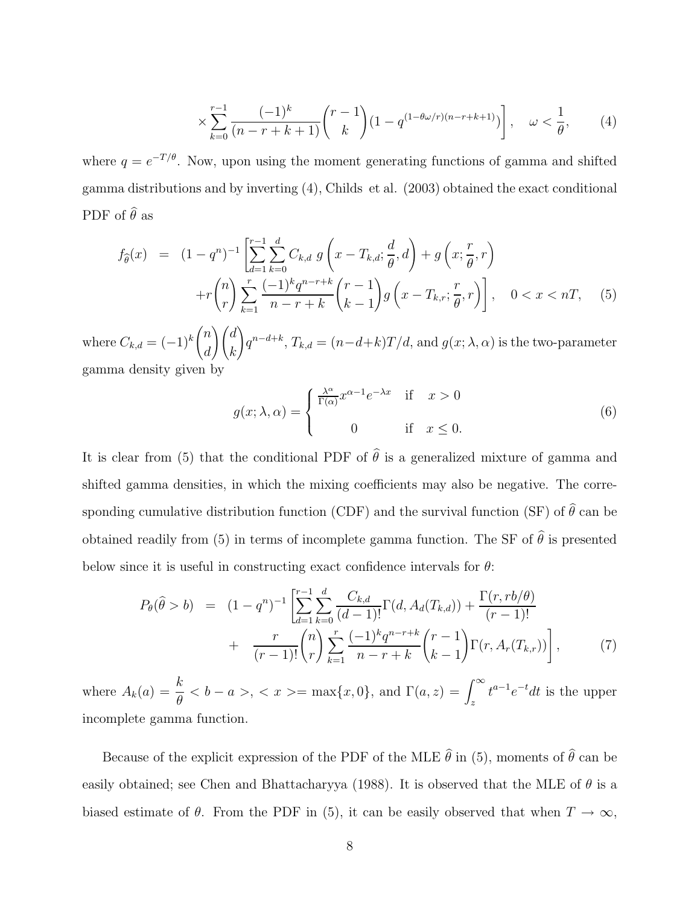$$\times \sum_{k=0}^{r-1} \frac{(-1)^k}{(n-r+k+1)} \binom{r-1}{k} (1 - q^{(1-\theta\omega/r)(n-r+k+1)}) \Bigg], \quad \omega < \frac{1}{\theta}, \tag{4}$$

where $q = e^{-T/\theta}$. Now, upon using the moment generating functions of gamma and shifted gamma distributions and by inverting (4), Childs et al. (2003) obtained the exact conditional PDF of $\widehat{\theta}$ as

$$\begin{aligned} f_{\widehat{\theta}}(x) &= (1-q^n)^{-1} \Bigg[ \sum_{d=1}^{r-1} \sum_{k=0}^{d} C_{k,d} \; g\left(x - T_{k,d}; \frac{d}{\theta}, d\right) + g\left(x; \frac{r}{\theta}, r\right) \\ &\quad + r \binom{n}{r} \sum_{k=1}^{r} \frac{(-1)^k q^{n-r+k}}{n-r+k} \binom{r-1}{k-1} g\left(x - T_{k,r}; \frac{r}{\theta}, r\right) \Bigg], \quad 0 < x < nT, \end{aligned} \tag{5}$$

where $C_{k,d} = (-1)^k \binom{n}{d} \binom{d}{k} q^{n-d+k}$, $T_{k,d} = (n-d+k)T/d$, and $g(x; \lambda, \alpha)$ is the two-parameter gamma density given by

$$g(x; \lambda, \alpha) = \begin{cases} \frac{\lambda^\alpha}{\Gamma(\alpha)} x^{\alpha-1} e^{-\lambda x} & \text{if} \quad x > 0 \\ 0 & \text{if} \quad x \le 0. \end{cases} \tag{6}$$

It is clear from (5) that the conditional PDF of $\widehat{\theta}$ is a generalized mixture of gamma and shifted gamma densities, in which the mixing coefficients may also be negative. The corresponding cumulative distribution function (CDF) and the survival function (SF) of $\widehat{\theta}$ can be obtained readily from (5) in terms of incomplete gamma function. The SF of $\widehat{\theta}$ is presented below since it is useful in constructing exact confidence intervals for $\theta$:

$$\begin{aligned} P_\theta(\widehat{\theta} > b) &= (1-q^n)^{-1} \Bigg[ \sum_{d=1}^{r-1} \sum_{k=0}^{d} \frac{C_{k,d}}{(d-1)!} \Gamma(d, A_d(T_{k,d})) + \frac{\Gamma(r, rb/\theta)}{(r-1)!} \\ &\quad + \frac{r}{(r-1)!} \binom{n}{r} \sum_{k=1}^{r} \frac{(-1)^k q^{n-r+k}}{n-r+k} \binom{r-1}{k-1} \Gamma(r, A_r(T_{k,r})) \Bigg], \end{aligned} \tag{7}$$

where $A_k(a) = \dfrac{k}{\theta} < b - a >$, $< x >= \max\{x, 0\}$, and $\Gamma(a, z) = \displaystyle\int_z^\infty t^{a-1} e^{-t} dt$ is the upper incomplete gamma function.

Because of the explicit expression of the PDF of the MLE $\widehat{\theta}$ in (5), moments of $\widehat{\theta}$ can be easily obtained; see Chen and Bhattacharyya (1988). It is observed that the MLE of $\theta$ is a biased estimate of $\theta$. From the PDF in (5), it can be easily observed that when $T \to \infty$,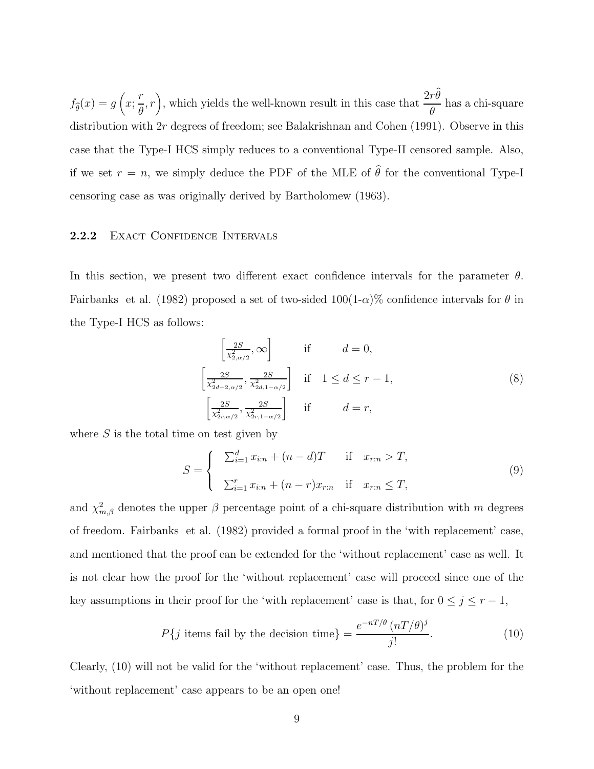$f_{\widehat{\theta}}(x) = g\left(x; \frac{r}{\theta}, r\right)$, which yields the well-known result in this case that $\frac{2r\widehat{\theta}}{\theta}$ has a chi-square distribution with $2r$ degrees of freedom; see Balakrishnan and Cohen (1991). Observe in this case that the Type-I HCS simply reduces to a conventional Type-II censored sample. Also, if we set $r = n$, we simply deduce the PDF of the MLE of $\widehat{\theta}$ for the conventional Type-I censoring case as was originally derived by Bartholomew (1963).

### 2.2.2 Exact Confidence Intervals

In this section, we present two different exact confidence intervals for the parameter $\theta$. Fairbanks et al. (1982) proposed a set of two-sided $100(1\text{-}\alpha)\%$ confidence intervals for $\theta$ in the Type-I HCS as follows:

$$
\begin{array}{ccc}
\left[\frac{2S}{\chi^2_{2,\alpha/2}}, \infty\right] & \text{if} & d = 0, \\
\left[\frac{2S}{\chi^2_{2d+2,\alpha/2}}, \frac{2S}{\chi^2_{2d,1-\alpha/2}}\right] & \text{if} & 1 \leq d \leq r-1, \\
\left[\frac{2S}{\chi^2_{2r,\alpha/2}}, \frac{2S}{\chi^2_{2r,1-\alpha/2}}\right] & \text{if} & d = r,
\end{array}
\tag{8}
$$

where $S$ is the total time on test given by

$$
S = \begin{cases} \sum_{i=1}^{d} x_{i:n} + (n-d)T & \text{if} \quad x_{r:n} > T, \\ \\ \sum_{i=1}^{r} x_{i:n} + (n-r)x_{r:n} & \text{if} \quad x_{r:n} \leq T, \end{cases}
\tag{9}
$$

and $\chi^2_{m,\beta}$ denotes the upper $\beta$ percentage point of a chi-square distribution with $m$ degrees of freedom. Fairbanks et al. (1982) provided a formal proof in the 'with replacement' case, and mentioned that the proof can be extended for the 'without replacement' case as well. It is not clear how the proof for the 'without replacement' case will proceed since one of the key assumptions in their proof for the 'with replacement' case is that, for $0 \leq j \leq r-1$,

$$
P\{j \text{ items fail by the decision time}\} = \frac{e^{-nT/\theta}\,(nT/\theta)^j}{j!}. \tag{10}
$$

Clearly, (10) will not be valid for the 'without replacement' case. Thus, the problem for the 'without replacement' case appears to be an open one!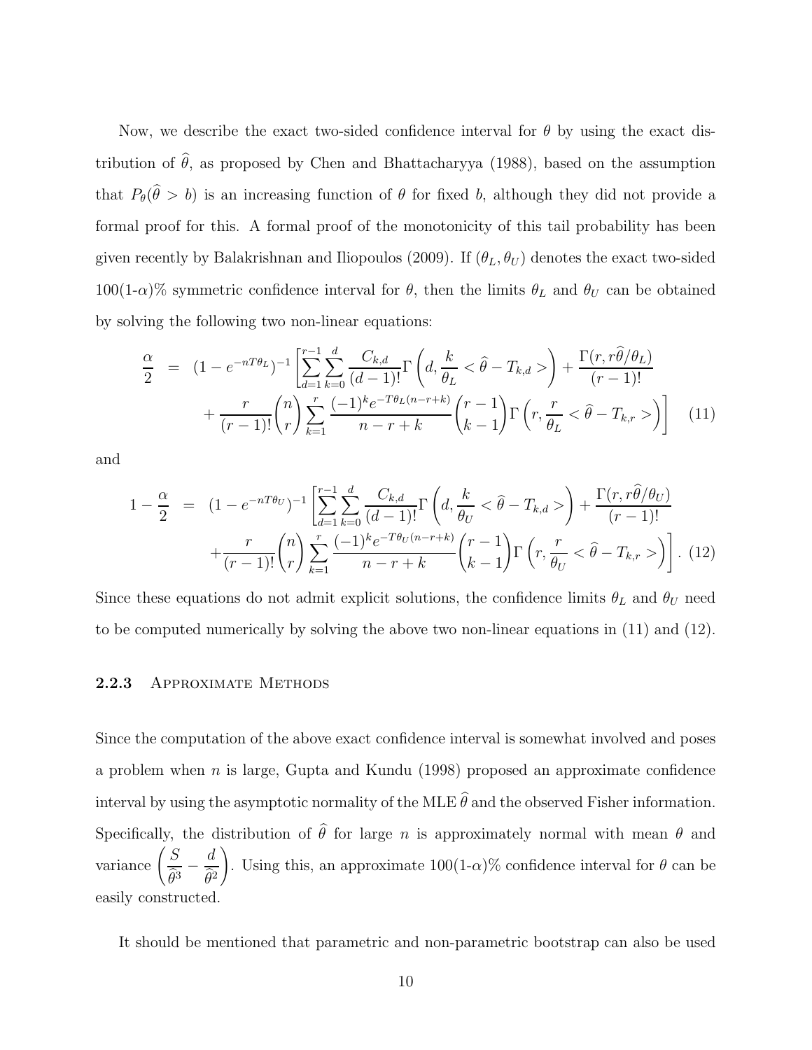Now, we describe the exact two-sided confidence interval for $\theta$ by using the exact distribution of $\widehat{\theta}$, as proposed by Chen and Bhattacharyya (1988), based on the assumption that $P_\theta(\widehat{\theta} > b)$ is an increasing function of $\theta$ for fixed $b$, although they did not provide a formal proof for this. A formal proof of the monotonicity of this tail probability has been given recently by Balakrishnan and Iliopoulos (2009). If $(\theta_L, \theta_U)$ denotes the exact two-sided $100(1\text{-}\alpha)\%$ symmetric confidence interval for $\theta$, then the limits $\theta_L$ and $\theta_U$ can be obtained by solving the following two non-linear equations:

$$
\begin{aligned}
\frac{\alpha}{2} &= (1 - e^{-nT\theta_L})^{-1} \left[ \sum_{d=1}^{r-1} \sum_{k=0}^{d} \frac{C_{k,d}}{(d-1)!} \Gamma\left(d, \frac{k}{\theta_L} < \widehat{\theta} - T_{k,d} >\right) + \frac{\Gamma(r, r\widehat{\theta}/\theta_L)}{(r-1)!} \right. \\
&\quad \left. + \frac{r}{(r-1)!} \binom{n}{r} \sum_{k=1}^{r} \frac{(-1)^k e^{-T\theta_L(n-r+k)}}{n-r+k} \binom{r-1}{k-1} \Gamma\left(r, \frac{r}{\theta_L} < \widehat{\theta} - T_{k,r} >\right) \right] \quad (11)
\end{aligned}
$$

and

$$
\begin{aligned}
1 - \frac{\alpha}{2} &= (1 - e^{-nT\theta_U})^{-1} \left[ \sum_{d=1}^{r-1} \sum_{k=0}^{d} \frac{C_{k,d}}{(d-1)!} \Gamma\left(d, \frac{k}{\theta_U} < \widehat{\theta} - T_{k,d} >\right) + \frac{\Gamma(r, r\widehat{\theta}/\theta_U)}{(r-1)!} \right. \\
&\quad \left. + \frac{r}{(r-1)!} \binom{n}{r} \sum_{k=1}^{r} \frac{(-1)^k e^{-T\theta_U(n-r+k)}}{n-r+k} \binom{r-1}{k-1} \Gamma\left(r, \frac{r}{\theta_U} < \widehat{\theta} - T_{k,r} >\right) \right]. \quad (12)
\end{aligned}
$$

Since these equations do not admit explicit solutions, the confidence limits $\theta_L$ and $\theta_U$ need to be computed numerically by solving the above two non-linear equations in (11) and (12).

### 2.2.3 Approximate Methods

Since the computation of the above exact confidence interval is somewhat involved and poses a problem when $n$ is large, Gupta and Kundu (1998) proposed an approximate confidence interval by using the asymptotic normality of the MLE $\widehat{\theta}$ and the observed Fisher information. Specifically, the distribution of $\widehat{\theta}$ for large $n$ is approximately normal with mean $\theta$ and variance $\left(\frac{S}{\widehat{\theta}^3} - \frac{d}{\widehat{\theta}^2}\right)$. Using this, an approximate $100(1\text{-}\alpha)\%$ confidence interval for $\theta$ can be easily constructed.

It should be mentioned that parametric and non-parametric bootstrap can also be used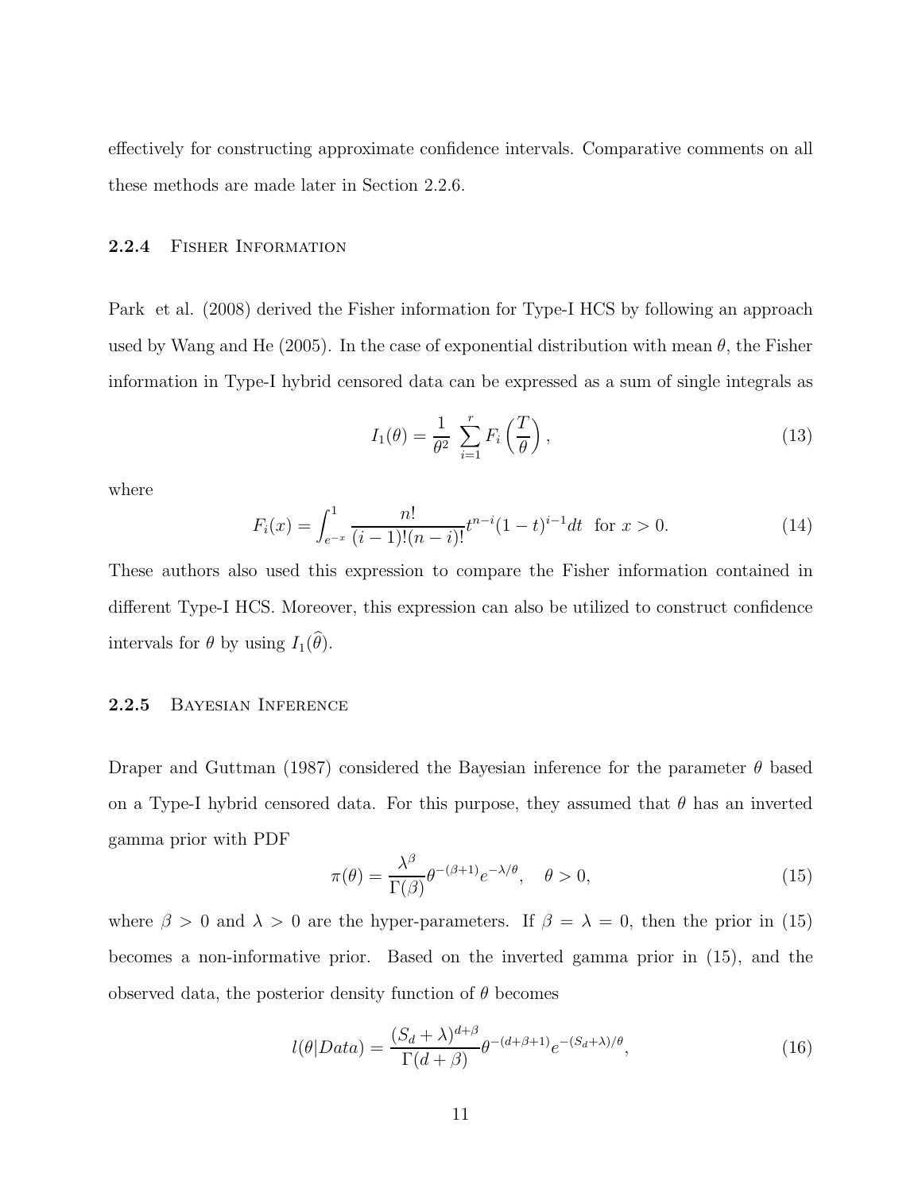effectively for constructing approximate confidence intervals. Comparative comments on all these methods are made later in Section 2.2.6.

### 2.2.4 Fisher Information

Park et al. (2008) derived the Fisher information for Type-I HCS by following an approach used by Wang and He (2005). In the case of exponential distribution with mean $\theta$, the Fisher information in Type-I hybrid censored data can be expressed as a sum of single integrals as

$$I_1(\theta) = \frac{1}{\theta^2} \sum_{i=1}^{r} F_i\left(\frac{T}{\theta}\right), \tag{13}$$

where

$$F_i(x) = \int_{e^{-x}}^{1} \frac{n!}{(i-1)!(n-i)!} t^{n-i}(1-t)^{i-1} dt \quad \text{for } x > 0. \tag{14}$$

These authors also used this expression to compare the Fisher information contained in different Type-I HCS. Moreover, this expression can also be utilized to construct confidence intervals for $\theta$ by using $I_1(\widehat{\theta})$.

### 2.2.5 Bayesian Inference

Draper and Guttman (1987) considered the Bayesian inference for the parameter $\theta$ based on a Type-I hybrid censored data. For this purpose, they assumed that $\theta$ has an inverted gamma prior with PDF

$$\pi(\theta) = \frac{\lambda^{\beta}}{\Gamma(\beta)} \theta^{-(\beta+1)} e^{-\lambda/\theta}, \quad \theta > 0, \tag{15}$$

where $\beta > 0$ and $\lambda > 0$ are the hyper-parameters. If $\beta = \lambda = 0$, then the prior in (15) becomes a non-informative prior. Based on the inverted gamma prior in (15), and the observed data, the posterior density function of $\theta$ becomes

$$l(\theta|Data) = \frac{(S_d + \lambda)^{d+\beta}}{\Gamma(d+\beta)} \theta^{-(d+\beta+1)} e^{-(S_d+\lambda)/\theta}, \tag{16}$$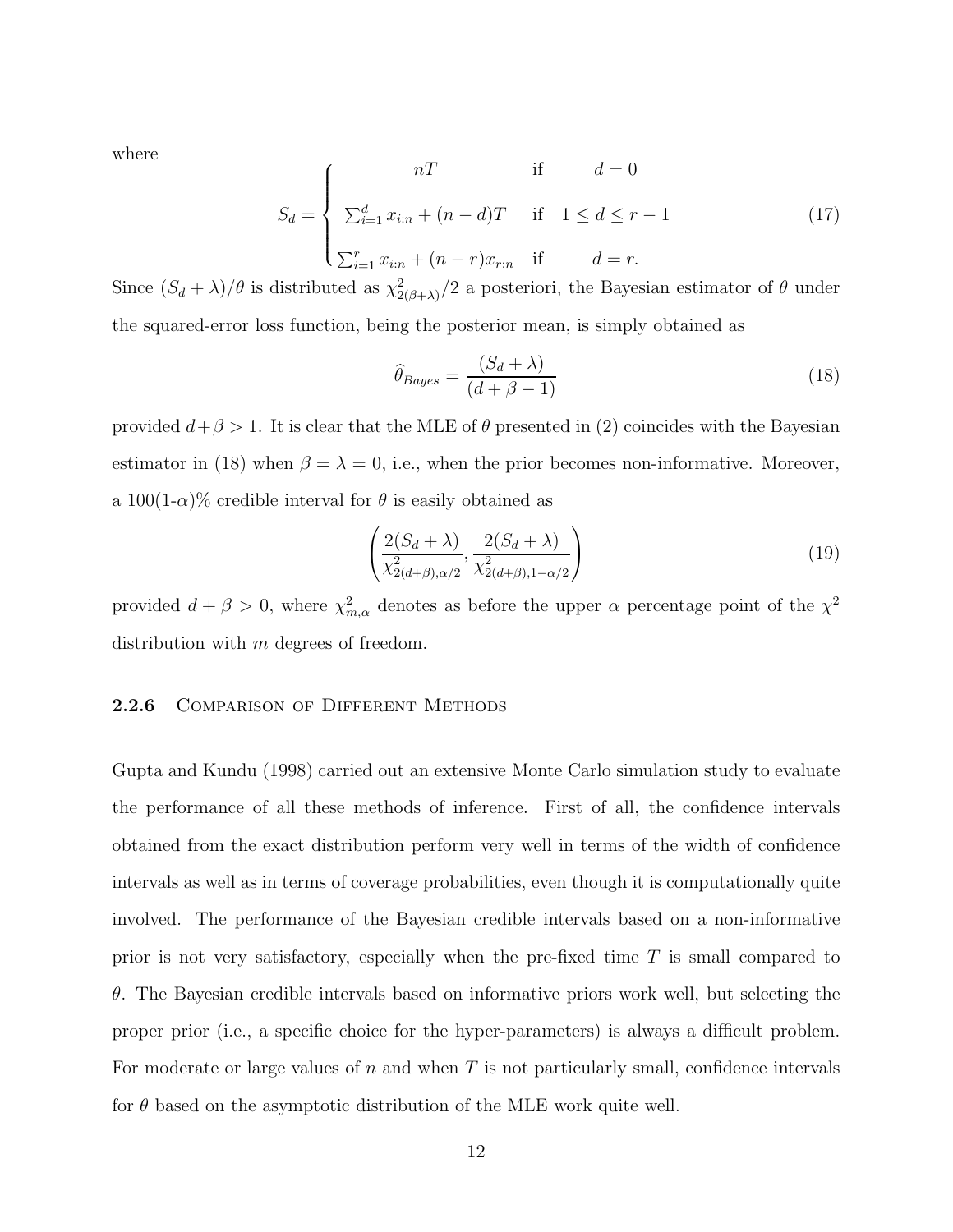where

$$
S_d = \begin{cases} nT & \text{if} \quad d = 0 \\ \sum_{i=1}^{d} x_{i:n} + (n-d)T & \text{if} \quad 1 \le d \le r-1 \\ \sum_{i=1}^{r} x_{i:n} + (n-r)x_{r:n} & \text{if} \quad d = r. \end{cases} \tag{17}
$$

Since $(S_d + \lambda)/\theta$ is distributed as $\chi^2_{2(\beta+\lambda)}/2$ a posteriori, the Bayesian estimator of $\theta$ under the squared-error loss function, being the posterior mean, is simply obtained as

$$
\widehat{\theta}_{Bayes} = \frac{(S_d + \lambda)}{(d + \beta - 1)} \tag{18}
$$

provided $d+\beta > 1$. It is clear that the MLE of $\theta$ presented in (2) coincides with the Bayesian estimator in (18) when $\beta = \lambda = 0$, i.e., when the prior becomes non-informative. Moreover, a 100(1-$\alpha$)% credible interval for $\theta$ is easily obtained as

$$
\left( \frac{2(S_d + \lambda)}{\chi^2_{2(d+\beta),\alpha/2}}, \frac{2(S_d + \lambda)}{\chi^2_{2(d+\beta),1-\alpha/2}} \right) \tag{19}
$$

provided $d + \beta > 0$, where $\chi^2_{m,\alpha}$ denotes as before the upper $\alpha$ percentage point of the $\chi^2$ distribution with $m$ degrees of freedom.

#### 2.2.6 Comparison of Different Methods

Gupta and Kundu (1998) carried out an extensive Monte Carlo simulation study to evaluate the performance of all these methods of inference. First of all, the confidence intervals obtained from the exact distribution perform very well in terms of the width of confidence intervals as well as in terms of coverage probabilities, even though it is computationally quite involved. The performance of the Bayesian credible intervals based on a non-informative prior is not very satisfactory, especially when the pre-fixed time $T$ is small compared to $\theta$. The Bayesian credible intervals based on informative priors work well, but selecting the proper prior (i.e., a specific choice for the hyper-parameters) is always a difficult problem. For moderate or large values of $n$ and when $T$ is not particularly small, confidence intervals for $\theta$ based on the asymptotic distribution of the MLE work quite well.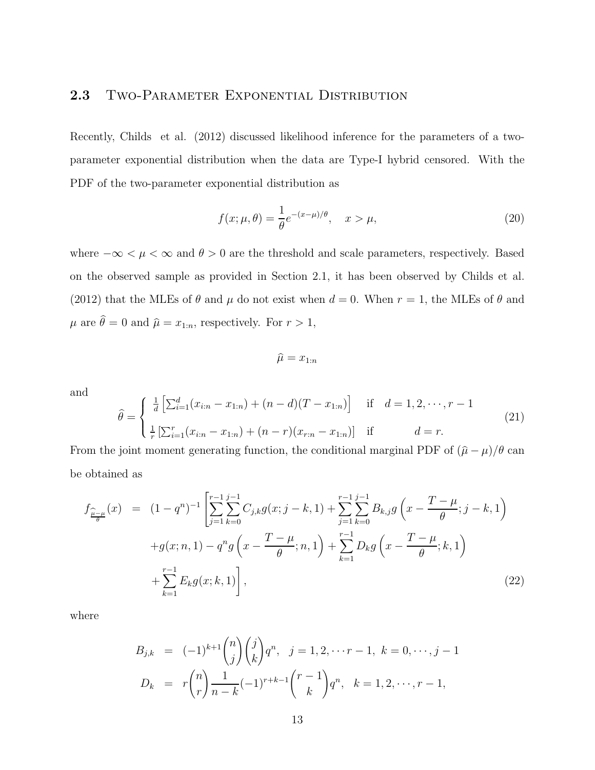## 2.3 Two-Parameter Exponential Distribution

Recently, Childs et al. (2012) discussed likelihood inference for the parameters of a two-parameter exponential distribution when the data are Type-I hybrid censored. With the PDF of the two-parameter exponential distribution as

$$f(x; \mu, \theta) = \frac{1}{\theta} e^{-(x-\mu)/\theta}, \quad x > \mu, \tag{20}$$

where $-\infty < \mu < \infty$ and $\theta > 0$ are the threshold and scale parameters, respectively. Based on the observed sample as provided in Section 2.1, it has been observed by Childs et al. (2012) that the MLEs of $\theta$ and $\mu$ do not exist when $d = 0$. When $r = 1$, the MLEs of $\theta$ and $\mu$ are $\widehat{\theta} = 0$ and $\widehat{\mu} = x_{1:n}$, respectively. For $r > 1$,

$$\widehat{\mu} = x_{1:n}$$

and

$$\widehat{\theta} = \begin{cases} \frac{1}{d}\left[\sum_{i=1}^{d}(x_{i:n} - x_{1:n}) + (n-d)(T - x_{1:n})\right] & \text{if} \quad d = 1, 2, \cdots, r-1 \\ \frac{1}{r}\left[\sum_{i=1}^{r}(x_{i:n} - x_{1:n}) + (n-r)(x_{r:n} - x_{1:n})\right] & \text{if} \quad\quad\quad d = r. \end{cases} \tag{21}$$

From the joint moment generating function, the conditional marginal PDF of $(\widehat{\mu} - \mu)/\theta$ can be obtained as

$$\begin{aligned} f_{\frac{\widehat{\mu}-\mu}{\theta}}(x) &= (1-q^n)^{-1}\left[\sum_{j=1}^{r-1}\sum_{k=0}^{j-1} C_{j,k}\, g(x; j-k, 1) + \sum_{j=1}^{r-1}\sum_{k=0}^{j-1} B_{k,j}\, g\left(x - \frac{T-\mu}{\theta}; j-k, 1\right)\right. \\ &\quad + g(x; n, 1) - q^n g\left(x - \frac{T-\mu}{\theta}; n, 1\right) + \sum_{k=1}^{r-1} D_k\, g\left(x - \frac{T-\mu}{\theta}; k, 1\right) \\ &\quad \left. + \sum_{k=1}^{r-1} E_k\, g(x; k, 1)\right], \end{aligned} \tag{22}$$

where

$$\begin{aligned} B_{j,k} &= (-1)^{k+1}\binom{n}{j}\binom{j}{k} q^n, \quad j = 1, 2, \cdots r-1, \; k = 0, \cdots, j-1 \\ D_k &= r\binom{n}{r}\frac{1}{n-k}(-1)^{r+k-1}\binom{r-1}{k} q^n, \quad k = 1, 2, \cdots, r-1, \end{aligned}$$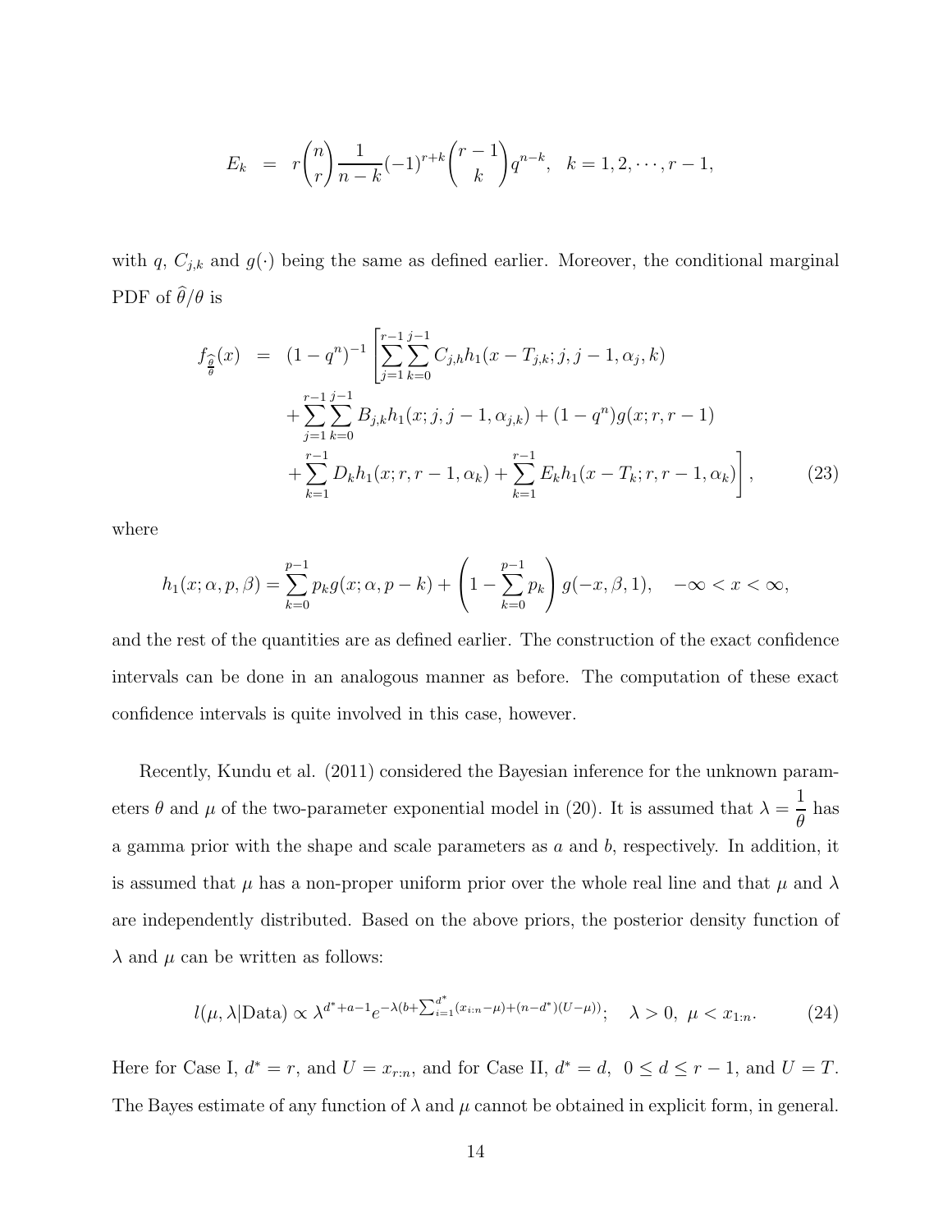$$E_k = r\binom{n}{r}\frac{1}{n-k}(-1)^{r+k}\binom{r-1}{k}q^{n-k}, \quad k = 1, 2, \cdots, r-1,$$

with $q$, $C_{j,k}$ and $g(\cdot)$ being the same as defined earlier. Moreover, the conditional marginal PDF of $\widehat{\theta}/\theta$ is

$$\begin{aligned}
f_{\frac{\widehat{\theta}}{\theta}}(x) &= (1-q^n)^{-1}\left[\sum_{j=1}^{r-1}\sum_{k=0}^{j-1} C_{j,h} h_1(x - T_{j,k}; j, j-1, \alpha_j, k)\right. \\
&\quad + \sum_{j=1}^{r-1}\sum_{k=0}^{j-1} B_{j,k} h_1(x; j, j-1, \alpha_{j,k}) + (1-q^n) g(x; r, r-1) \\
&\quad \left. + \sum_{k=1}^{r-1} D_k h_1(x; r, r-1, \alpha_k) + \sum_{k=1}^{r-1} E_k h_1(x - T_k; r, r-1, \alpha_k)\right], \qquad (23)
\end{aligned}$$

where

$$h_1(x; \alpha, p, \beta) = \sum_{k=0}^{p-1} p_k g(x; \alpha, p-k) + \left(1 - \sum_{k=0}^{p-1} p_k\right) g(-x, \beta, 1), \quad -\infty < x < \infty,$$

and the rest of the quantities are as defined earlier. The construction of the exact confidence intervals can be done in an analogous manner as before. The computation of these exact confidence intervals is quite involved in this case, however.

Recently, Kundu et al. (2011) considered the Bayesian inference for the unknown parameters $\theta$ and $\mu$ of the two-parameter exponential model in (20). It is assumed that $\lambda = \dfrac{1}{\theta}$ has a gamma prior with the shape and scale parameters as $a$ and $b$, respectively. In addition, it is assumed that $\mu$ has a non-proper uniform prior over the whole real line and that $\mu$ and $\lambda$ are independently distributed. Based on the above priors, the posterior density function of $\lambda$ and $\mu$ can be written as follows:

$$l(\mu, \lambda|\text{Data}) \propto \lambda^{d^*+a-1} e^{-\lambda(b + \sum_{i=1}^{d^*}(x_{i:n}-\mu) + (n-d^*)(U-\mu))}; \quad \lambda > 0, \ \mu < x_{1:n}. \qquad (24)$$

Here for Case I, $d^* = r$, and $U = x_{r:n}$, and for Case II, $d^* = d$, $0 \leq d \leq r-1$, and $U = T$. The Bayes estimate of any function of $\lambda$ and $\mu$ cannot be obtained in explicit form, in general.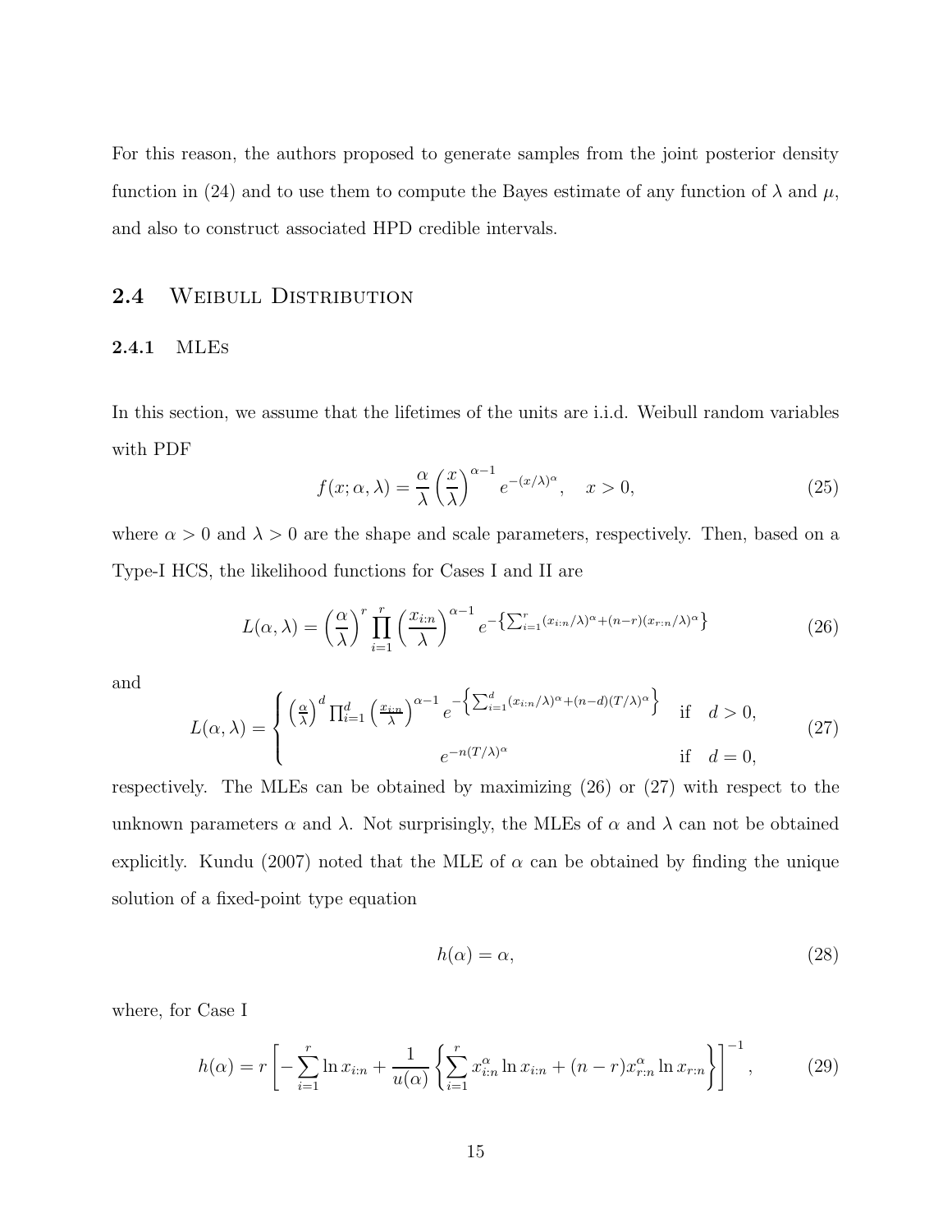For this reason, the authors proposed to generate samples from the joint posterior density function in (24) and to use them to compute the Bayes estimate of any function of $\lambda$ and $\mu$, and also to construct associated HPD credible intervals.

## 2.4 Weibull Distribution

### 2.4.1 MLEs

In this section, we assume that the lifetimes of the units are i.i.d. Weibull random variables with PDF

$$f(x; \alpha, \lambda) = \frac{\alpha}{\lambda}\left(\frac{x}{\lambda}\right)^{\alpha-1} e^{-(x/\lambda)^{\alpha}}, \quad x > 0, \tag{25}$$

where $\alpha > 0$ and $\lambda > 0$ are the shape and scale parameters, respectively. Then, based on a Type-I HCS, the likelihood functions for Cases I and II are

$$L(\alpha, \lambda) = \left(\frac{\alpha}{\lambda}\right)^{r} \prod_{i=1}^{r} \left(\frac{x_{i:n}}{\lambda}\right)^{\alpha-1} e^{-\left\{\sum_{i=1}^{r}(x_{i:n}/\lambda)^{\alpha} + (n-r)(x_{r:n}/\lambda)^{\alpha}\right\}} \tag{26}$$

and

$$L(\alpha, \lambda) = \begin{cases} \left(\frac{\alpha}{\lambda}\right)^{d} \prod_{i=1}^{d} \left(\frac{x_{i:n}}{\lambda}\right)^{\alpha-1} e^{-\left\{\sum_{i=1}^{d}(x_{i:n}/\lambda)^{\alpha} + (n-d)(T/\lambda)^{\alpha}\right\}} & \text{if} \quad d > 0, \\ e^{-n(T/\lambda)^{\alpha}} & \text{if} \quad d = 0, \end{cases} \tag{27}$$

respectively. The MLEs can be obtained by maximizing (26) or (27) with respect to the unknown parameters $\alpha$ and $\lambda$. Not surprisingly, the MLEs of $\alpha$ and $\lambda$ can not be obtained explicitly. Kundu (2007) noted that the MLE of $\alpha$ can be obtained by finding the unique solution of a fixed-point type equation

$$h(\alpha) = \alpha, \tag{28}$$

where, for Case I

$$h(\alpha) = r\left[-\sum_{i=1}^{r} \ln x_{i:n} + \frac{1}{u(\alpha)}\left\{\sum_{i=1}^{r} x_{i:n}^{\alpha} \ln x_{i:n} + (n-r)x_{r:n}^{\alpha} \ln x_{r:n}\right\}\right]^{-1}, \tag{29}$$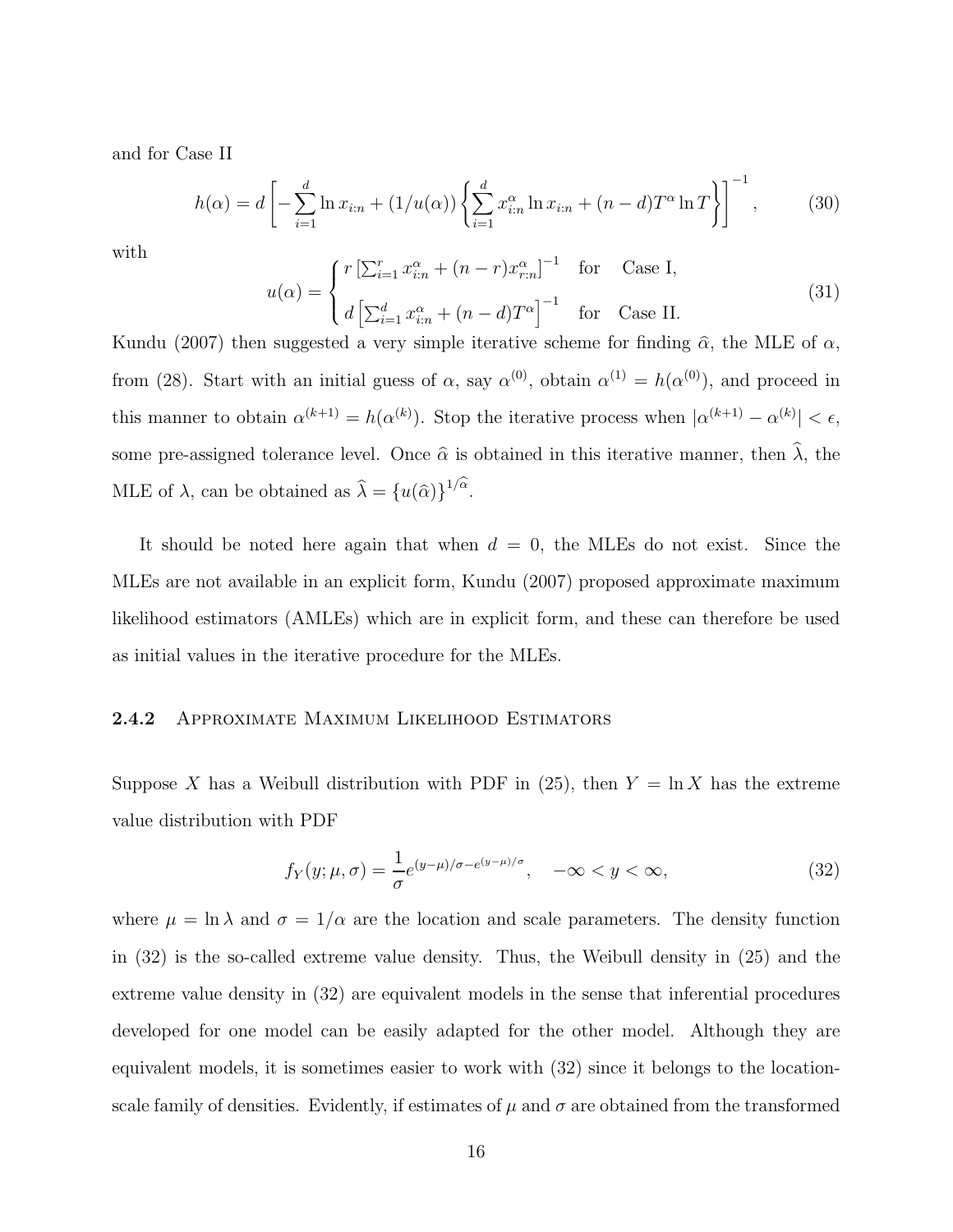and for Case II

$$h(\alpha) = d\left[-\sum_{i=1}^{d}\ln x_{i:n} + (1/u(\alpha))\left\{\sum_{i=1}^{d} x_{i:n}^{\alpha}\ln x_{i:n} + (n-d)T^{\alpha}\ln T\right\}\right]^{-1}, \tag{30}$$

with

$$u(\alpha) = \begin{cases} r\left[\sum_{i=1}^{r} x_{i:n}^{\alpha} + (n-r)x_{r:n}^{\alpha}\right]^{-1} & \text{for} \quad \text{Case I,} \\ d\left[\sum_{i=1}^{d} x_{i:n}^{\alpha} + (n-d)T^{\alpha}\right]^{-1} & \text{for} \quad \text{Case II.} \end{cases} \tag{31}$$

Kundu (2007) then suggested a very simple iterative scheme for finding $\widehat{\alpha}$, the MLE of $\alpha$, from (28). Start with an initial guess of $\alpha$, say $\alpha^{(0)}$, obtain $\alpha^{(1)} = h(\alpha^{(0)})$, and proceed in this manner to obtain $\alpha^{(k+1)} = h(\alpha^{(k)})$. Stop the iterative process when $|\alpha^{(k+1)} - \alpha^{(k)}| < \epsilon$, some pre-assigned tolerance level. Once $\widehat{\alpha}$ is obtained in this iterative manner, then $\widehat{\lambda}$, the MLE of $\lambda$, can be obtained as $\widehat{\lambda} = \{u(\widehat{\alpha})\}^{1/\widehat{\alpha}}$.

It should be noted here again that when $d = 0$, the MLEs do not exist. Since the MLEs are not available in an explicit form, Kundu (2007) proposed approximate maximum likelihood estimators (AMLEs) which are in explicit form, and these can therefore be used as initial values in the iterative procedure for the MLEs.

### 2.4.2 Approximate Maximum Likelihood Estimators

Suppose $X$ has a Weibull distribution with PDF in (25), then $Y = \ln X$ has the extreme value distribution with PDF

$$f_Y(y;\mu,\sigma) = \frac{1}{\sigma}e^{(y-\mu)/\sigma - e^{(y-\mu)/\sigma}}, \quad -\infty < y < \infty, \tag{32}$$

where $\mu = \ln\lambda$ and $\sigma = 1/\alpha$ are the location and scale parameters. The density function in (32) is the so-called extreme value density. Thus, the Weibull density in (25) and the extreme value density in (32) are equivalent models in the sense that inferential procedures developed for one model can be easily adapted for the other model. Although they are equivalent models, it is sometimes easier to work with (32) since it belongs to the location-scale family of densities. Evidently, if estimates of $\mu$ and $\sigma$ are obtained from the transformed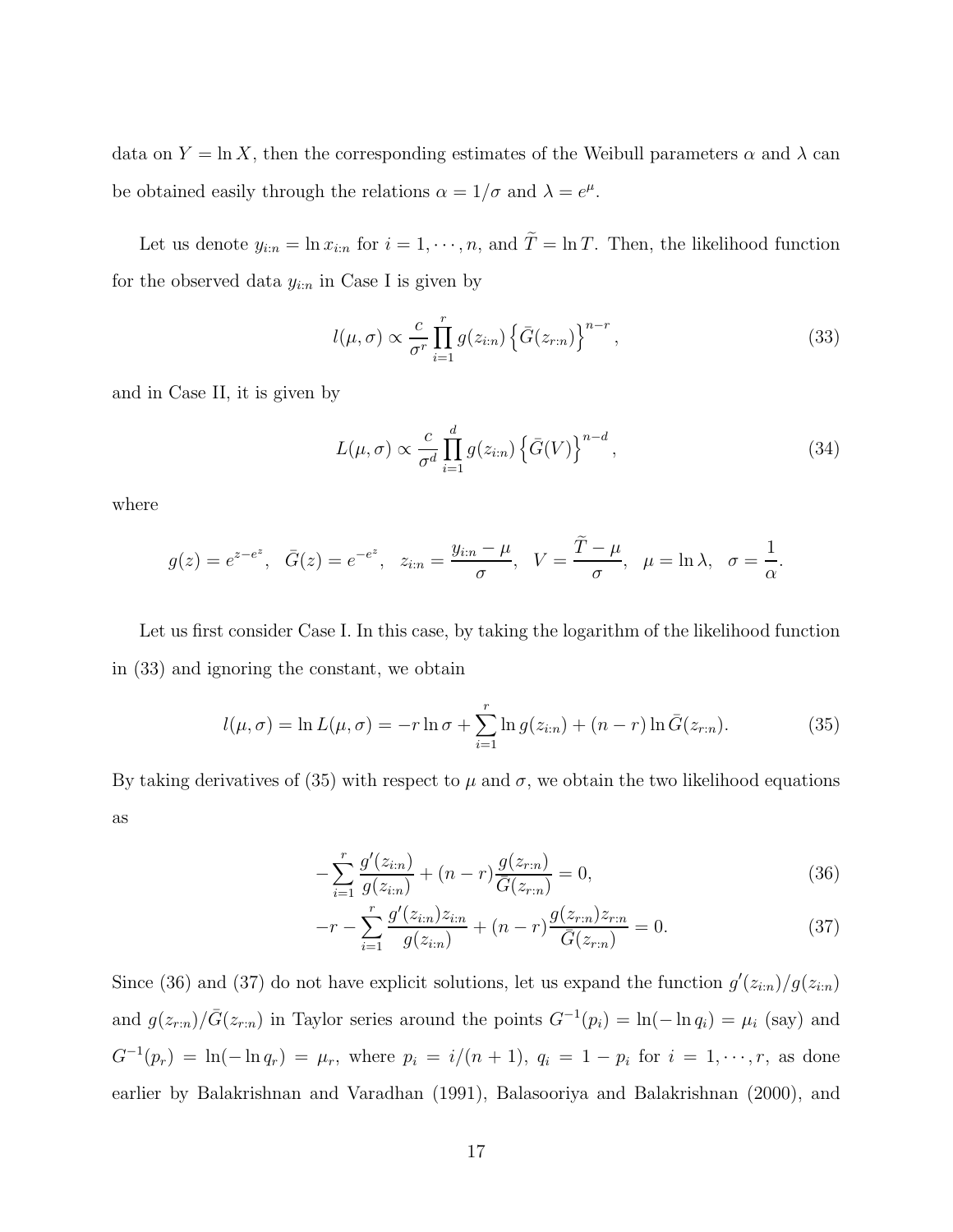data on $Y = \ln X$, then the corresponding estimates of the Weibull parameters $\alpha$ and $\lambda$ can be obtained easily through the relations $\alpha = 1/\sigma$ and $\lambda = e^{\mu}$.

Let us denote $y_{i:n} = \ln x_{i:n}$ for $i = 1, \cdots, n$, and $\widetilde{T} = \ln T$. Then, the likelihood function for the observed data $y_{i:n}$ in Case I is given by

$$l(\mu, \sigma) \propto \frac{c}{\sigma^r} \prod_{i=1}^{r} g(z_{i:n}) \left\{ \bar{G}(z_{r:n}) \right\}^{n-r}, \tag{33}$$

and in Case II, it is given by

$$L(\mu, \sigma) \propto \frac{c}{\sigma^d} \prod_{i=1}^{d} g(z_{i:n}) \left\{ \bar{G}(V) \right\}^{n-d}, \tag{34}$$

where

$$g(z) = e^{z - e^z}, \quad \bar{G}(z) = e^{-e^z}, \quad z_{i:n} = \frac{y_{i:n} - \mu}{\sigma}, \quad V = \frac{\widetilde{T} - \mu}{\sigma}, \quad \mu = \ln \lambda, \quad \sigma = \frac{1}{\alpha}.$$

Let us first consider Case I. In this case, by taking the logarithm of the likelihood function in (33) and ignoring the constant, we obtain

$$l(\mu, \sigma) = \ln L(\mu, \sigma) = -r \ln \sigma + \sum_{i=1}^{r} \ln g(z_{i:n}) + (n - r) \ln \bar{G}(z_{r:n}). \tag{35}$$

By taking derivatives of (35) with respect to $\mu$ and $\sigma$, we obtain the two likelihood equations as

$$-\sum_{i=1}^{r} \frac{g'(z_{i:n})}{g(z_{i:n})} + (n - r) \frac{g(z_{r:n})}{\bar{G}(z_{r:n})} = 0, \tag{36}$$

$$-r - \sum_{i=1}^{r} \frac{g'(z_{i:n}) z_{i:n}}{g(z_{i:n})} + (n - r) \frac{g(z_{r:n}) z_{r:n}}{\bar{G}(z_{r:n})} = 0. \tag{37}$$

Since (36) and (37) do not have explicit solutions, let us expand the function $g'(z_{i:n})/g(z_{i:n})$ and $g(z_{r:n})/\bar{G}(z_{r:n})$ in Taylor series around the points $G^{-1}(p_i) = \ln(-\ln q_i) = \mu_i$ (say) and $G^{-1}(p_r) = \ln(-\ln q_r) = \mu_r$, where $p_i = i/(n+1)$, $q_i = 1 - p_i$ for $i = 1, \cdots, r$, as done earlier by Balakrishnan and Varadhan (1991), Balasooriya and Balakrishnan (2000), and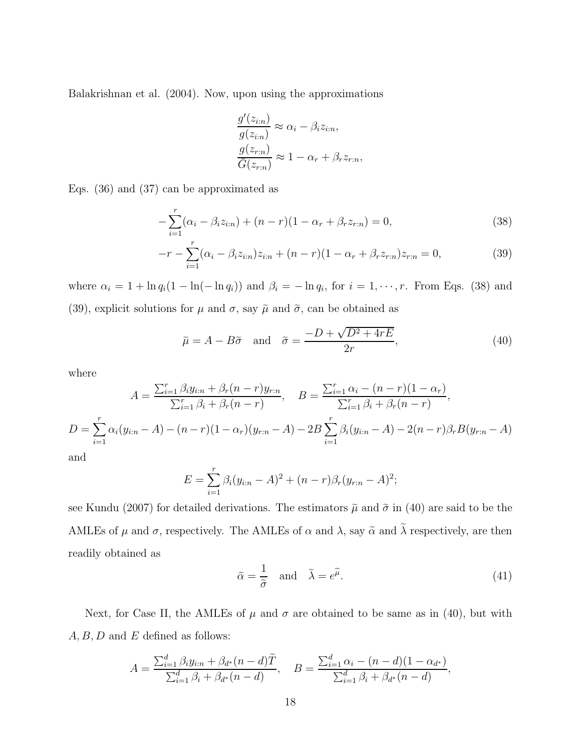Balakrishnan et al. (2004). Now, upon using the approximations

$$
\begin{aligned}
\frac{g'(z_{i:n})}{g(z_{i:n})} &\approx \alpha_i - \beta_i z_{i:n}, \\
\frac{g(z_{r:n})}{\bar{G}(z_{r:n})} &\approx 1 - \alpha_r + \beta_r z_{r:n},
\end{aligned}
$$

Eqs. (36) and (37) can be approximated as

$$
-\sum_{i=1}^{r}(\alpha_i - \beta_i z_{i:n}) + (n-r)(1 - \alpha_r + \beta_r z_{r:n}) = 0, \tag{38}
$$

$$
-r - \sum_{i=1}^{r}(\alpha_i - \beta_i z_{i:n}) z_{i:n} + (n-r)(1 - \alpha_r + \beta_r z_{r:n}) z_{r:n} = 0, \tag{39}
$$

where $\alpha_i = 1 + \ln q_i(1 - \ln(-\ln q_i))$ and $\beta_i = -\ln q_i$, for $i = 1, \cdots, r$. From Eqs. (38) and (39), explicit solutions for $\mu$ and $\sigma$, say $\widetilde{\mu}$ and $\widetilde{\sigma}$, can be obtained as

$$
\widetilde{\mu} = A - B\widetilde{\sigma} \quad \text{and} \quad \widetilde{\sigma} = \frac{-D + \sqrt{D^2 + 4rE}}{2r}, \tag{40}
$$

where

$$
A = \frac{\sum_{i=1}^{r}\beta_i y_{i:n} + \beta_r(n-r)y_{r:n}}{\sum_{i=1}^{r}\beta_i + \beta_r(n-r)}, \quad B = \frac{\sum_{i=1}^{r}\alpha_i - (n-r)(1-\alpha_r)}{\sum_{i=1}^{r}\beta_i + \beta_r(n-r)},
$$

$$
D = \sum_{i=1}^{r}\alpha_i(y_{i:n} - A) - (n-r)(1-\alpha_r)(y_{r:n} - A) - 2B\sum_{i=1}^{r}\beta_i(y_{i:n} - A) - 2(n-r)\beta_r B(y_{r:n} - A)
$$

and

$$
E = \sum_{i=1}^{r}\beta_i(y_{i:n} - A)^2 + (n-r)\beta_r(y_{r:n} - A)^2;
$$

see Kundu (2007) for detailed derivations. The estimators $\widetilde{\mu}$ and $\widetilde{\sigma}$ in (40) are said to be the AMLEs of $\mu$ and $\sigma$, respectively. The AMLEs of $\alpha$ and $\lambda$, say $\widetilde{\alpha}$ and $\widetilde{\lambda}$ respectively, are then readily obtained as

$$
\widetilde{\alpha} = \frac{1}{\widetilde{\sigma}} \quad \text{and} \quad \widetilde{\lambda} = e^{\widetilde{\mu}}. \tag{41}
$$

Next, for Case II, the AMLEs of $\mu$ and $\sigma$ are obtained to be same as in (40), but with $A, B, D$ and $E$ defined as follows:

$$
A = \frac{\sum_{i=1}^{d}\beta_i y_{i:n} + \beta_{d^*}(n-d)\widetilde{T}}{\sum_{i=1}^{d}\beta_i + \beta_{d^*}(n-d)}, \quad B = \frac{\sum_{i=1}^{d}\alpha_i - (n-d)(1-\alpha_{d^*})}{\sum_{i=1}^{d}\beta_i + \beta_{d^*}(n-d)},
$$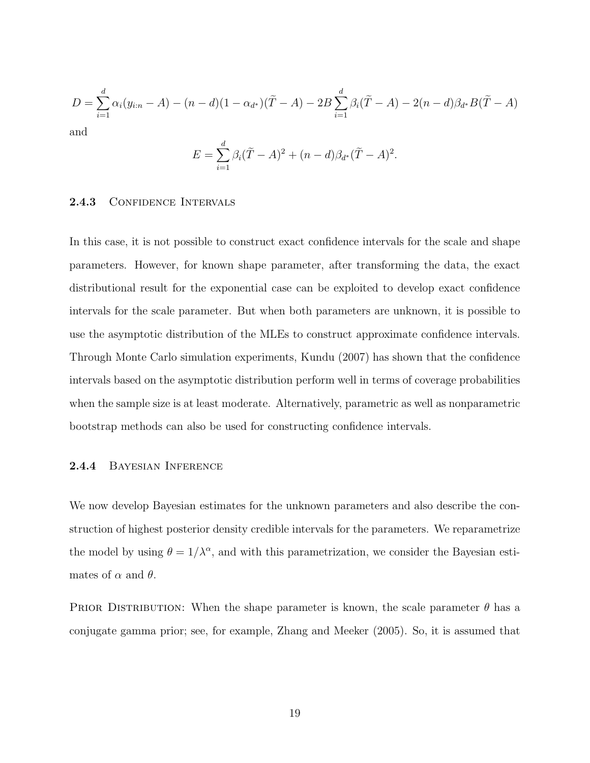$$D = \sum_{i=1}^{d} \alpha_i (y_{i:n} - A) - (n-d)(1-\alpha_{d^*})(\widetilde{T} - A) - 2B \sum_{i=1}^{d} \beta_i (\widetilde{T} - A) - 2(n-d)\beta_{d^*} B(\widetilde{T} - A)$$

and

$$E = \sum_{i=1}^{d} \beta_i (\widetilde{T} - A)^2 + (n-d)\beta_{d^*}(\widetilde{T} - A)^2.$$

### 2.4.3 Confidence Intervals

In this case, it is not possible to construct exact confidence intervals for the scale and shape parameters. However, for known shape parameter, after transforming the data, the exact distributional result for the exponential case can be exploited to develop exact confidence intervals for the scale parameter. But when both parameters are unknown, it is possible to use the asymptotic distribution of the MLEs to construct approximate confidence intervals. Through Monte Carlo simulation experiments, Kundu (2007) has shown that the confidence intervals based on the asymptotic distribution perform well in terms of coverage probabilities when the sample size is at least moderate. Alternatively, parametric as well as nonparametric bootstrap methods can also be used for constructing confidence intervals.

### 2.4.4 Bayesian Inference

We now develop Bayesian estimates for the unknown parameters and also describe the construction of highest posterior density credible intervals for the parameters. We reparametrize the model by using $\theta = 1/\lambda^\alpha$, and with this parametrization, we consider the Bayesian estimates of $\alpha$ and $\theta$.

Prior Distribution: When the shape parameter is known, the scale parameter $\theta$ has a conjugate gamma prior; see, for example, Zhang and Meeker (2005). So, it is assumed that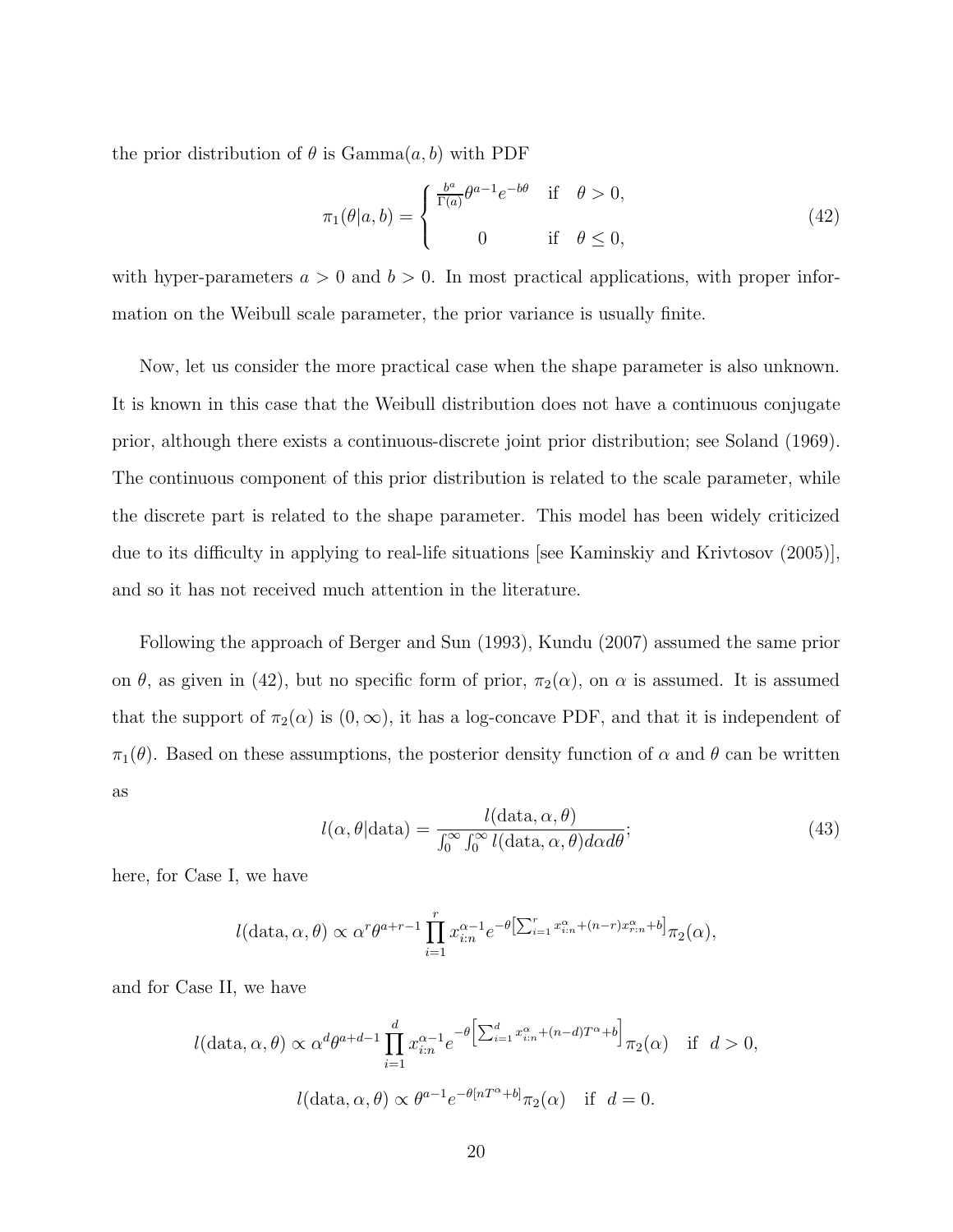the prior distribution of $\theta$ is Gamma$(a, b)$ with PDF

$$\pi_1(\theta|a,b) = \begin{cases} \frac{b^a}{\Gamma(a)}\theta^{a-1}e^{-b\theta} & \text{if} \quad \theta > 0, \\ 0 & \text{if} \quad \theta \leq 0, \end{cases} \tag{42}$$

with hyper-parameters $a > 0$ and $b > 0$. In most practical applications, with proper information on the Weibull scale parameter, the prior variance is usually finite.

Now, let us consider the more practical case when the shape parameter is also unknown. It is known in this case that the Weibull distribution does not have a continuous conjugate prior, although there exists a continuous-discrete joint prior distribution; see Soland (1969). The continuous component of this prior distribution is related to the scale parameter, while the discrete part is related to the shape parameter. This model has been widely criticized due to its difficulty in applying to real-life situations [see Kaminskiy and Krivtosov (2005)], and so it has not received much attention in the literature.

Following the approach of Berger and Sun (1993), Kundu (2007) assumed the same prior on $\theta$, as given in (42), but no specific form of prior, $\pi_2(\alpha)$, on $\alpha$ is assumed. It is assumed that the support of $\pi_2(\alpha)$ is $(0, \infty)$, it has a log-concave PDF, and that it is independent of $\pi_1(\theta)$. Based on these assumptions, the posterior density function of $\alpha$ and $\theta$ can be written as

$$l(\alpha, \theta|\text{data}) = \frac{l(\text{data}, \alpha, \theta)}{\int_0^\infty \int_0^\infty l(\text{data}, \alpha, \theta) d\alpha d\theta}; \tag{43}$$

here, for Case I, we have

$$l(\text{data}, \alpha, \theta) \propto \alpha^r \theta^{a+r-1} \prod_{i=1}^{r} x_{i:n}^{\alpha-1} e^{-\theta\left[\sum_{i=1}^{r} x_{i:n}^{\alpha} + (n-r)x_{r:n}^{\alpha} + b\right]} \pi_2(\alpha),$$

and for Case II, we have

$$l(\text{data}, \alpha, \theta) \propto \alpha^d \theta^{a+d-1} \prod_{i=1}^{d} x_{i:n}^{\alpha-1} e^{-\theta\left[\sum_{i=1}^{d} x_{i:n}^{\alpha} + (n-d)T^{\alpha} + b\right]} \pi_2(\alpha) \quad \text{if} \quad d > 0,$$

$$l(\text{data}, \alpha, \theta) \propto \theta^{a-1} e^{-\theta[nT^{\alpha} + b]} \pi_2(\alpha) \quad \text{if} \quad d = 0.$$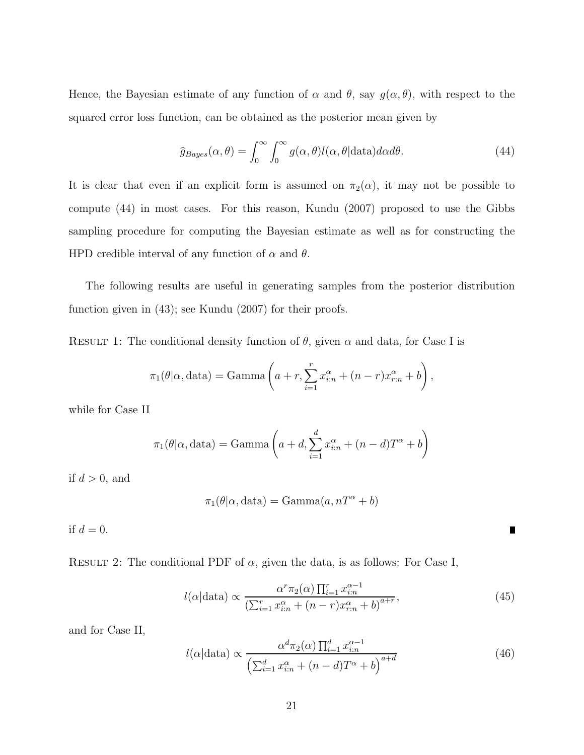Hence, the Bayesian estimate of any function of $\alpha$ and $\theta$, say $g(\alpha, \theta)$, with respect to the squared error loss function, can be obtained as the posterior mean given by

$$\widehat{g}_{Bayes}(\alpha, \theta) = \int_0^\infty \int_0^\infty g(\alpha, \theta) l(\alpha, \theta | \text{data}) d\alpha d\theta. \tag{44}$$

It is clear that even if an explicit form is assumed on $\pi_2(\alpha)$, it may not be possible to compute (44) in most cases. For this reason, Kundu (2007) proposed to use the Gibbs sampling procedure for computing the Bayesian estimate as well as for constructing the HPD credible interval of any function of $\alpha$ and $\theta$.

The following results are useful in generating samples from the posterior distribution function given in (43); see Kundu (2007) for their proofs.

Result 1: The conditional density function of $\theta$, given $\alpha$ and data, for Case I is

$$\pi_1(\theta | \alpha, \text{data}) = \text{Gamma}\left(a + r, \sum_{i=1}^{r} x_{i:n}^{\alpha} + (n-r) x_{r:n}^{\alpha} + b\right),$$

while for Case II

$$\pi_1(\theta | \alpha, \text{data}) = \text{Gamma}\left(a + d, \sum_{i=1}^{d} x_{i:n}^{\alpha} + (n-d) T^{\alpha} + b\right)$$

if $d > 0$, and

$$\pi_1(\theta | \alpha, \text{data}) = \text{Gamma}(a, nT^{\alpha} + b)$$

if $d = 0$. ∎

Result 2: The conditional PDF of $\alpha$, given the data, is as follows: For Case I,

$$l(\alpha | \text{data}) \propto \frac{\alpha^r \pi_2(\alpha) \prod_{i=1}^{r} x_{i:n}^{\alpha - 1}}{\left(\sum_{i=1}^{r} x_{i:n}^{\alpha} + (n-r) x_{r:n}^{\alpha} + b\right)^{a+r}}, \tag{45}$$

and for Case II,

$$l(\alpha | \text{data}) \propto \frac{\alpha^d \pi_2(\alpha) \prod_{i=1}^{d} x_{i:n}^{\alpha - 1}}{\left(\sum_{i=1}^{d} x_{i:n}^{\alpha} + (n-d) T^{\alpha} + b\right)^{a+d}} \tag{46}$$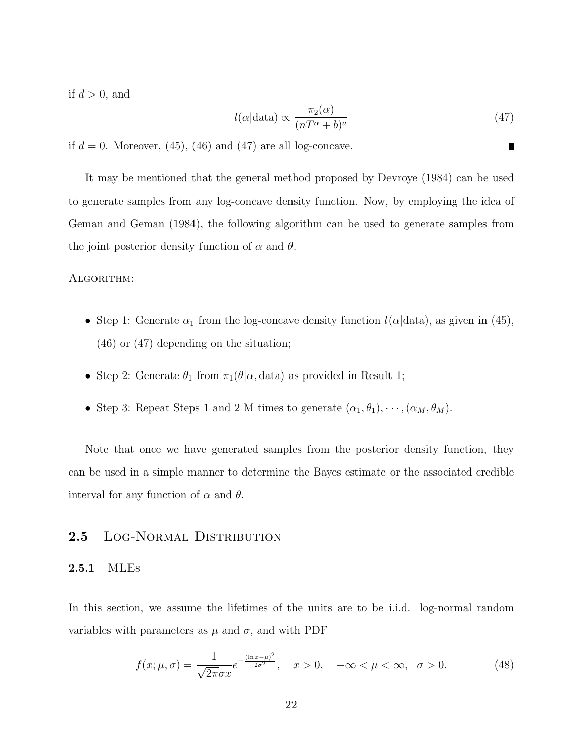if $d > 0$, and

$$l(\alpha|\text{data}) \propto \frac{\pi_2(\alpha)}{(nT^{\alpha} + b)^a} \tag{47}$$

if $d = 0$. Moreover, (45), (46) and (47) are all log-concave. ∎

It may be mentioned that the general method proposed by Devroye (1984) can be used to generate samples from any log-concave density function. Now, by employing the idea of Geman and Geman (1984), the following algorithm can be used to generate samples from the joint posterior density function of $\alpha$ and $\theta$.

ALGORITHM:

- Step 1: Generate $\alpha_1$ from the log-concave density function $l(\alpha|\text{data})$, as given in (45), (46) or (47) depending on the situation;
- Step 2: Generate $\theta_1$ from $\pi_1(\theta|\alpha, \text{data})$ as provided in Result 1;
- Step 3: Repeat Steps 1 and 2 M times to generate $(\alpha_1, \theta_1), \cdots, (\alpha_M, \theta_M)$.

Note that once we have generated samples from the posterior density function, they can be used in a simple manner to determine the Bayes estimate or the associated credible interval for any function of $\alpha$ and $\theta$.

## 2.5 Log-Normal Distribution

### 2.5.1 MLEs

In this section, we assume the lifetimes of the units are to be i.i.d. log-normal random variables with parameters as $\mu$ and $\sigma$, and with PDF

$$f(x; \mu, \sigma) = \frac{1}{\sqrt{2\pi}\sigma x} e^{-\frac{(\ln x - \mu)^2}{2\sigma^2}}, \quad x > 0, \quad -\infty < \mu < \infty, \quad \sigma > 0. \tag{48}$$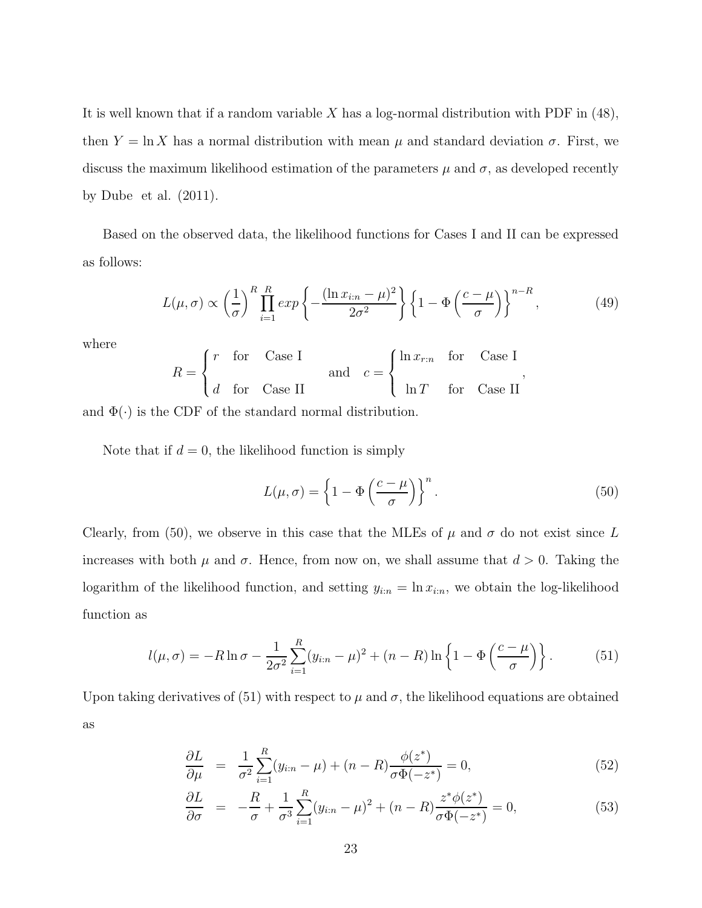It is well known that if a random variable $X$ has a log-normal distribution with PDF in (48), then $Y = \ln X$ has a normal distribution with mean $\mu$ and standard deviation $\sigma$. First, we discuss the maximum likelihood estimation of the parameters $\mu$ and $\sigma$, as developed recently by Dube et al. (2011).

Based on the observed data, the likelihood functions for Cases I and II can be expressed as follows:

$$L(\mu, \sigma) \propto \left(\frac{1}{\sigma}\right)^R \prod_{i=1}^{R} exp\left\{-\frac{(\ln x_{i:n} - \mu)^2}{2\sigma^2}\right\} \left\{1 - \Phi\left(\frac{c - \mu}{\sigma}\right)\right\}^{n-R}, \tag{49}$$

where

$$R = \begin{cases} r & \text{for} \quad \text{Case I} \\ d & \text{for} \quad \text{Case II} \end{cases} \quad \text{and} \quad c = \begin{cases} \ln x_{r:n} & \text{for} \quad \text{Case I} \\ \ln T & \text{for} \quad \text{Case II} \end{cases},$$

and $\Phi(\cdot)$ is the CDF of the standard normal distribution.

Note that if $d = 0$, the likelihood function is simply

$$L(\mu, \sigma) = \left\{1 - \Phi\left(\frac{c - \mu}{\sigma}\right)\right\}^n. \tag{50}$$

Clearly, from (50), we observe in this case that the MLEs of $\mu$ and $\sigma$ do not exist since $L$ increases with both $\mu$ and $\sigma$. Hence, from now on, we shall assume that $d > 0$. Taking the logarithm of the likelihood function, and setting $y_{i:n} = \ln x_{i:n}$, we obtain the log-likelihood function as

$$l(\mu, \sigma) = -R \ln \sigma - \frac{1}{2\sigma^2} \sum_{i=1}^{R} (y_{i:n} - \mu)^2 + (n - R) \ln\left\{1 - \Phi\left(\frac{c - \mu}{\sigma}\right)\right\}. \tag{51}$$

Upon taking derivatives of (51) with respect to $\mu$ and $\sigma$, the likelihood equations are obtained as

$$\frac{\partial L}{\partial \mu} = \frac{1}{\sigma^2} \sum_{i=1}^{R} (y_{i:n} - \mu) + (n - R) \frac{\phi(z^*)}{\sigma \Phi(-z^*)} = 0, \tag{52}$$

$$\frac{\partial L}{\partial \sigma} = -\frac{R}{\sigma} + \frac{1}{\sigma^3} \sum_{i=1}^{R} (y_{i:n} - \mu)^2 + (n - R) \frac{z^* \phi(z^*)}{\sigma \Phi(-z^*)} = 0, \tag{53}$$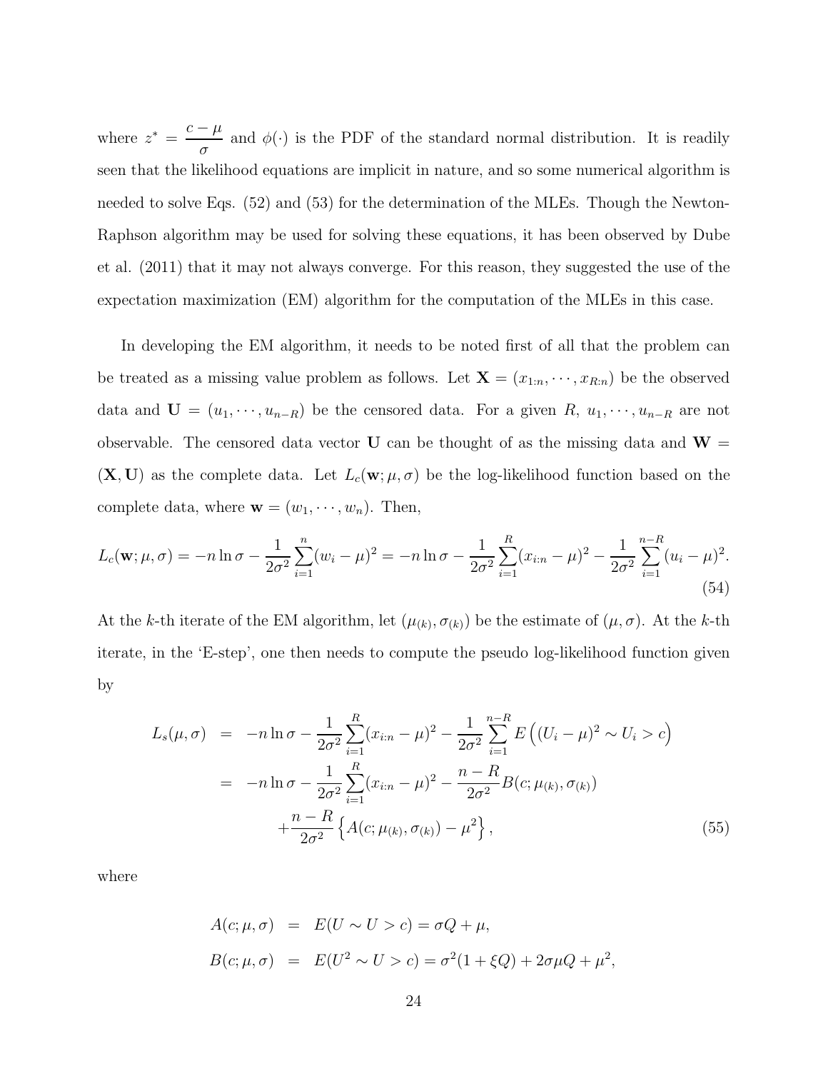where $z^* = \dfrac{c - \mu}{\sigma}$ and $\phi(\cdot)$ is the PDF of the standard normal distribution. It is readily seen that the likelihood equations are implicit in nature, and so some numerical algorithm is needed to solve Eqs. (52) and (53) for the determination of the MLEs. Though the Newton-Raphson algorithm may be used for solving these equations, it has been observed by Dube et al. (2011) that it may not always converge. For this reason, they suggested the use of the expectation maximization (EM) algorithm for the computation of the MLEs in this case.

In developing the EM algorithm, it needs to be noted first of all that the problem can be treated as a missing value problem as follows. Let $\mathbf{X} = (x_{1:n}, \cdots, x_{R:n})$ be the observed data and $\mathbf{U} = (u_1, \cdots, u_{n-R})$ be the censored data. For a given $R$, $u_1, \cdots, u_{n-R}$ are not observable. The censored data vector $\mathbf{U}$ can be thought of as the missing data and $\mathbf{W} = (\mathbf{X}, \mathbf{U})$ as the complete data. Let $L_c(\mathbf{w}; \mu, \sigma)$ be the log-likelihood function based on the complete data, where $\mathbf{w} = (w_1, \cdots, w_n)$. Then,

$$L_c(\mathbf{w}; \mu, \sigma) = -n \ln \sigma - \frac{1}{2\sigma^2} \sum_{i=1}^{n} (w_i - \mu)^2 = -n \ln \sigma - \frac{1}{2\sigma^2} \sum_{i=1}^{R} (x_{i:n} - \mu)^2 - \frac{1}{2\sigma^2} \sum_{i=1}^{n-R} (u_i - \mu)^2. \tag{54}$$

At the $k$-th iterate of the EM algorithm, let $(\mu_{(k)}, \sigma_{(k)})$ be the estimate of $(\mu, \sigma)$. At the $k$-th iterate, in the 'E-step', one then needs to compute the pseudo log-likelihood function given by

$$\begin{aligned} L_s(\mu, \sigma) &= -n \ln \sigma - \frac{1}{2\sigma^2} \sum_{i=1}^{R} (x_{i:n} - \mu)^2 - \frac{1}{2\sigma^2} \sum_{i=1}^{n-R} E\left((U_i - \mu)^2 \sim U_i > c\right) \\ &= -n \ln \sigma - \frac{1}{2\sigma^2} \sum_{i=1}^{R} (x_{i:n} - \mu)^2 - \frac{n-R}{2\sigma^2} B(c; \mu_{(k)}, \sigma_{(k)}) \\ &\quad + \frac{n-R}{2\sigma^2} \left\{ A(c; \mu_{(k)}, \sigma_{(k)}) - \mu^2 \right\}, \end{aligned} \tag{55}$$

where

$$\begin{aligned} A(c; \mu, \sigma) &= E(U \sim U > c) = \sigma Q + \mu, \\ B(c; \mu, \sigma) &= E(U^2 \sim U > c) = \sigma^2 (1 + \xi Q) + 2\sigma\mu Q + \mu^2, \end{aligned}$$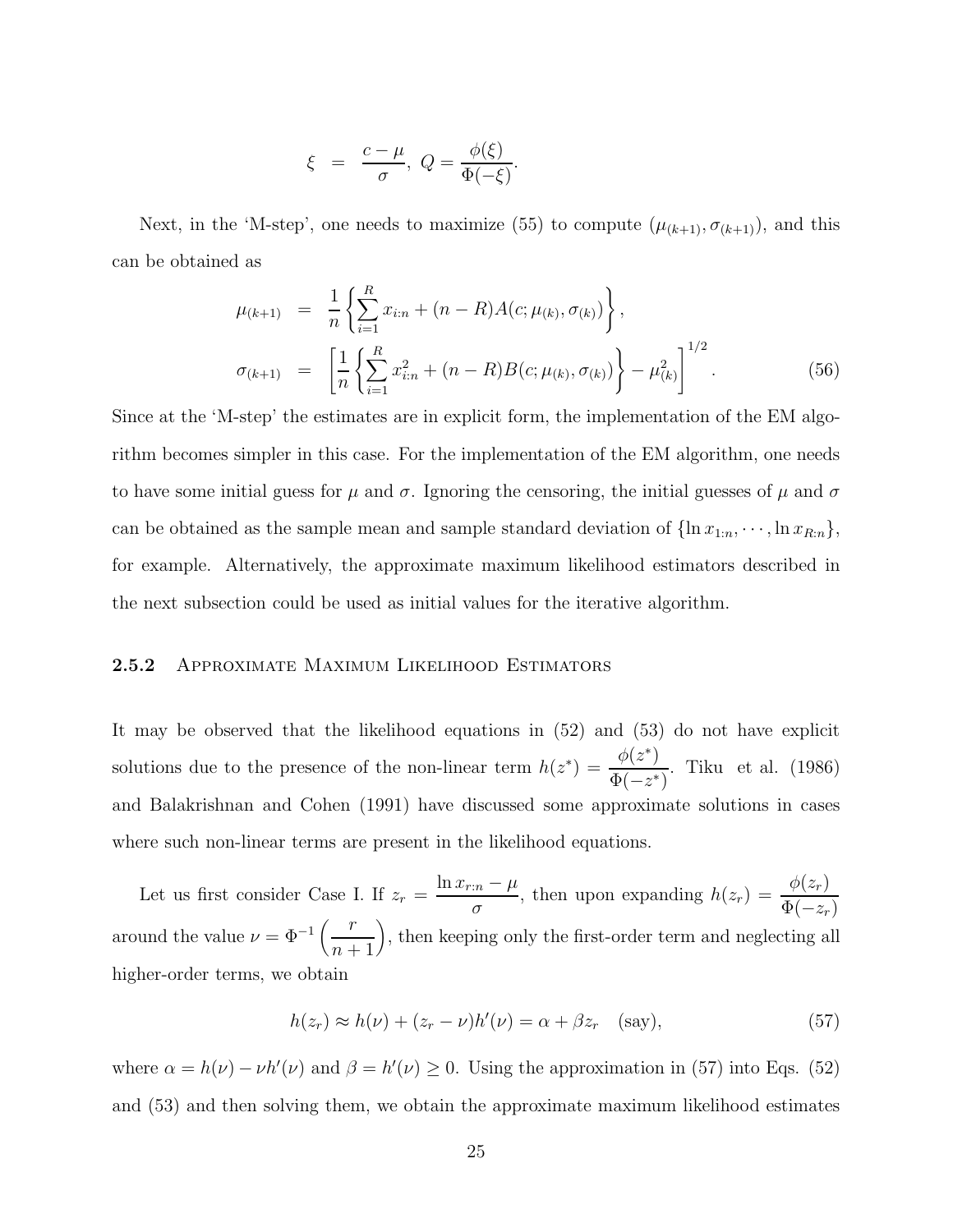$$\xi = \frac{c-\mu}{\sigma}, \ Q = \frac{\phi(\xi)}{\Phi(-\xi)}.$$

Next, in the 'M-step', one needs to maximize (55) to compute $(\mu_{(k+1)}, \sigma_{(k+1)})$, and this can be obtained as

$$\begin{aligned}
\mu_{(k+1)} &= \frac{1}{n}\left\{\sum_{i=1}^{R} x_{i:n} + (n-R)A(c;\mu_{(k)},\sigma_{(k)})\right\}, \\
\sigma_{(k+1)} &= \left[\frac{1}{n}\left\{\sum_{i=1}^{R} x_{i:n}^2 + (n-R)B(c;\mu_{(k)},\sigma_{(k)})\right\} - \mu_{(k)}^2\right]^{1/2}.
\end{aligned} \tag{56}$$

Since at the 'M-step' the estimates are in explicit form, the implementation of the EM algorithm becomes simpler in this case. For the implementation of the EM algorithm, one needs to have some initial guess for $\mu$ and $\sigma$. Ignoring the censoring, the initial guesses of $\mu$ and $\sigma$ can be obtained as the sample mean and sample standard deviation of $\{\ln x_{1:n}, \cdots, \ln x_{R:n}\}$, for example. Alternatively, the approximate maximum likelihood estimators described in the next subsection could be used as initial values for the iterative algorithm.

### 2.5.2 Approximate Maximum Likelihood Estimators

It may be observed that the likelihood equations in (52) and (53) do not have explicit solutions due to the presence of the non-linear term $h(z^*) = \dfrac{\phi(z^*)}{\Phi(-z^*)}$. Tiku et al. (1986) and Balakrishnan and Cohen (1991) have discussed some approximate solutions in cases where such non-linear terms are present in the likelihood equations.

Let us first consider Case I. If $z_r = \dfrac{\ln x_{r:n} - \mu}{\sigma}$, then upon expanding $h(z_r) = \dfrac{\phi(z_r)}{\Phi(-z_r)}$ around the value $\nu = \Phi^{-1}\left(\dfrac{r}{n+1}\right)$, then keeping only the first-order term and neglecting all higher-order terms, we obtain

$$h(z_r) \approx h(\nu) + (z_r - \nu)h'(\nu) = \alpha + \beta z_r \quad \text{(say)}, \tag{57}$$

where $\alpha = h(\nu) - \nu h'(\nu)$ and $\beta = h'(\nu) \geq 0$. Using the approximation in (57) into Eqs. (52) and (53) and then solving them, we obtain the approximate maximum likelihood estimates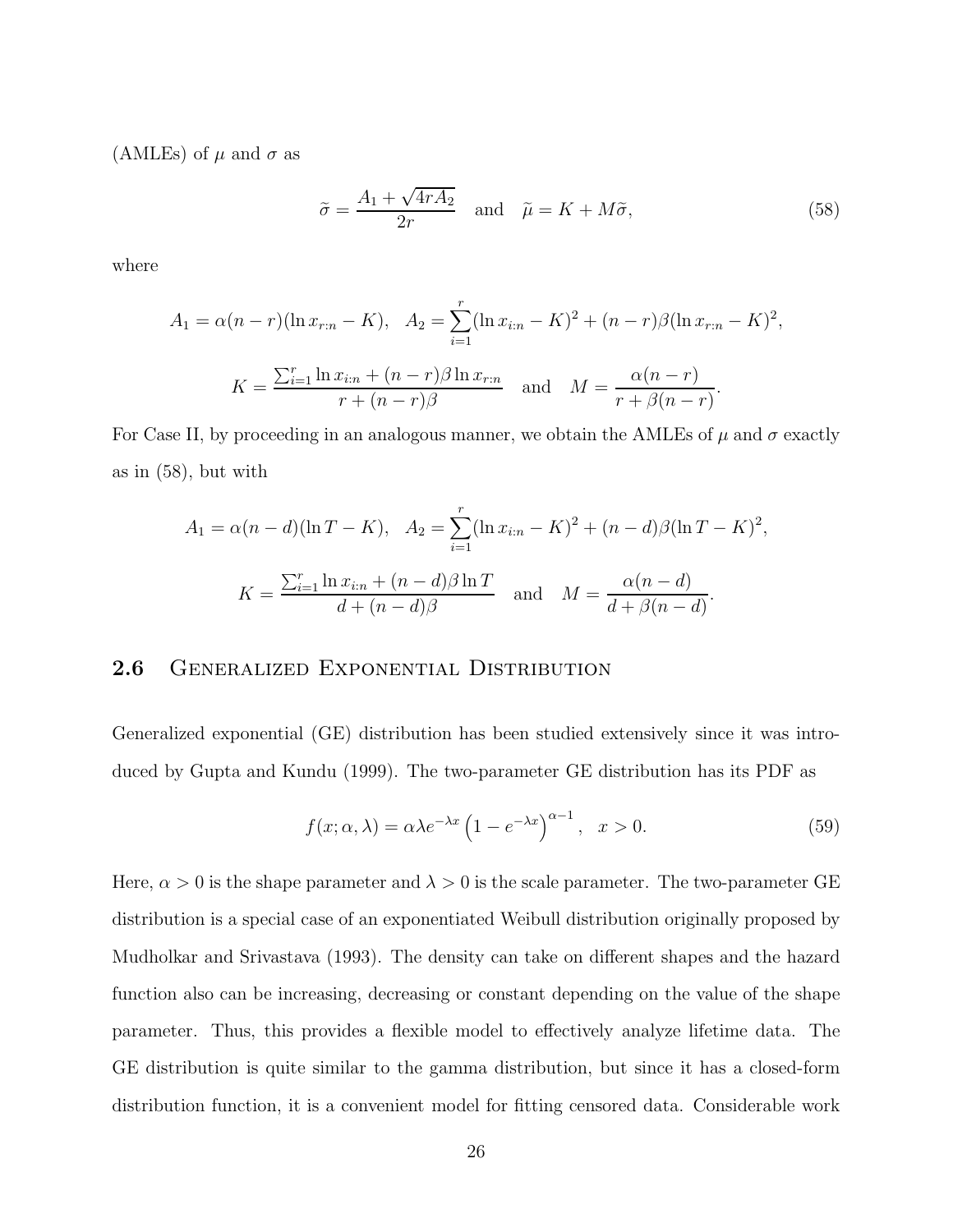(AMLEs) of $\mu$ and $\sigma$ as

$$\widetilde{\sigma} = \frac{A_1 + \sqrt{4rA_2}}{2r} \quad \text{and} \quad \widetilde{\mu} = K + M\widetilde{\sigma}, \tag{58}$$

where

$$A_1 = \alpha(n-r)(\ln x_{r:n} - K), \quad A_2 = \sum_{i=1}^{r}(\ln x_{i:n} - K)^2 + (n-r)\beta(\ln x_{r:n} - K)^2,$$

$$K = \frac{\sum_{i=1}^{r} \ln x_{i:n} + (n-r)\beta \ln x_{r:n}}{r + (n-r)\beta} \quad \text{and} \quad M = \frac{\alpha(n-r)}{r + \beta(n-r)}.$$

For Case II, by proceeding in an analogous manner, we obtain the AMLEs of $\mu$ and $\sigma$ exactly as in (58), but with

$$A_1 = \alpha(n-d)(\ln T - K), \quad A_2 = \sum_{i=1}^{r}(\ln x_{i:n} - K)^2 + (n-d)\beta(\ln T - K)^2,$$

$$K = \frac{\sum_{i=1}^{r} \ln x_{i:n} + (n-d)\beta \ln T}{d + (n-d)\beta} \quad \text{and} \quad M = \frac{\alpha(n-d)}{d + \beta(n-d)}.$$

## 2.6 Generalized Exponential Distribution

Generalized exponential (GE) distribution has been studied extensively since it was introduced by Gupta and Kundu (1999). The two-parameter GE distribution has its PDF as

$$f(x;\alpha,\lambda) = \alpha\lambda e^{-\lambda x}\left(1 - e^{-\lambda x}\right)^{\alpha-1}, \quad x > 0. \tag{59}$$

Here, $\alpha > 0$ is the shape parameter and $\lambda > 0$ is the scale parameter. The two-parameter GE distribution is a special case of an exponentiated Weibull distribution originally proposed by Mudholkar and Srivastava (1993). The density can take on different shapes and the hazard function also can be increasing, decreasing or constant depending on the value of the shape parameter. Thus, this provides a flexible model to effectively analyze lifetime data. The GE distribution is quite similar to the gamma distribution, but since it has a closed-form distribution function, it is a convenient model for fitting censored data. Considerable work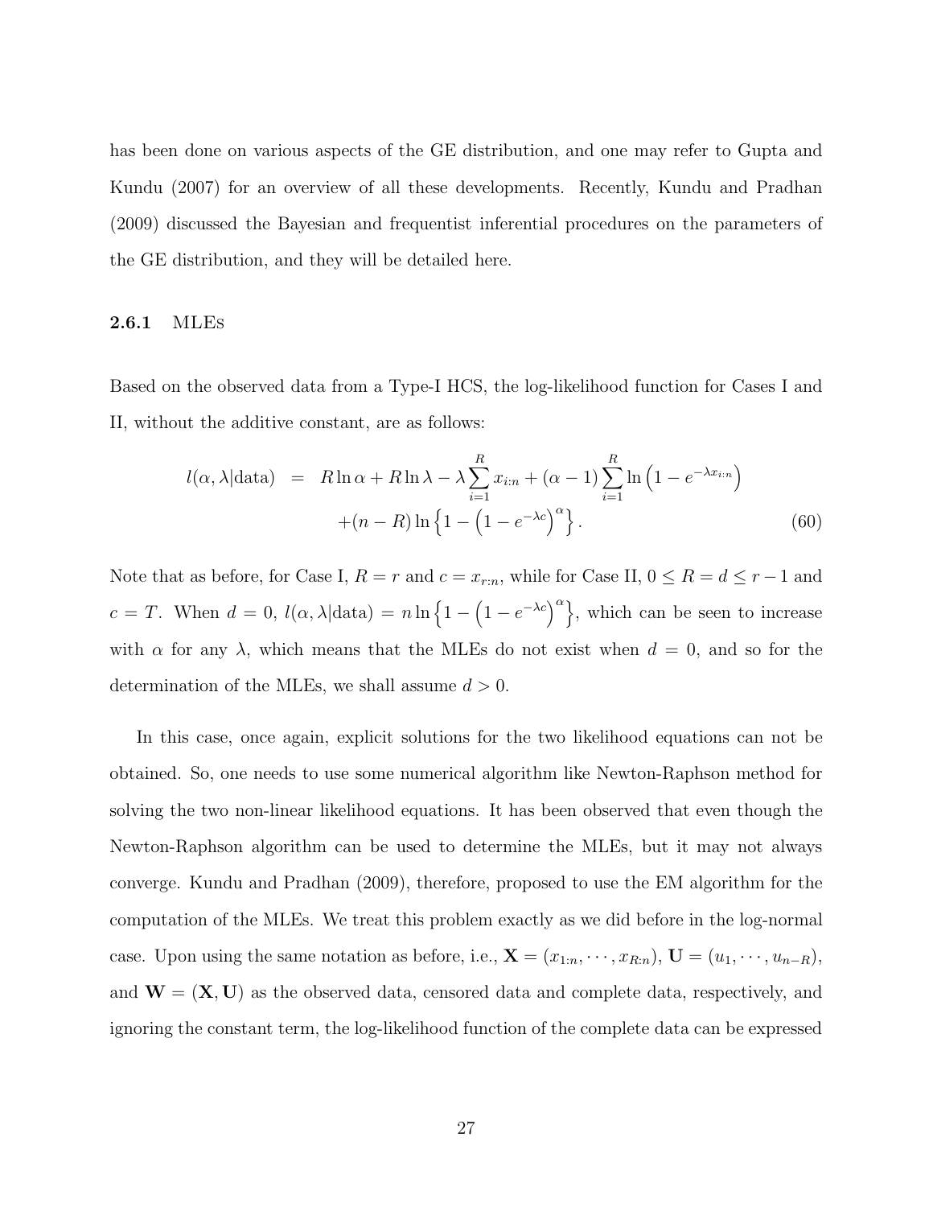has been done on various aspects of the GE distribution, and one may refer to Gupta and Kundu (2007) for an overview of all these developments. Recently, Kundu and Pradhan (2009) discussed the Bayesian and frequentist inferential procedures on the parameters of the GE distribution, and they will be detailed here.

### 2.6.1 MLEs

Based on the observed data from a Type-I HCS, the log-likelihood function for Cases I and II, without the additive constant, are as follows:

$$
\begin{aligned}
l(\alpha, \lambda|\text{data}) &= R\ln\alpha + R\ln\lambda - \lambda\sum_{i=1}^{R} x_{i:n} + (\alpha-1)\sum_{i=1}^{R}\ln\left(1-e^{-\lambda x_{i:n}}\right) \\
&\quad + (n-R)\ln\left\{1-\left(1-e^{-\lambda c}\right)^{\alpha}\right\}. \qquad (60)
\end{aligned}
$$

Note that as before, for Case I, $R = r$ and $c = x_{r:n}$, while for Case II, $0 \leq R = d \leq r-1$ and $c = T$. When $d = 0$, $l(\alpha, \lambda|\text{data}) = n\ln\left\{1-\left(1-e^{-\lambda c}\right)^{\alpha}\right\}$, which can be seen to increase with $\alpha$ for any $\lambda$, which means that the MLEs do not exist when $d = 0$, and so for the determination of the MLEs, we shall assume $d > 0$.

In this case, once again, explicit solutions for the two likelihood equations can not be obtained. So, one needs to use some numerical algorithm like Newton-Raphson method for solving the two non-linear likelihood equations. It has been observed that even though the Newton-Raphson algorithm can be used to determine the MLEs, but it may not always converge. Kundu and Pradhan (2009), therefore, proposed to use the EM algorithm for the computation of the MLEs. We treat this problem exactly as we did before in the log-normal case. Upon using the same notation as before, i.e., $\mathbf{X} = (x_{1:n}, \cdots, x_{R:n})$, $\mathbf{U} = (u_1, \cdots, u_{n-R})$, and $\mathbf{W} = (\mathbf{X}, \mathbf{U})$ as the observed data, censored data and complete data, respectively, and ignoring the constant term, the log-likelihood function of the complete data can be expressed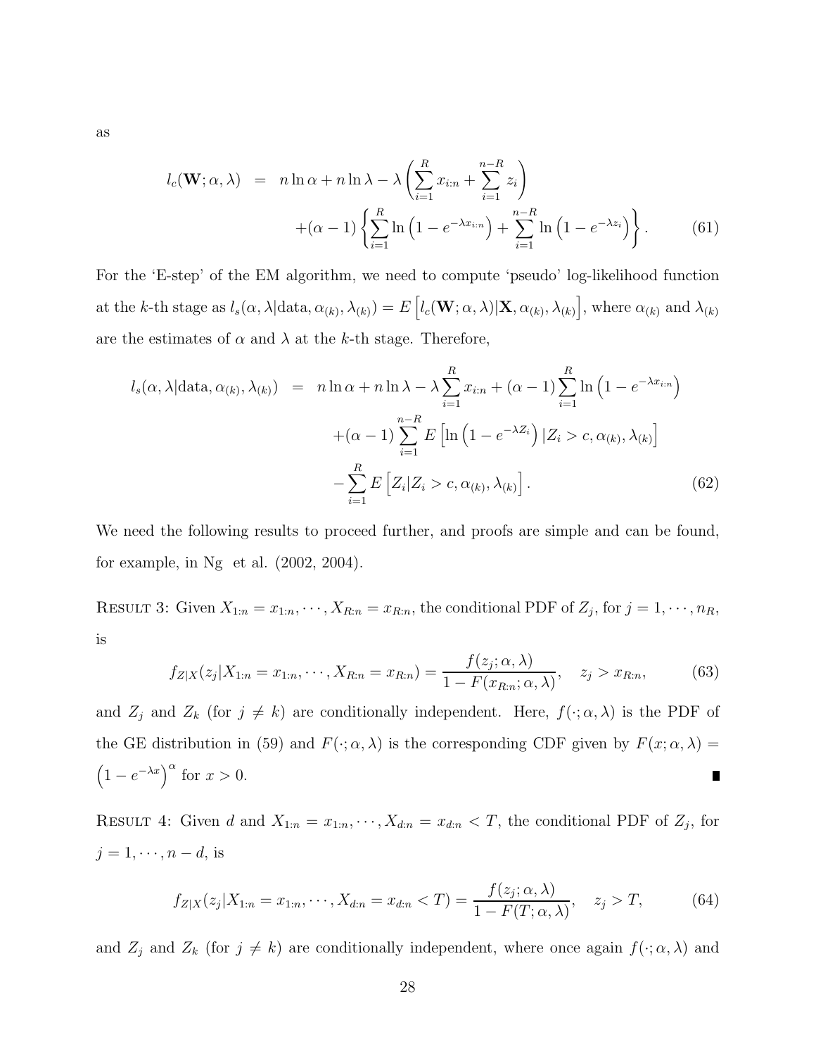as

$$
\begin{aligned}
l_c(\mathbf{W};\alpha,\lambda) &= n\ln\alpha + n\ln\lambda - \lambda\left(\sum_{i=1}^{R} x_{i:n} + \sum_{i=1}^{n-R} z_i\right) \\
&\quad +(\alpha-1)\left\{\sum_{i=1}^{R}\ln\left(1-e^{-\lambda x_{i:n}}\right) + \sum_{i=1}^{n-R}\ln\left(1-e^{-\lambda z_i}\right)\right\}. \qquad (61)
\end{aligned}
$$

For the 'E-step' of the EM algorithm, we need to compute 'pseudo' log-likelihood function at the $k$-th stage as $l_s(\alpha,\lambda|\text{data},\alpha_{(k)},\lambda_{(k)}) = E\left[l_c(\mathbf{W};\alpha,\lambda)|\mathbf{X},\alpha_{(k)},\lambda_{(k)}\right]$, where $\alpha_{(k)}$ and $\lambda_{(k)}$ are the estimates of $\alpha$ and $\lambda$ at the $k$-th stage. Therefore,

$$
\begin{aligned}
l_s(\alpha,\lambda|\text{data},\alpha_{(k)},\lambda_{(k)}) &= n\ln\alpha + n\ln\lambda - \lambda\sum_{i=1}^{R} x_{i:n} + (\alpha-1)\sum_{i=1}^{R}\ln\left(1-e^{-\lambda x_{i:n}}\right) \\
&\quad +(\alpha-1)\sum_{i=1}^{n-R} E\left[\ln\left(1-e^{-\lambda Z_i}\right)|Z_i > c,\alpha_{(k)},\lambda_{(k)}\right] \\
&\quad -\sum_{i=1}^{R} E\left[Z_i|Z_i > c,\alpha_{(k)},\lambda_{(k)}\right]. \qquad (62)
\end{aligned}
$$

We need the following results to proceed further, and proofs are simple and can be found, for example, in Ng et al. (2002, 2004).

Result 3: Given $X_{1:n} = x_{1:n},\cdots,X_{R:n} = x_{R:n}$, the conditional PDF of $Z_j$, for $j = 1,\cdots,n_R$, is

$$
f_{Z|X}(z_j|X_{1:n} = x_{1:n},\cdots,X_{R:n} = x_{R:n}) = \frac{f(z_j;\alpha,\lambda)}{1-F(x_{R:n};\alpha,\lambda)}, \quad z_j > x_{R:n}, \qquad (63)
$$

and $Z_j$ and $Z_k$ (for $j \neq k$) are conditionally independent. Here, $f(\cdot;\alpha,\lambda)$ is the PDF of the GE distribution in (59) and $F(\cdot;\alpha,\lambda)$ is the corresponding CDF given by $F(x;\alpha,\lambda) = \left(1-e^{-\lambda x}\right)^{\alpha}$ for $x > 0$. ∎

Result 4: Given $d$ and $X_{1:n} = x_{1:n},\cdots,X_{d:n} = x_{d:n} < T$, the conditional PDF of $Z_j$, for $j = 1,\cdots,n-d$, is

$$
f_{Z|X}(z_j|X_{1:n} = x_{1:n},\cdots,X_{d:n} = x_{d:n} < T) = \frac{f(z_j;\alpha,\lambda)}{1-F(T;\alpha,\lambda)}, \quad z_j > T, \qquad (64)
$$

and $Z_j$ and $Z_k$ (for $j \neq k$) are conditionally independent, where once again $f(\cdot;\alpha,\lambda)$ and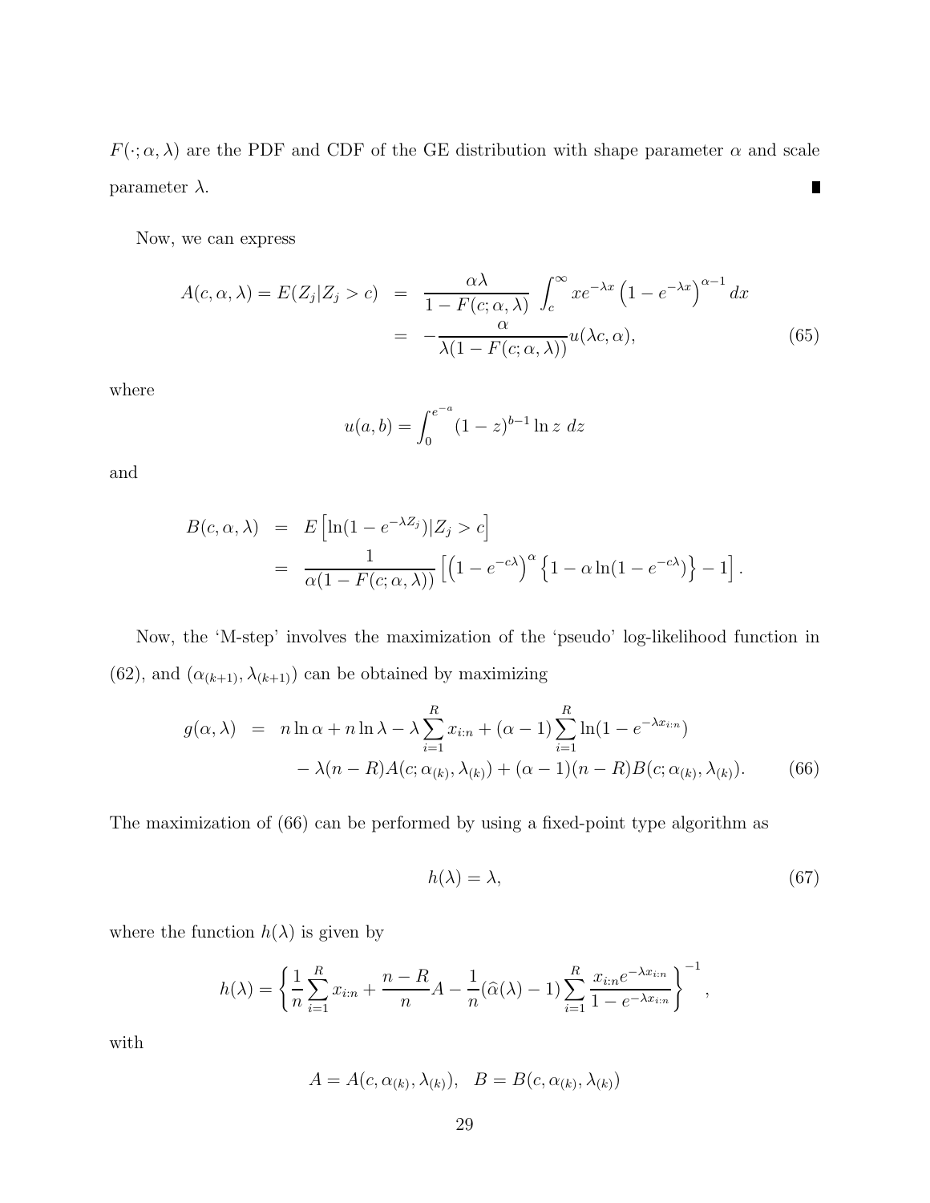$F(\cdot;\alpha,\lambda)$ are the PDF and CDF of the GE distribution with shape parameter $\alpha$ and scale parameter $\lambda$. ∎

Now, we can express

$$
\begin{aligned}
A(c,\alpha,\lambda) = E(Z_j|Z_j > c) &= \frac{\alpha\lambda}{1-F(c;\alpha,\lambda)} \int_c^\infty x e^{-\lambda x}\left(1-e^{-\lambda x}\right)^{\alpha-1} dx \\
&= -\frac{\alpha}{\lambda(1-F(c;\alpha,\lambda))} u(\lambda c,\alpha),
\end{aligned}
\tag{65}
$$

where

$$
u(a,b) = \int_0^{e^{-a}} (1-z)^{b-1} \ln z \; dz
$$

and

$$
\begin{aligned}
B(c,\alpha,\lambda) &= E\left[\ln(1-e^{-\lambda Z_j})|Z_j > c\right] \\
&= \frac{1}{\alpha(1-F(c;\alpha,\lambda))}\left[\left(1-e^{-c\lambda}\right)^{\alpha}\left\{1-\alpha\ln(1-e^{-c\lambda})\right\} - 1\right].
\end{aligned}
$$

Now, the 'M-step' involves the maximization of the 'pseudo' log-likelihood function in (62), and $(\alpha_{(k+1)},\lambda_{(k+1)})$ can be obtained by maximizing

$$
\begin{aligned}
g(\alpha,\lambda) &= n\ln\alpha + n\ln\lambda - \lambda\sum_{i=1}^{R} x_{i:n} + (\alpha-1)\sum_{i=1}^{R}\ln(1-e^{-\lambda x_{i:n}}) \\
&\quad - \lambda(n-R)A(c;\alpha_{(k)},\lambda_{(k)}) + (\alpha-1)(n-R)B(c;\alpha_{(k)},\lambda_{(k)}).
\end{aligned}
\tag{66}
$$

The maximization of (66) can be performed by using a fixed-point type algorithm as

$$
h(\lambda) = \lambda,
\tag{67}
$$

where the function $h(\lambda)$ is given by

$$
h(\lambda) = \left\{\frac{1}{n}\sum_{i=1}^{R} x_{i:n} + \frac{n-R}{n}A - \frac{1}{n}(\widehat{\alpha}(\lambda)-1)\sum_{i=1}^{R}\frac{x_{i:n}e^{-\lambda x_{i:n}}}{1-e^{-\lambda x_{i:n}}}\right\}^{-1},
$$

with

$$
A = A(c,\alpha_{(k)},\lambda_{(k)}), \quad B = B(c,\alpha_{(k)},\lambda_{(k)})
$$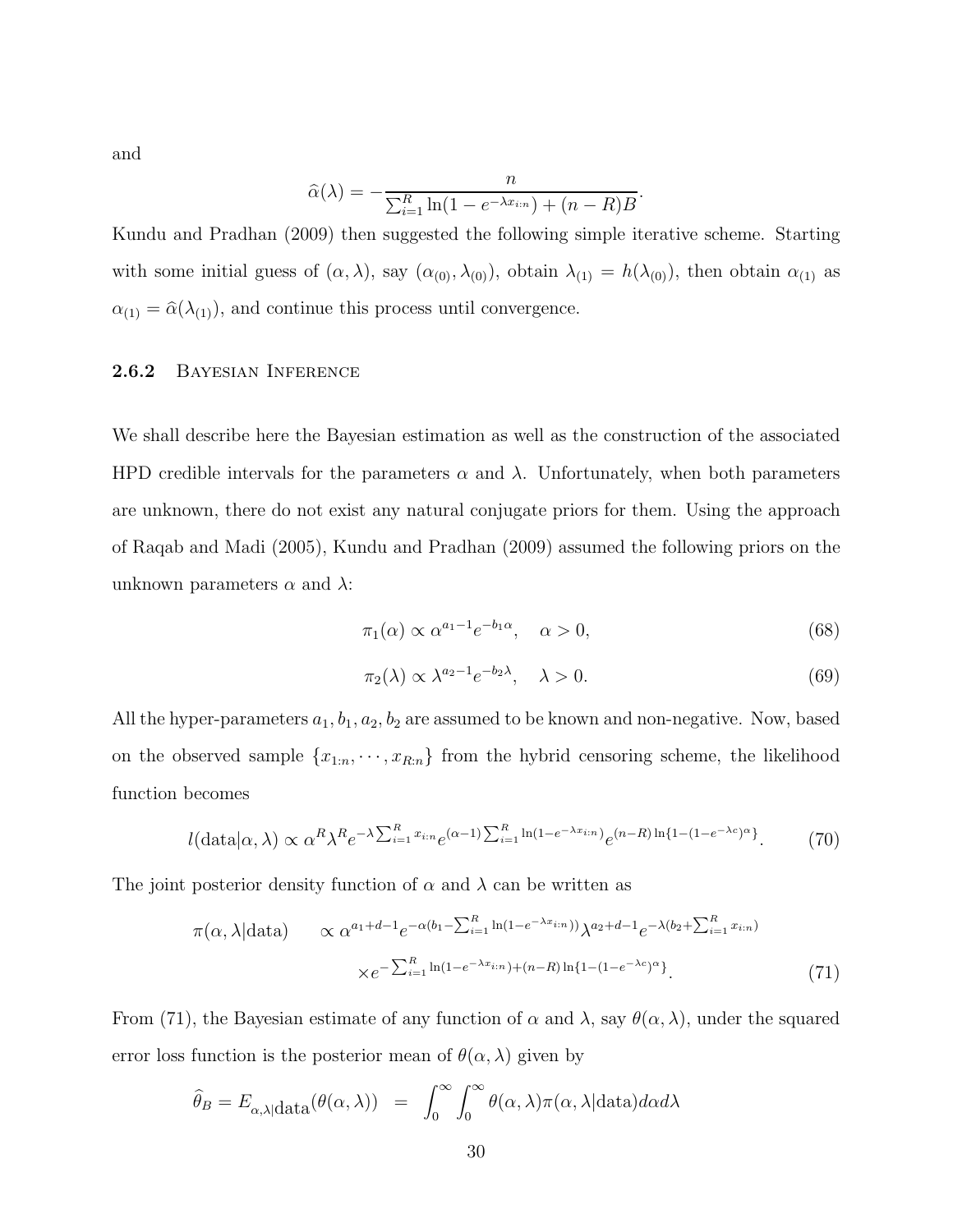and

$$\widehat{\alpha}(\lambda) = -\frac{n}{\sum_{i=1}^{R} \ln(1 - e^{-\lambda x_{i:n}}) + (n-R)B}.$$

Kundu and Pradhan (2009) then suggested the following simple iterative scheme. Starting with some initial guess of $(\alpha, \lambda)$, say $(\alpha_{(0)}, \lambda_{(0)})$, obtain $\lambda_{(1)} = h(\lambda_{(0)})$, then obtain $\alpha_{(1)}$ as $\alpha_{(1)} = \widehat{\alpha}(\lambda_{(1)})$, and continue this process until convergence.

### 2.6.2 Bayesian Inference

We shall describe here the Bayesian estimation as well as the construction of the associated HPD credible intervals for the parameters $\alpha$ and $\lambda$. Unfortunately, when both parameters are unknown, there do not exist any natural conjugate priors for them. Using the approach of Raqab and Madi (2005), Kundu and Pradhan (2009) assumed the following priors on the unknown parameters $\alpha$ and $\lambda$:

$$\pi_1(\alpha) \propto \alpha^{a_1 - 1} e^{-b_1 \alpha}, \quad \alpha > 0, \tag{68}$$

$$\pi_2(\lambda) \propto \lambda^{a_2 - 1} e^{-b_2 \lambda}, \quad \lambda > 0. \tag{69}$$

All the hyper-parameters $a_1, b_1, a_2, b_2$ are assumed to be known and non-negative. Now, based on the observed sample $\{x_{1:n}, \cdots, x_{R:n}\}$ from the hybrid censoring scheme, the likelihood function becomes

$$l(\text{data}|\alpha, \lambda) \propto \alpha^R \lambda^R e^{-\lambda \sum_{i=1}^{R} x_{i:n}} e^{(\alpha - 1)\sum_{i=1}^{R} \ln(1 - e^{-\lambda x_{i:n}})} e^{(n-R)\ln\{1 - (1 - e^{-\lambda c})^{\alpha}\}}. \tag{70}$$

The joint posterior density function of $\alpha$ and $\lambda$ can be written as

$$\begin{aligned} \pi(\alpha, \lambda|\text{data}) \quad & \propto \alpha^{a_1 + d - 1} e^{-\alpha(b_1 - \sum_{i=1}^{R} \ln(1 - e^{-\lambda x_{i:n}}))} \lambda^{a_2 + d - 1} e^{-\lambda(b_2 + \sum_{i=1}^{R} x_{i:n})} \\ & \times e^{-\sum_{i=1}^{R} \ln(1 - e^{-\lambda x_{i:n}}) + (n-R)\ln\{1 - (1 - e^{-\lambda c})^{\alpha}\}}. \end{aligned} \tag{71}$$

From (71), the Bayesian estimate of any function of $\alpha$ and $\lambda$, say $\theta(\alpha, \lambda)$, under the squared error loss function is the posterior mean of $\theta(\alpha, \lambda)$ given by

$$\widehat{\theta}_B = E_{\alpha,\lambda|\text{data}}(\theta(\alpha, \lambda)) \;\; = \;\; \int_0^{\infty} \int_0^{\infty} \theta(\alpha, \lambda) \pi(\alpha, \lambda|\text{data}) d\alpha d\lambda$$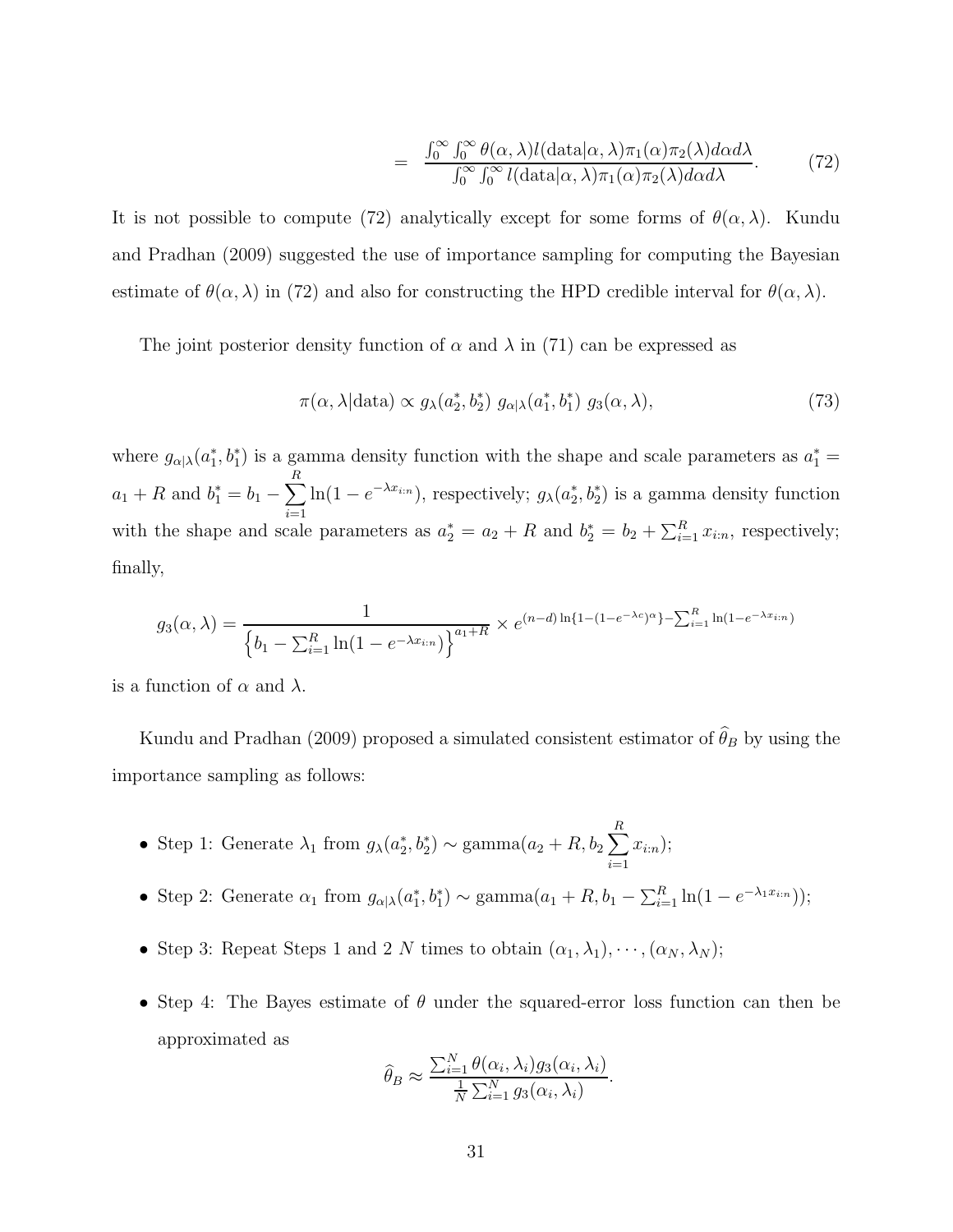$$= \frac{\int_0^\infty \int_0^\infty \theta(\alpha, \lambda) l(\text{data}|\alpha, \lambda)\pi_1(\alpha)\pi_2(\lambda) d\alpha d\lambda}{\int_0^\infty \int_0^\infty l(\text{data}|\alpha, \lambda)\pi_1(\alpha)\pi_2(\lambda) d\alpha d\lambda}. \tag{72}$$

It is not possible to compute (72) analytically except for some forms of $\theta(\alpha, \lambda)$. Kundu and Pradhan (2009) suggested the use of importance sampling for computing the Bayesian estimate of $\theta(\alpha, \lambda)$ in (72) and also for constructing the HPD credible interval for $\theta(\alpha, \lambda)$.

The joint posterior density function of $\alpha$ and $\lambda$ in (71) can be expressed as

$$\pi(\alpha, \lambda|\text{data}) \propto g_\lambda(a_2^*, b_2^*)\ g_{\alpha|\lambda}(a_1^*, b_1^*)\ g_3(\alpha, \lambda), \tag{73}$$

where $g_{\alpha|\lambda}(a_1^*, b_1^*)$ is a gamma density function with the shape and scale parameters as $a_1^* = a_1 + R$ and $b_1^* = b_1 - \sum_{i=1}^{R} \ln(1 - e^{-\lambda x_{i:n}})$, respectively; $g_\lambda(a_2^*, b_2^*)$ is a gamma density function with the shape and scale parameters as $a_2^* = a_2 + R$ and $b_2^* = b_2 + \sum_{i=1}^{R} x_{i:n}$, respectively; finally,

$$g_3(\alpha, \lambda) = \frac{1}{\left\{b_1 - \sum_{i=1}^{R} \ln(1 - e^{-\lambda x_{i:n}})\right\}^{a_1 + R}} \times e^{(n-d)\ln\{1-(1-e^{-\lambda c})^\alpha\} - \sum_{i=1}^{R} \ln(1-e^{-\lambda x_{i:n}})}$$

is a function of $\alpha$ and $\lambda$.

Kundu and Pradhan (2009) proposed a simulated consistent estimator of $\widehat{\theta}_B$ by using the importance sampling as follows:

- Step 1: Generate $\lambda_1$ from $g_\lambda(a_2^*, b_2^*) \sim \text{gamma}(a_2 + R, b_2 \sum_{i=1}^{R} x_{i:n})$;
- Step 2: Generate $\alpha_1$ from $g_{\alpha|\lambda}(a_1^*, b_1^*) \sim \text{gamma}(a_1 + R, b_1 - \sum_{i=1}^{R} \ln(1 - e^{-\lambda_1 x_{i:n}}))$;
- Step 3: Repeat Steps 1 and 2 $N$ times to obtain $(\alpha_1, \lambda_1), \cdots, (\alpha_N, \lambda_N)$;
- Step 4: The Bayes estimate of $\theta$ under the squared-error loss function can then be approximated as

$$\widehat{\theta}_B \approx \frac{\sum_{i=1}^{N} \theta(\alpha_i, \lambda_i) g_3(\alpha_i, \lambda_i)}{\frac{1}{N}\sum_{i=1}^{N} g_3(\alpha_i, \lambda_i)}.$$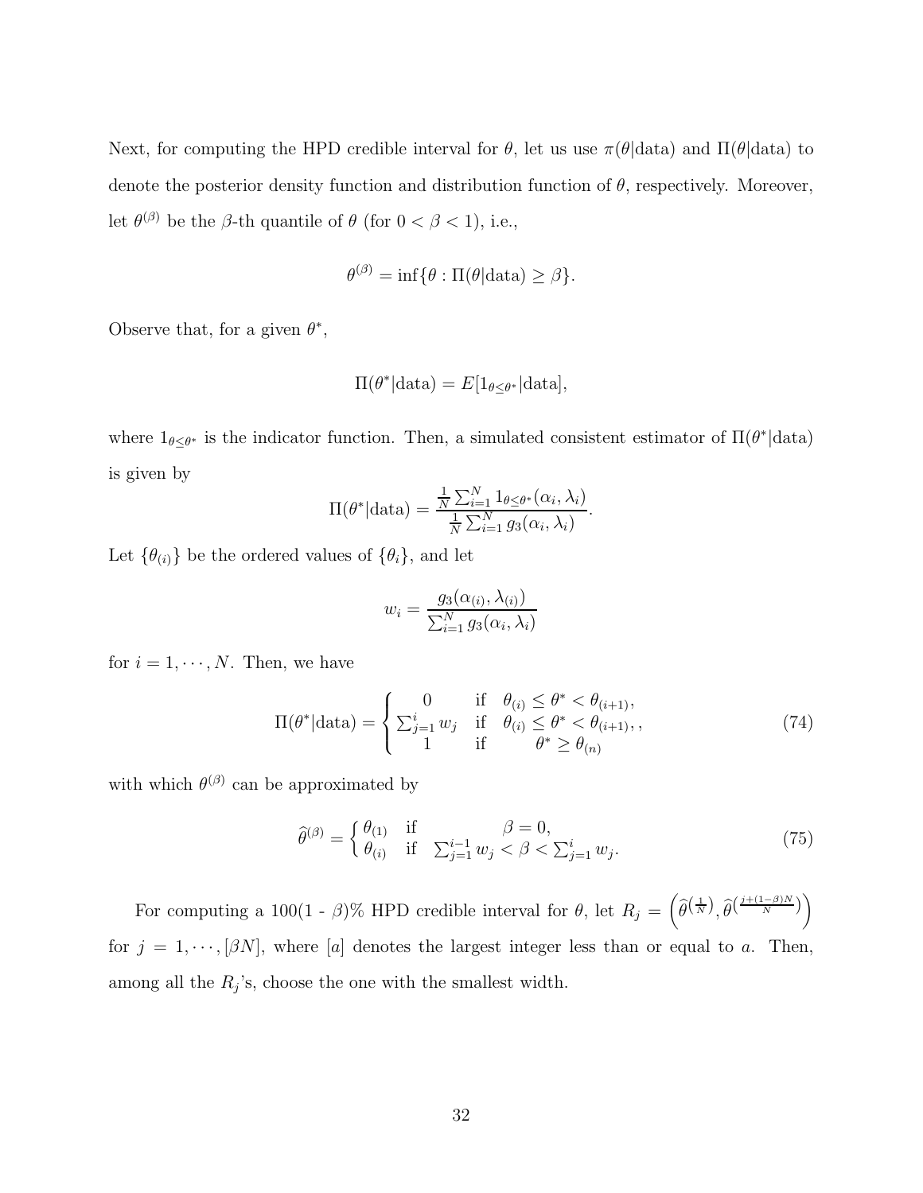Next, for computing the HPD credible interval for $\theta$, let us use $\pi(\theta|\text{data})$ and $\Pi(\theta|\text{data})$ to denote the posterior density function and distribution function of $\theta$, respectively. Moreover, let $\theta^{(\beta)}$ be the $\beta$-th quantile of $\theta$ (for $0 < \beta < 1$), i.e.,

$$\theta^{(\beta)} = \inf\{\theta : \Pi(\theta|\text{data}) \geq \beta\}.$$

Observe that, for a given $\theta^*$,

$$\Pi(\theta^*|\text{data}) = E[1_{\theta \leq \theta^*}|\text{data}],$$

where $1_{\theta \leq \theta^*}$ is the indicator function. Then, a simulated consistent estimator of $\Pi(\theta^*|\text{data})$ is given by

$$\Pi(\theta^*|\text{data}) = \frac{\frac{1}{N}\sum_{i=1}^{N} 1_{\theta \leq \theta^*}(\alpha_i, \lambda_i)}{\frac{1}{N}\sum_{i=1}^{N} g_3(\alpha_i, \lambda_i)}.$$

Let $\{\theta_{(i)}\}$ be the ordered values of $\{\theta_i\}$, and let

$$w_i = \frac{g_3(\alpha_{(i)}, \lambda_{(i)})}{\sum_{i=1}^{N} g_3(\alpha_i, \lambda_i)}$$

for $i = 1, \cdots, N$. Then, we have

$$\Pi(\theta^*|\text{data}) = \begin{cases} 0 & \text{if} \quad \theta_{(i)} \leq \theta^* < \theta_{(i+1)}, \\ \sum_{j=1}^{i} w_j & \text{if} \quad \theta_{(i)} \leq \theta^* < \theta_{(i+1)}, , \\ 1 & \text{if} \quad \theta^* \geq \theta_{(n)} \end{cases} \tag{74}$$

with which $\theta^{(\beta)}$ can be approximated by

$$\widehat{\theta}^{(\beta)} = \begin{cases} \theta_{(1)} & \text{if} \quad \beta = 0, \\ \theta_{(i)} & \text{if} \quad \sum_{j=1}^{i-1} w_j < \beta < \sum_{j=1}^{i} w_j. \end{cases} \tag{75}$$

For computing a 100(1 - $\beta$)% HPD credible interval for $\theta$, let $R_j = \left(\widehat{\theta}^{\left(\frac{1}{N}\right)}, \widehat{\theta}^{\left(\frac{j+(1-\beta)N}{N}\right)}\right)$ for $j = 1, \cdots, [\beta N]$, where $[a]$ denotes the largest integer less than or equal to $a$. Then, among all the $R_j$'s, choose the one with the smallest width.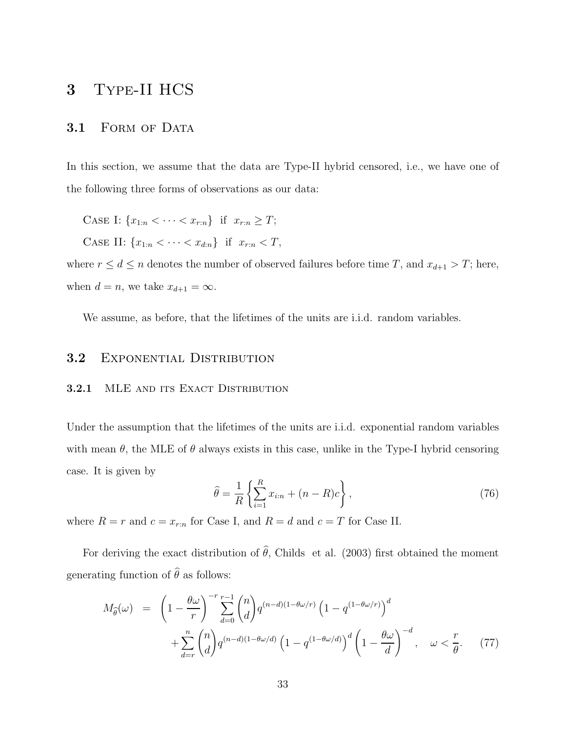# 3 Type-II HCS

## 3.1 Form of Data

In this section, we assume that the data are Type-II hybrid censored, i.e., we have one of the following three forms of observations as our data:

Case I: $\{x_{1:n} < \cdots < x_{r:n}\}$ if $x_{r:n} \geq T$;

Case II: $\{x_{1:n} < \cdots < x_{d:n}\}$ if $x_{r:n} < T$,

where $r \leq d \leq n$ denotes the number of observed failures before time $T$, and $x_{d+1} > T$; here, when $d = n$, we take $x_{d+1} = \infty$.

We assume, as before, that the lifetimes of the units are i.i.d. random variables.

## 3.2 Exponential Distribution

### 3.2.1 MLE and its Exact Distribution

Under the assumption that the lifetimes of the units are i.i.d. exponential random variables with mean $\theta$, the MLE of $\theta$ always exists in this case, unlike in the Type-I hybrid censoring case. It is given by

$$\widehat{\theta} = \frac{1}{R}\left\{\sum_{i=1}^{R} x_{i:n} + (n-R)c\right\}, \tag{76}$$

where $R = r$ and $c = x_{r:n}$ for Case I, and $R = d$ and $c = T$ for Case II.

For deriving the exact distribution of $\widehat{\theta}$, Childs et al. (2003) first obtained the moment generating function of $\widehat{\theta}$ as follows:

$$\begin{aligned} M_{\widehat{\theta}}(\omega) &= \left(1 - \frac{\theta\omega}{r}\right)^{-r} \sum_{d=0}^{r-1} \binom{n}{d} q^{(n-d)(1-\theta\omega/r)} \left(1 - q^{(1-\theta\omega/r)}\right)^{d} \\ &\quad + \sum_{d=r}^{n} \binom{n}{d} q^{(n-d)(1-\theta\omega/d)} \left(1 - q^{(1-\theta\omega/d)}\right)^{d} \left(1 - \frac{\theta\omega}{d}\right)^{-d}, \quad \omega < \frac{r}{\theta}. \end{aligned} \tag{77}$$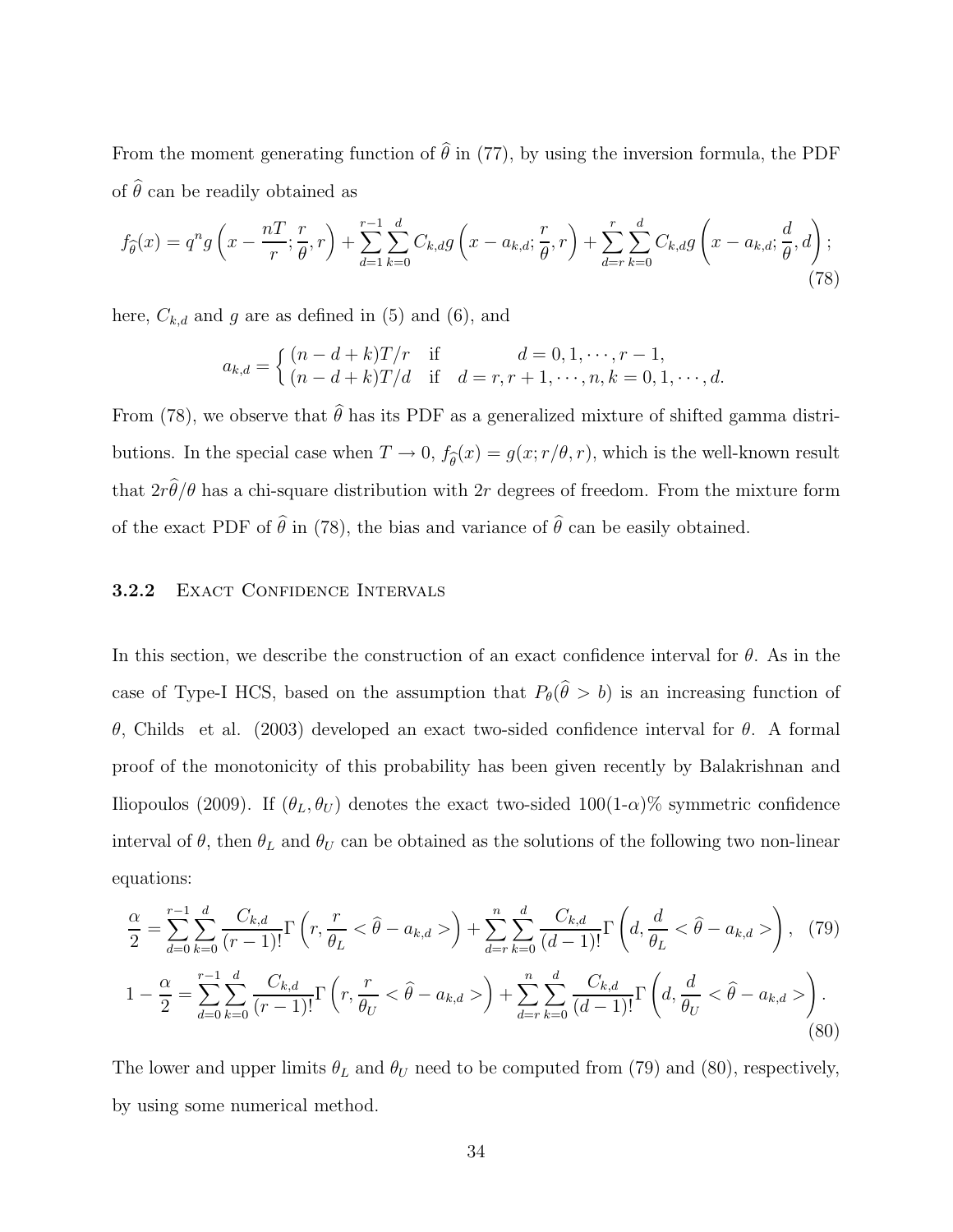From the moment generating function of $\widehat{\theta}$ in (77), by using the inversion formula, the PDF of $\widehat{\theta}$ can be readily obtained as

$$f_{\widehat{\theta}}(x) = q^n g\left(x - \frac{nT}{r}; \frac{r}{\theta}, r\right) + \sum_{d=1}^{r-1}\sum_{k=0}^{d} C_{k,d}\, g\left(x - a_{k,d}; \frac{r}{\theta}, r\right) + \sum_{d=r}^{r}\sum_{k=0}^{d} C_{k,d}\, g\left(x - a_{k,d}; \frac{d}{\theta}, d\right); \tag{78}$$

here, $C_{k,d}$ and $g$ are as defined in (5) and (6), and

$$a_{k,d} = \begin{cases} (n-d+k)T/r & \text{if} \quad d = 0, 1, \cdots, r-1, \\ (n-d+k)T/d & \text{if} \quad d = r, r+1, \cdots, n, k = 0, 1, \cdots, d. \end{cases}$$

From (78), we observe that $\widehat{\theta}$ has its PDF as a generalized mixture of shifted gamma distributions. In the special case when $T \to 0$, $f_{\widehat{\theta}}(x) = g(x; r/\theta, r)$, which is the well-known result that $2r\widehat{\theta}/\theta$ has a chi-square distribution with $2r$ degrees of freedom. From the mixture form of the exact PDF of $\widehat{\theta}$ in (78), the bias and variance of $\widehat{\theta}$ can be easily obtained.

### 3.2.2 Exact Confidence Intervals

In this section, we describe the construction of an exact confidence interval for $\theta$. As in the case of Type-I HCS, based on the assumption that $P_\theta(\widehat{\theta} > b)$ is an increasing function of $\theta$, Childs et al. (2003) developed an exact two-sided confidence interval for $\theta$. A formal proof of the monotonicity of this probability has been given recently by Balakrishnan and Iliopoulos (2009). If $(\theta_L, \theta_U)$ denotes the exact two-sided $100(1\text{-}\alpha)\%$ symmetric confidence interval of $\theta$, then $\theta_L$ and $\theta_U$ can be obtained as the solutions of the following two non-linear equations:

$$\frac{\alpha}{2} = \sum_{d=0}^{r-1}\sum_{k=0}^{d} \frac{C_{k,d}}{(r-1)!}\Gamma\left(r, \frac{r}{\theta_L} < \widehat{\theta} - a_{k,d} >\right) + \sum_{d=r}^{n}\sum_{k=0}^{d} \frac{C_{k,d}}{(d-1)!}\Gamma\left(d, \frac{d}{\theta_L} < \widehat{\theta} - a_{k,d} >\right), \tag{79}$$

$$1 - \frac{\alpha}{2} = \sum_{d=0}^{r-1}\sum_{k=0}^{d} \frac{C_{k,d}}{(r-1)!}\Gamma\left(r, \frac{r}{\theta_U} < \widehat{\theta} - a_{k,d} >\right) + \sum_{d=r}^{n}\sum_{k=0}^{d} \frac{C_{k,d}}{(d-1)!}\Gamma\left(d, \frac{d}{\theta_U} < \widehat{\theta} - a_{k,d} >\right). \tag{80}$$

The lower and upper limits $\theta_L$ and $\theta_U$ need to be computed from (79) and (80), respectively, by using some numerical method.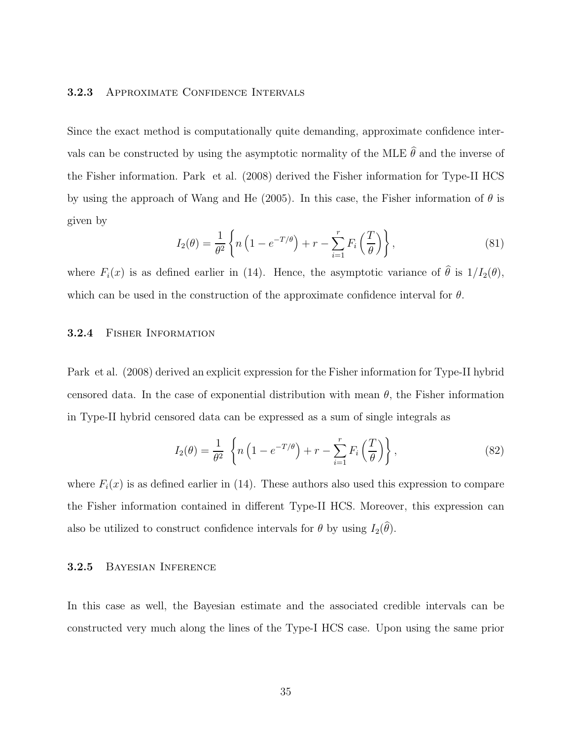### 3.2.3 Approximate Confidence Intervals

Since the exact method is computationally quite demanding, approximate confidence intervals can be constructed by using the asymptotic normality of the MLE $\widehat{\theta}$ and the inverse of the Fisher information. Park et al. (2008) derived the Fisher information for Type-II HCS by using the approach of Wang and He (2005). In this case, the Fisher information of $\theta$ is given by

$$I_2(\theta) = \frac{1}{\theta^2}\left\{n\left(1 - e^{-T/\theta}\right) + r - \sum_{i=1}^{r} F_i\left(\frac{T}{\theta}\right)\right\}, \tag{81}$$

where $F_i(x)$ is as defined earlier in (14). Hence, the asymptotic variance of $\widehat{\theta}$ is $1/I_2(\theta)$, which can be used in the construction of the approximate confidence interval for $\theta$.

### 3.2.4 Fisher Information

Park et al. (2008) derived an explicit expression for the Fisher information for Type-II hybrid censored data. In the case of exponential distribution with mean $\theta$, the Fisher information in Type-II hybrid censored data can be expressed as a sum of single integrals as

$$I_2(\theta) = \frac{1}{\theta^2}\left\{n\left(1 - e^{-T/\theta}\right) + r - \sum_{i=1}^{r} F_i\left(\frac{T}{\theta}\right)\right\}, \tag{82}$$

where $F_i(x)$ is as defined earlier in (14). These authors also used this expression to compare the Fisher information contained in different Type-II HCS. Moreover, this expression can also be utilized to construct confidence intervals for $\theta$ by using $I_2(\widehat{\theta})$.

### 3.2.5 Bayesian Inference

In this case as well, the Bayesian estimate and the associated credible intervals can be constructed very much along the lines of the Type-I HCS case. Upon using the same prior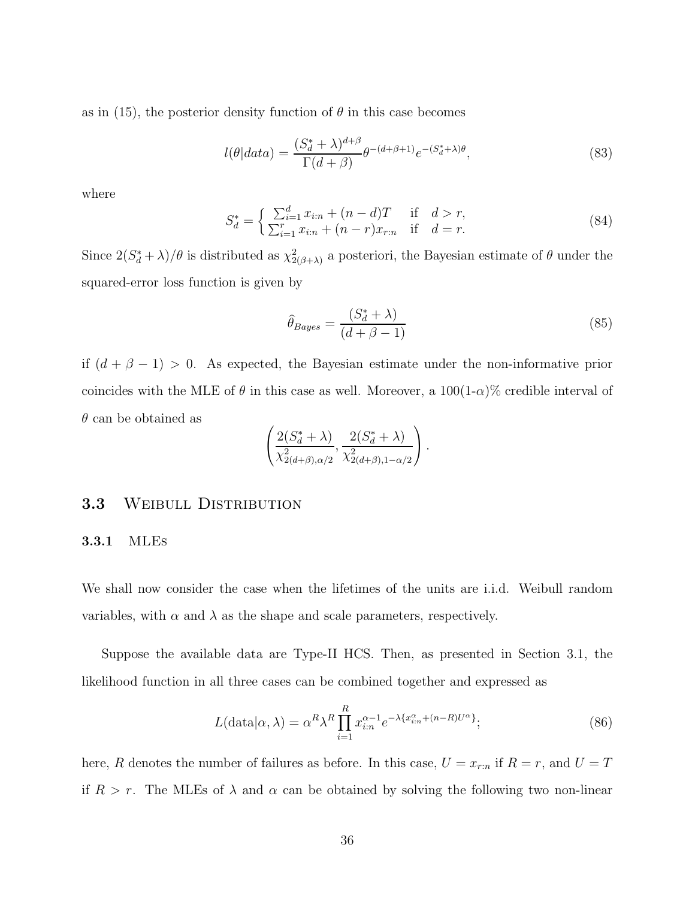as in (15), the posterior density function of $\theta$ in this case becomes

$$l(\theta|data) = \frac{(S_d^* + \lambda)^{d+\beta}}{\Gamma(d+\beta)} \theta^{-(d+\beta+1)} e^{-(S_d^*+\lambda)\theta}, \tag{83}$$

where

$$S_d^* = \begin{cases} \sum_{i=1}^{d} x_{i:n} + (n-d)T & \text{if} \quad d > r, \\ \sum_{i=1}^{r} x_{i:n} + (n-r)x_{r:n} & \text{if} \quad d = r. \end{cases} \tag{84}$$

Since $2(S_d^* + \lambda)/\theta$ is distributed as $\chi^2_{2(\beta+\lambda)}$ a posteriori, the Bayesian estimate of $\theta$ under the squared-error loss function is given by

$$\widehat{\theta}_{Bayes} = \frac{(S_d^* + \lambda)}{(d + \beta - 1)} \tag{85}$$

if $(d + \beta - 1) > 0$. As expected, the Bayesian estimate under the non-informative prior coincides with the MLE of $\theta$ in this case as well. Moreover, a 100(1-$\alpha$)% credible interval of $\theta$ can be obtained as

$$\left( \frac{2(S_d^* + \lambda)}{\chi^2_{2(d+\beta),\alpha/2}}, \frac{2(S_d^* + \lambda)}{\chi^2_{2(d+\beta),1-\alpha/2}} \right).$$

## 3.3 Weibull Distribution

### 3.3.1 MLEs

We shall now consider the case when the lifetimes of the units are i.i.d. Weibull random variables, with $\alpha$ and $\lambda$ as the shape and scale parameters, respectively.

Suppose the available data are Type-II HCS. Then, as presented in Section 3.1, the likelihood function in all three cases can be combined together and expressed as

$$L(\text{data}|\alpha, \lambda) = \alpha^R \lambda^R \prod_{i=1}^{R} x_{i:n}^{\alpha-1} e^{-\lambda\{x_{i:n}^{\alpha} + (n-R)U^{\alpha}\}}; \tag{86}$$

here, $R$ denotes the number of failures as before. In this case, $U = x_{r:n}$ if $R = r$, and $U = T$ if $R > r$. The MLEs of $\lambda$ and $\alpha$ can be obtained by solving the following two non-linear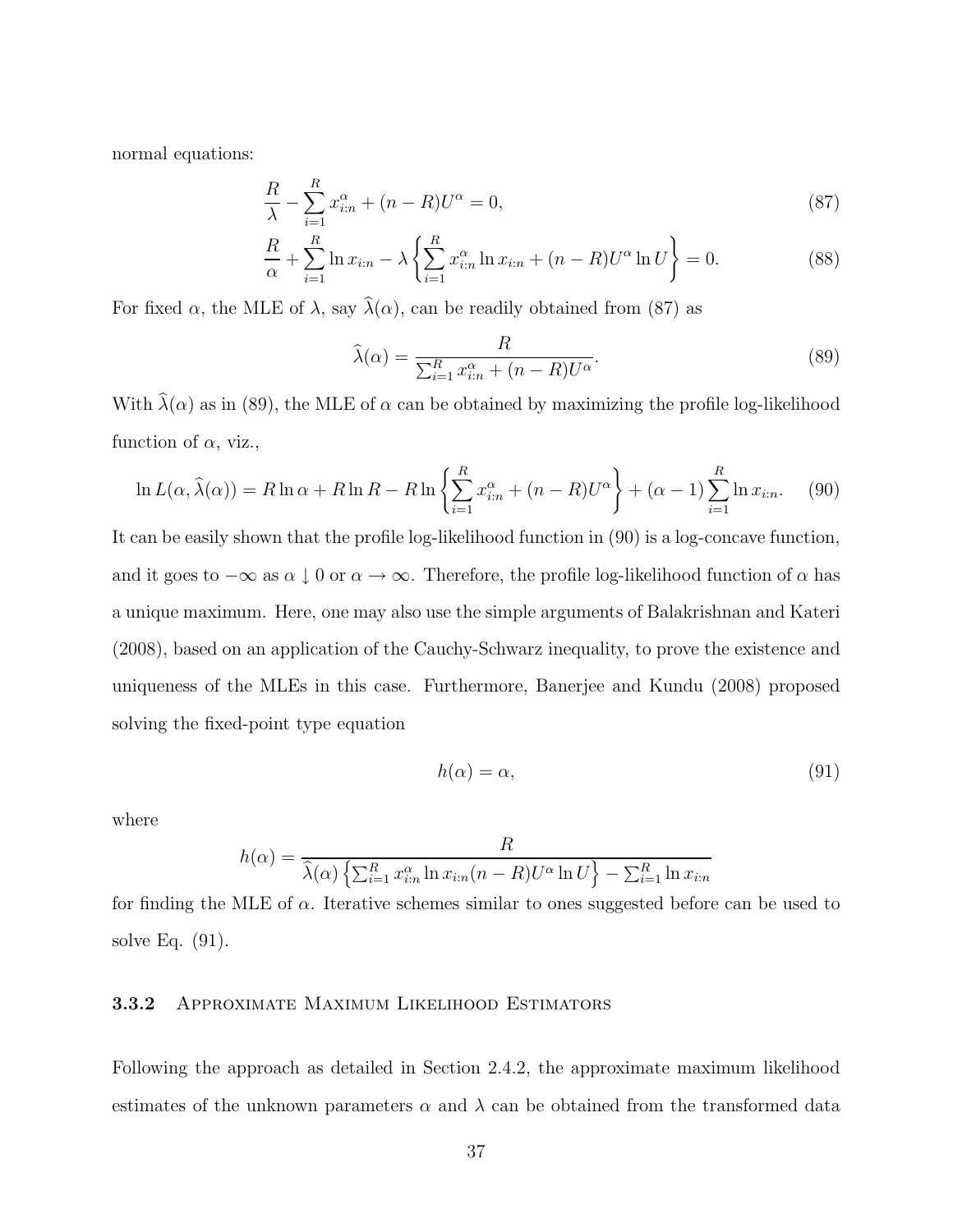normal equations:

$$\frac{R}{\lambda} - \sum_{i=1}^{R} x_{i:n}^{\alpha} + (n-R)U^{\alpha} = 0, \tag{87}$$

$$\frac{R}{\alpha} + \sum_{i=1}^{R} \ln x_{i:n} - \lambda \left\{ \sum_{i=1}^{R} x_{i:n}^{\alpha} \ln x_{i:n} + (n-R)U^{\alpha} \ln U \right\} = 0. \tag{88}$$

For fixed $\alpha$, the MLE of $\lambda$, say $\widehat{\lambda}(\alpha)$, can be readily obtained from (87) as

$$\widehat{\lambda}(\alpha) = \frac{R}{\sum_{i=1}^{R} x_{i:n}^{\alpha} + (n-R)U^{\alpha}}. \tag{89}$$

With $\widehat{\lambda}(\alpha)$ as in (89), the MLE of $\alpha$ can be obtained by maximizing the profile log-likelihood function of $\alpha$, viz.,

$$\ln L(\alpha, \widehat{\lambda}(\alpha)) = R \ln \alpha + R \ln R - R \ln \left\{ \sum_{i=1}^{R} x_{i:n}^{\alpha} + (n-R)U^{\alpha} \right\} + (\alpha - 1) \sum_{i=1}^{R} \ln x_{i:n}. \tag{90}$$

It can be easily shown that the profile log-likelihood function in (90) is a log-concave function, and it goes to $-\infty$ as $\alpha \downarrow 0$ or $\alpha \to \infty$. Therefore, the profile log-likelihood function of $\alpha$ has a unique maximum. Here, one may also use the simple arguments of Balakrishnan and Kateri (2008), based on an application of the Cauchy-Schwarz inequality, to prove the existence and uniqueness of the MLEs in this case. Furthermore, Banerjee and Kundu (2008) proposed solving the fixed-point type equation

$$h(\alpha) = \alpha, \tag{91}$$

where

$$h(\alpha) = \frac{R}{\widehat{\lambda}(\alpha) \left\{ \sum_{i=1}^{R} x_{i:n}^{\alpha} \ln x_{i:n} (n-R) U^{\alpha} \ln U \right\} - \sum_{i=1}^{R} \ln x_{i:n}}$$

for finding the MLE of $\alpha$. Iterative schemes similar to ones suggested before can be used to solve Eq. (91).

### 3.3.2 Approximate Maximum Likelihood Estimators

Following the approach as detailed in Section 2.4.2, the approximate maximum likelihood estimates of the unknown parameters $\alpha$ and $\lambda$ can be obtained from the transformed data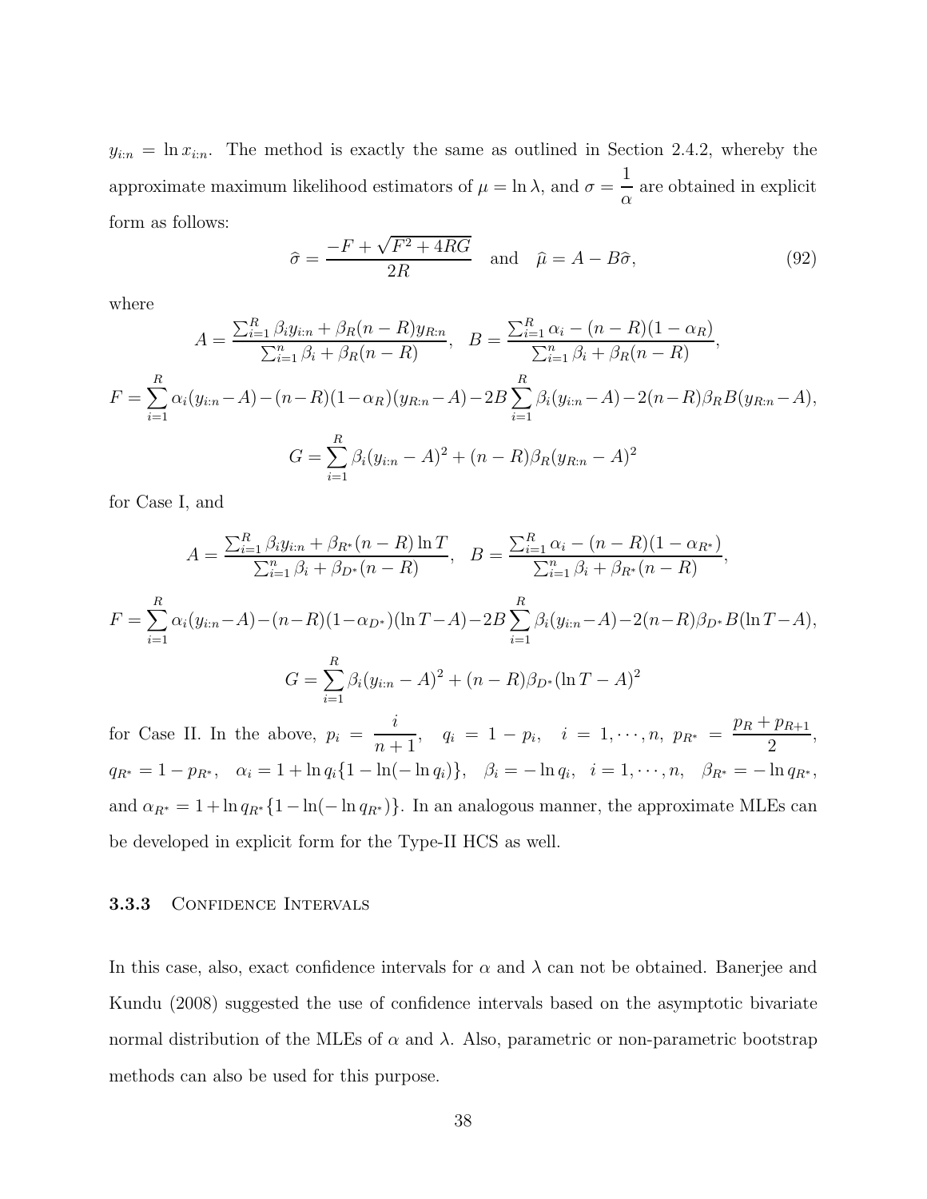$y_{i:n} = \ln x_{i:n}$. The method is exactly the same as outlined in Section 2.4.2, whereby the approximate maximum likelihood estimators of $\mu = \ln \lambda$, and $\sigma = \frac{1}{\alpha}$ are obtained in explicit form as follows:

$$\widehat{\sigma} = \frac{-F + \sqrt{F^2 + 4RG}}{2R} \quad \text{and} \quad \widehat{\mu} = A - B\widehat{\sigma}, \tag{92}$$

where

$$A = \frac{\sum_{i=1}^{R} \beta_i y_{i:n} + \beta_R (n-R) y_{R:n}}{\sum_{i=1}^{n} \beta_i + \beta_R (n-R)}, \quad B = \frac{\sum_{i=1}^{R} \alpha_i - (n-R)(1-\alpha_R)}{\sum_{i=1}^{n} \beta_i + \beta_R (n-R)},$$

$$F = \sum_{i=1}^{R} \alpha_i (y_{i:n} - A) - (n-R)(1-\alpha_R)(y_{R:n} - A) - 2B \sum_{i=1}^{R} \beta_i (y_{i:n} - A) - 2(n-R)\beta_R B (y_{R:n} - A),$$

$$G = \sum_{i=1}^{R} \beta_i (y_{i:n} - A)^2 + (n-R)\beta_R (y_{R:n} - A)^2$$

for Case I, and

$$A = \frac{\sum_{i=1}^{R} \beta_i y_{i:n} + \beta_{R^*} (n-R) \ln T}{\sum_{i=1}^{n} \beta_i + \beta_{D^*} (n-R)}, \quad B = \frac{\sum_{i=1}^{R} \alpha_i - (n-R)(1-\alpha_{R^*})}{\sum_{i=1}^{n} \beta_i + \beta_{R^*} (n-R)},$$

$$F = \sum_{i=1}^{R} \alpha_i (y_{i:n} - A) - (n-R)(1-\alpha_{D^*})(\ln T - A) - 2B \sum_{i=1}^{R} \beta_i (y_{i:n} - A) - 2(n-R)\beta_{D^*} B (\ln T - A),$$

$$G = \sum_{i=1}^{R} \beta_i (y_{i:n} - A)^2 + (n-R)\beta_{D^*} (\ln T - A)^2$$

for Case II. In the above, $p_i = \frac{i}{n+1}$, $q_i = 1 - p_i$, $i = 1, \cdots, n$, $p_{R^*} = \frac{p_R + p_{R+1}}{2}$, $q_{R^*} = 1 - p_{R^*}$, $\alpha_i = 1 + \ln q_i \{1 - \ln(-\ln q_i)\}$, $\beta_i = -\ln q_i$, $i = 1, \cdots, n$, $\beta_{R^*} = -\ln q_{R^*}$, and $\alpha_{R^*} = 1 + \ln q_{R^*} \{1 - \ln(-\ln q_{R^*})\}$. In an analogous manner, the approximate MLEs can be developed in explicit form for the Type-II HCS as well.

### 3.3.3 Confidence Intervals

In this case, also, exact confidence intervals for $\alpha$ and $\lambda$ can not be obtained. Banerjee and Kundu (2008) suggested the use of confidence intervals based on the asymptotic bivariate normal distribution of the MLEs of $\alpha$ and $\lambda$. Also, parametric or non-parametric bootstrap methods can also be used for this purpose.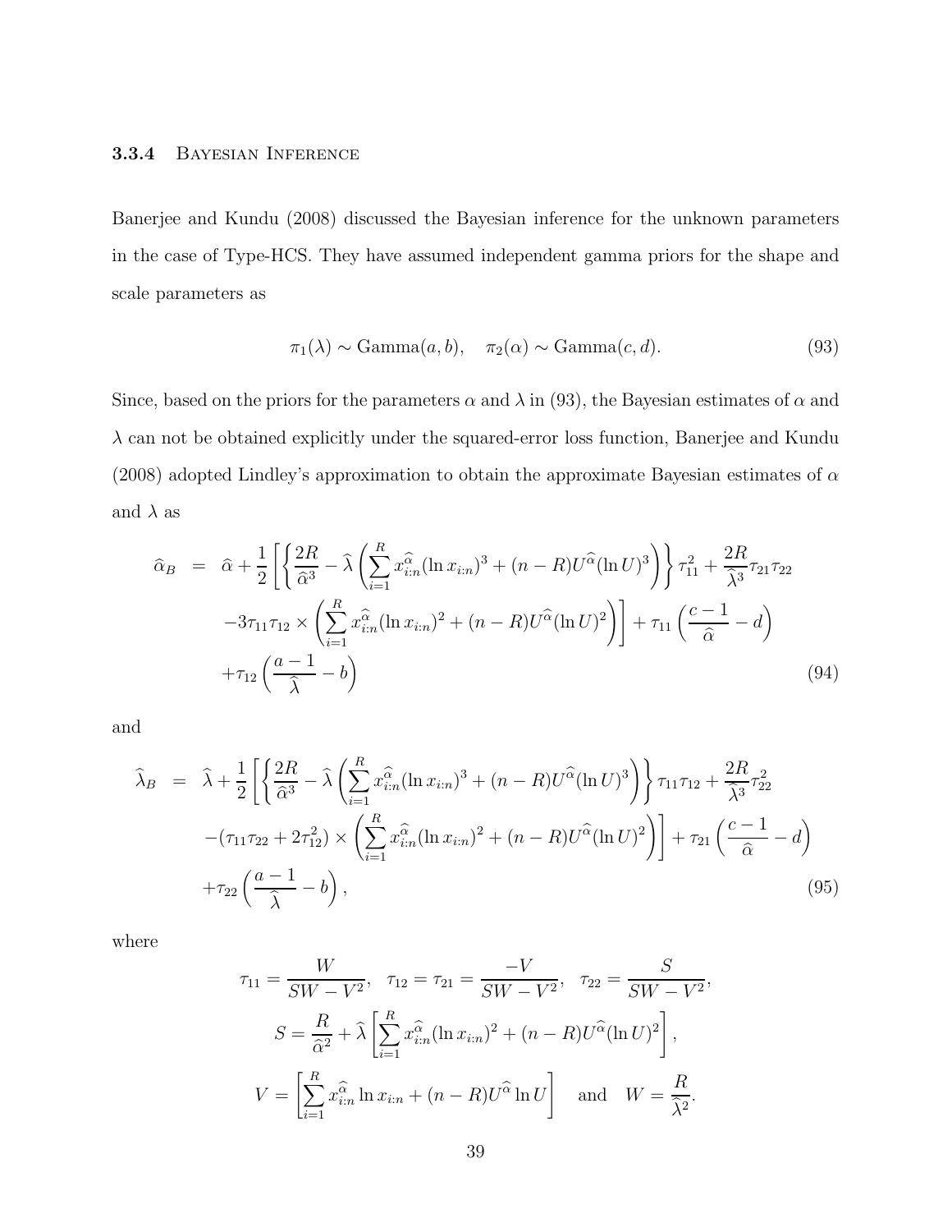#### 3.3.4 Bayesian Inference

Banerjee and Kundu (2008) discussed the Bayesian inference for the unknown parameters in the case of Type-HCS. They have assumed independent gamma priors for the shape and scale parameters as

$$\pi_1(\lambda) \sim \text{Gamma}(a, b), \quad \pi_2(\alpha) \sim \text{Gamma}(c, d). \tag{93}$$

Since, based on the priors for the parameters $\alpha$ and $\lambda$ in (93), the Bayesian estimates of $\alpha$ and $\lambda$ can not be obtained explicitly under the squared-error loss function, Banerjee and Kundu (2008) adopted Lindley's approximation to obtain the approximate Bayesian estimates of $\alpha$ and $\lambda$ as

$$\begin{aligned}
\widehat{\alpha}_B &= \widehat{\alpha} + \frac{1}{2}\left[\left\{\frac{2R}{\widehat{\alpha}^3} - \widehat{\lambda}\left(\sum_{i=1}^{R} x_{i:n}^{\widehat{\alpha}}(\ln x_{i:n})^3 + (n-R)U^{\widehat{\alpha}}(\ln U)^3\right)\right\}\tau_{11}^2 + \frac{2R}{\widehat{\lambda}^3}\tau_{21}\tau_{22} \right.\\
&\quad \left. -3\tau_{11}\tau_{12} \times \left(\sum_{i=1}^{R} x_{i:n}^{\widehat{\alpha}}(\ln x_{i:n})^2 + (n-R)U^{\widehat{\alpha}}(\ln U)^2\right)\right] + \tau_{11}\left(\frac{c-1}{\widehat{\alpha}} - d\right) \\
&\quad + \tau_{12}\left(\frac{a-1}{\widehat{\lambda}} - b\right)
\end{aligned} \tag{94}$$

and

$$\begin{aligned}
\widehat{\lambda}_B &= \widehat{\lambda} + \frac{1}{2}\left[\left\{\frac{2R}{\widehat{\alpha}^3} - \widehat{\lambda}\left(\sum_{i=1}^{R} x_{i:n}^{\widehat{\alpha}}(\ln x_{i:n})^3 + (n-R)U^{\widehat{\alpha}}(\ln U)^3\right)\right\}\tau_{11}\tau_{12} + \frac{2R}{\widehat{\lambda}^3}\tau_{22}^2 \right.\\
&\quad \left. -(\tau_{11}\tau_{22} + 2\tau_{12}^2) \times \left(\sum_{i=1}^{R} x_{i:n}^{\widehat{\alpha}}(\ln x_{i:n})^2 + (n-R)U^{\widehat{\alpha}}(\ln U)^2\right)\right] + \tau_{21}\left(\frac{c-1}{\widehat{\alpha}} - d\right) \\
&\quad + \tau_{22}\left(\frac{a-1}{\widehat{\lambda}} - b\right),
\end{aligned} \tag{95}$$

where

$$\tau_{11} = \frac{W}{SW - V^2}, \quad \tau_{12} = \tau_{21} = \frac{-V}{SW - V^2}, \quad \tau_{22} = \frac{S}{SW - V^2},$$

$$S = \frac{R}{\widehat{\alpha}^2} + \widehat{\lambda}\left[\sum_{i=1}^{R} x_{i:n}^{\widehat{\alpha}}(\ln x_{i:n})^2 + (n-R)U^{\widehat{\alpha}}(\ln U)^2\right],$$

$$V = \left[\sum_{i=1}^{R} x_{i:n}^{\widehat{\alpha}} \ln x_{i:n} + (n-R)U^{\widehat{\alpha}} \ln U\right] \quad \text{and} \quad W = \frac{R}{\widehat{\lambda}^2}.$$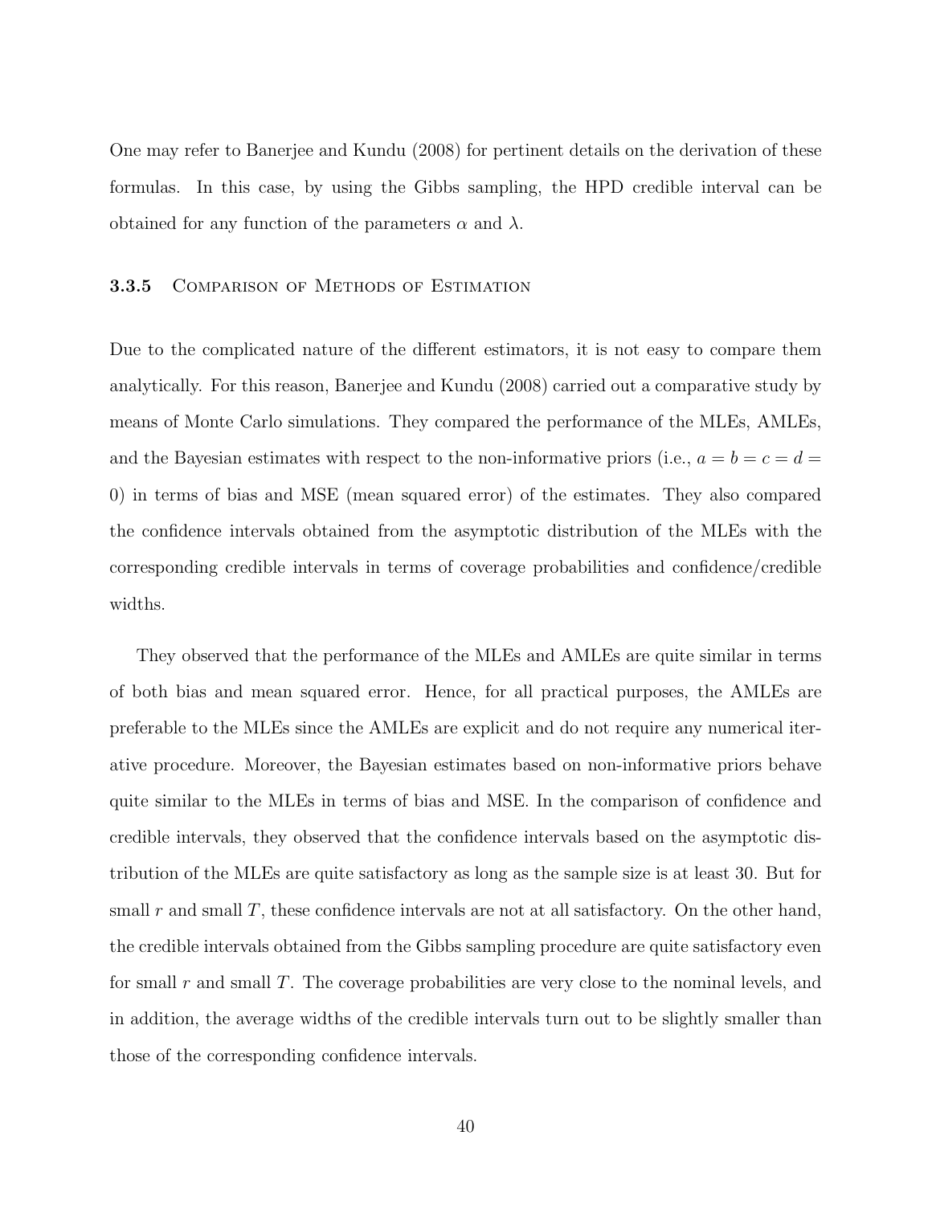One may refer to Banerjee and Kundu (2008) for pertinent details on the derivation of these formulas. In this case, by using the Gibbs sampling, the HPD credible interval can be obtained for any function of the parameters $\alpha$ and $\lambda$.

### 3.3.5 Comparison of Methods of Estimation

Due to the complicated nature of the different estimators, it is not easy to compare them analytically. For this reason, Banerjee and Kundu (2008) carried out a comparative study by means of Monte Carlo simulations. They compared the performance of the MLEs, AMLEs, and the Bayesian estimates with respect to the non-informative priors (i.e., $a = b = c = d = 0$) in terms of bias and MSE (mean squared error) of the estimates. They also compared the confidence intervals obtained from the asymptotic distribution of the MLEs with the corresponding credible intervals in terms of coverage probabilities and confidence/credible widths.

They observed that the performance of the MLEs and AMLEs are quite similar in terms of both bias and mean squared error. Hence, for all practical purposes, the AMLEs are preferable to the MLEs since the AMLEs are explicit and do not require any numerical iterative procedure. Moreover, the Bayesian estimates based on non-informative priors behave quite similar to the MLEs in terms of bias and MSE. In the comparison of confidence and credible intervals, they observed that the confidence intervals based on the asymptotic distribution of the MLEs are quite satisfactory as long as the sample size is at least 30. But for small $r$ and small $T$, these confidence intervals are not at all satisfactory. On the other hand, the credible intervals obtained from the Gibbs sampling procedure are quite satisfactory even for small $r$ and small $T$. The coverage probabilities are very close to the nominal levels, and in addition, the average widths of the credible intervals turn out to be slightly smaller than those of the corresponding confidence intervals.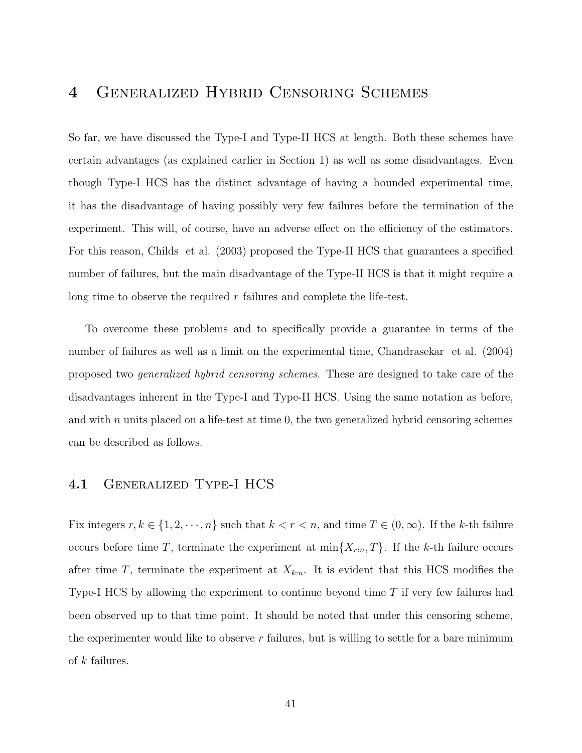# 4 Generalized Hybrid Censoring Schemes

So far, we have discussed the Type-I and Type-II HCS at length. Both these schemes have certain advantages (as explained earlier in Section 1) as well as some disadvantages. Even though Type-I HCS has the distinct advantage of having a bounded experimental time, it has the disadvantage of having possibly very few failures before the termination of the experiment. This will, of course, have an adverse effect on the efficiency of the estimators. For this reason, Childs et al. (2003) proposed the Type-II HCS that guarantees a specified number of failures, but the main disadvantage of the Type-II HCS is that it might require a long time to observe the required $r$ failures and complete the life-test.

To overcome these problems and to specifically provide a guarantee in terms of the number of failures as well as a limit on the experimental time, Chandrasekar et al. (2004) proposed two *generalized hybrid censoring schemes*. These are designed to take care of the disadvantages inherent in the Type-I and Type-II HCS. Using the same notation as before, and with $n$ units placed on a life-test at time 0, the two generalized hybrid censoring schemes can be described as follows.

## 4.1 Generalized Type-I HCS

Fix integers $r, k \in \{1, 2, \cdots, n\}$ such that $k < r < n$, and time $T \in (0, \infty)$. If the $k$-th failure occurs before time $T$, terminate the experiment at $\min\{X_{r:n}, T\}$. If the $k$-th failure occurs after time $T$, terminate the experiment at $X_{k:n}$. It is evident that this HCS modifies the Type-I HCS by allowing the experiment to continue beyond time $T$ if very few failures had been observed up to that time point. It should be noted that under this censoring scheme, the experimenter would like to observe $r$ failures, but is willing to settle for a bare minimum of $k$ failures.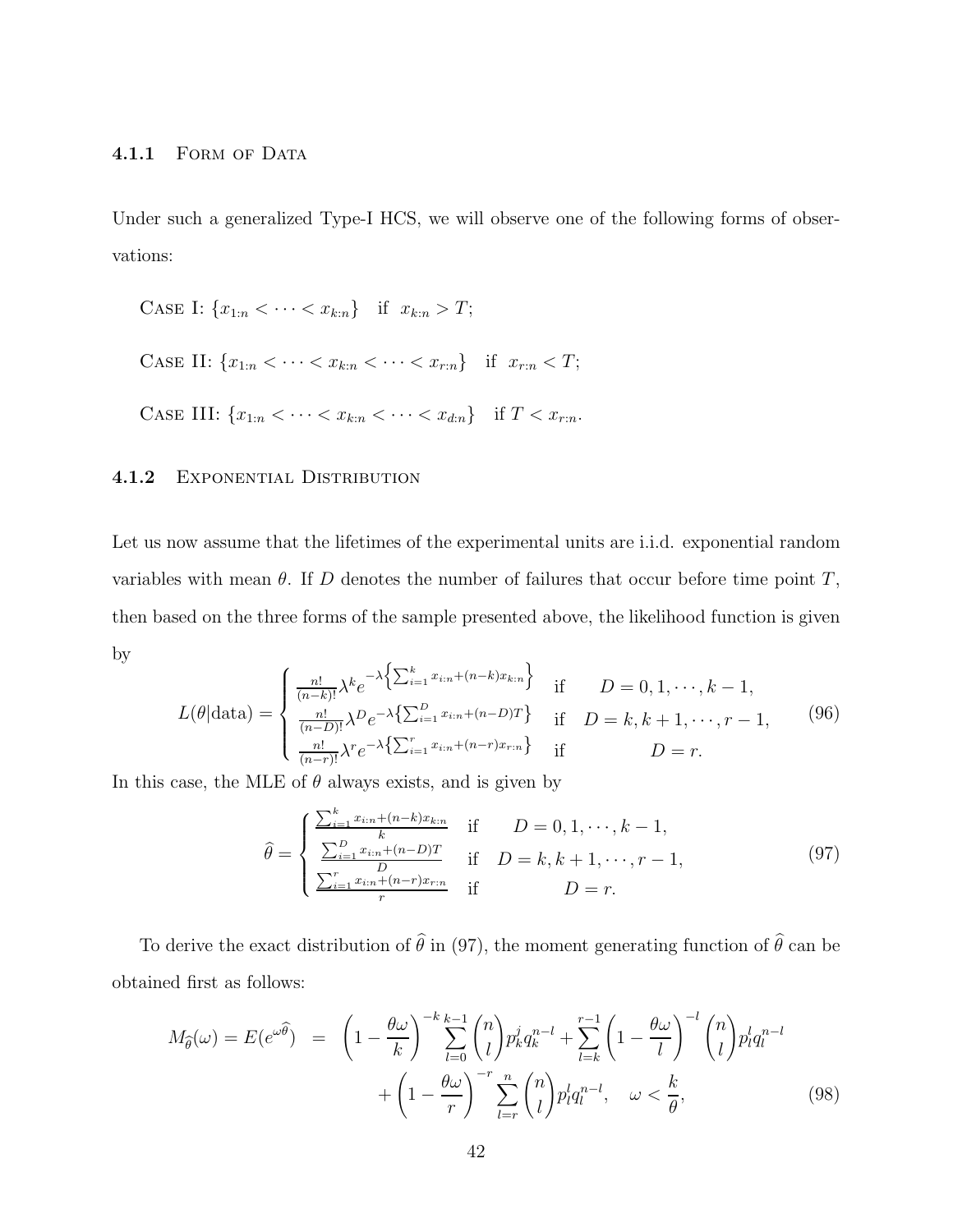### 4.1.1 Form of Data

Under such a generalized Type-I HCS, we will observe one of the following forms of observations:

Case I: $\{x_{1:n} < \cdots < x_{k:n}\}$ if $x_{k:n} > T$;

Case II: $\{x_{1:n} < \cdots < x_{k:n} < \cdots < x_{r:n}\}$ if $x_{r:n} < T$;

Case III: $\{x_{1:n} < \cdots < x_{k:n} < \cdots < x_{d:n}\}$ if $T < x_{r:n}$.

### 4.1.2 Exponential Distribution

Let us now assume that the lifetimes of the experimental units are i.i.d. exponential random variables with mean $\theta$. If $D$ denotes the number of failures that occur before time point $T$, then based on the three forms of the sample presented above, the likelihood function is given by

$$L(\theta|\text{data}) = \begin{cases} \frac{n!}{(n-k)!}\lambda^k e^{-\lambda\left\{\sum_{i=1}^{k} x_{i:n}+(n-k)x_{k:n}\right\}} & \text{if} \quad D = 0, 1, \cdots, k-1, \\ \frac{n!}{(n-D)!}\lambda^D e^{-\lambda\left\{\sum_{i=1}^{D} x_{i:n}+(n-D)T\right\}} & \text{if} \quad D = k, k+1, \cdots, r-1, \\ \frac{n!}{(n-r)!}\lambda^r e^{-\lambda\left\{\sum_{i=1}^{r} x_{i:n}+(n-r)x_{r:n}\right\}} & \text{if} \quad D = r. \end{cases} \tag{96}$$

In this case, the MLE of $\theta$ always exists, and is given by

$$\widehat{\theta} = \begin{cases} \frac{\sum_{i=1}^{k} x_{i:n}+(n-k)x_{k:n}}{k} & \text{if} \quad D = 0, 1, \cdots, k-1, \\ \frac{\sum_{i=1}^{D} x_{i:n}+(n-D)T}{D} & \text{if} \quad D = k, k+1, \cdots, r-1, \\ \frac{\sum_{i=1}^{r} x_{i:n}+(n-r)x_{r:n}}{r} & \text{if} \quad D = r. \end{cases} \tag{97}$$

To derive the exact distribution of $\widehat{\theta}$ in (97), the moment generating function of $\widehat{\theta}$ can be obtained first as follows:

$$\begin{aligned} M_{\widehat{\theta}}(\omega) = E(e^{\omega\widehat{\theta}}) &= \left(1-\frac{\theta\omega}{k}\right)^{-k}\sum_{l=0}^{k-1}\binom{n}{l}p_k^j q_k^{n-l} + \sum_{l=k}^{r-1}\left(1-\frac{\theta\omega}{l}\right)^{-l}\binom{n}{l}p_l^l q_l^{n-l} \\ &\quad + \left(1-\frac{\theta\omega}{r}\right)^{-r}\sum_{l=r}^{n}\binom{n}{l}p_l^l q_l^{n-l}, \quad \omega < \frac{k}{\theta}, \end{aligned} \tag{98}$$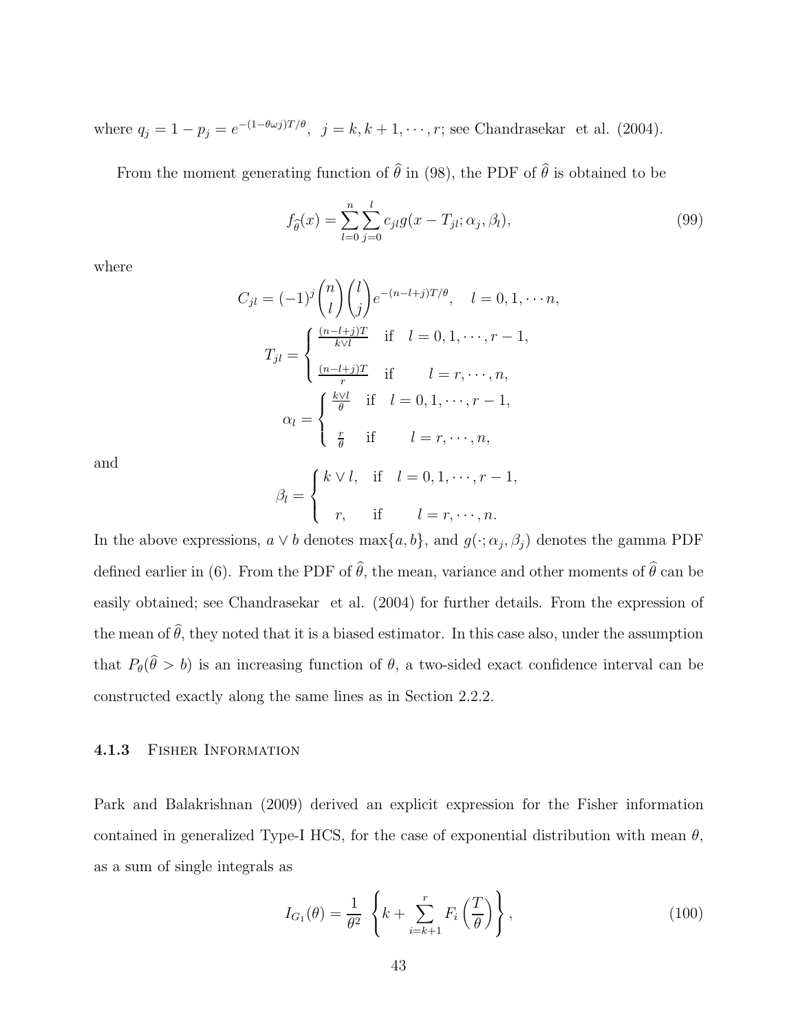where $q_j = 1 - p_j = e^{-(1-\theta\omega j)T/\theta}$, $j = k, k+1, \cdots, r$; see Chandrasekar et al. (2004).

From the moment generating function of $\widehat{\theta}$ in (98), the PDF of $\widehat{\theta}$ is obtained to be

$$f_{\widehat{\theta}}(x) = \sum_{l=0}^{n} \sum_{j=0}^{l} c_{jl}\, g(x - T_{jl}; \alpha_j, \beta_l), \tag{99}$$

where

$$C_{jl} = (-1)^j \binom{n}{l} \binom{l}{j} e^{-(n-l+j)T/\theta}, \quad l = 0, 1, \cdots n,$$

$$T_{jl} = \begin{cases} \frac{(n-l+j)T}{k \vee l} & \text{if} \quad l = 0, 1, \cdots, r-1, \\ \frac{(n-l+j)T}{r} & \text{if} \quad l = r, \cdots, n, \end{cases}$$

$$\alpha_l = \begin{cases} \frac{k \vee l}{\theta} & \text{if} \quad l = 0, 1, \cdots, r-1, \\ \frac{r}{\theta} & \text{if} \quad l = r, \cdots, n, \end{cases}$$

and

$$\beta_l = \begin{cases} k \vee l, & \text{if} \quad l = 0, 1, \cdots, r-1, \\ r, & \text{if} \quad l = r, \cdots, n. \end{cases}$$

In the above expressions, $a \vee b$ denotes $\max\{a, b\}$, and $g(\cdot; \alpha_j, \beta_j)$ denotes the gamma PDF defined earlier in (6). From the PDF of $\widehat{\theta}$, the mean, variance and other moments of $\widehat{\theta}$ can be easily obtained; see Chandrasekar et al. (2004) for further details. From the expression of the mean of $\widehat{\theta}$, they noted that it is a biased estimator. In this case also, under the assumption that $P_\theta(\widehat{\theta} > b)$ is an increasing function of $\theta$, a two-sided exact confidence interval can be constructed exactly along the same lines as in Section 2.2.2.

### 4.1.3 Fisher Information

Park and Balakrishnan (2009) derived an explicit expression for the Fisher information contained in generalized Type-I HCS, for the case of exponential distribution with mean $\theta$, as a sum of single integrals as

$$I_{G_1}(\theta) = \frac{1}{\theta^2} \left\{ k + \sum_{i=k+1}^{r} F_i\left(\frac{T}{\theta}\right) \right\}, \tag{100}$$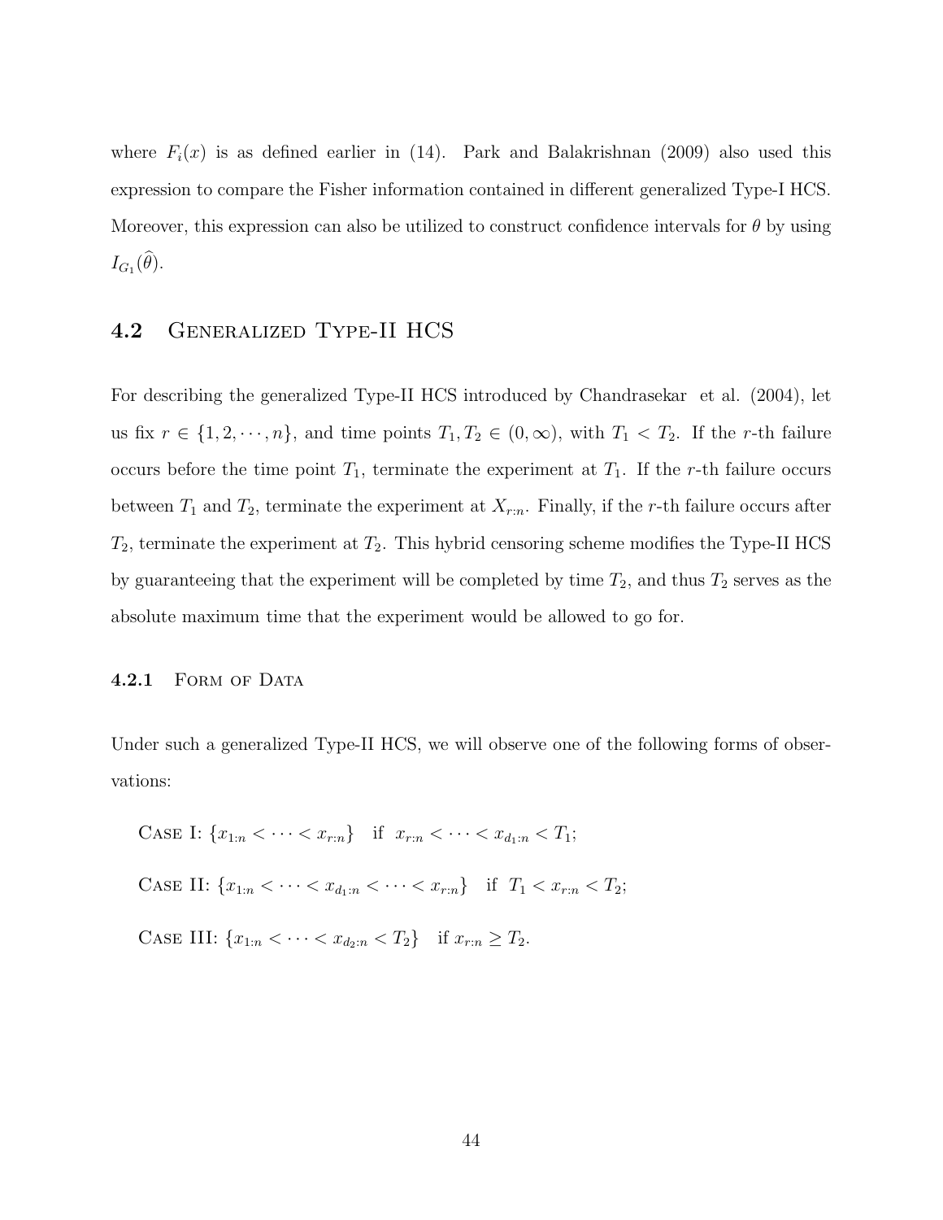where $F_i(x)$ is as defined earlier in (14). Park and Balakrishnan (2009) also used this expression to compare the Fisher information contained in different generalized Type-I HCS. Moreover, this expression can also be utilized to construct confidence intervals for $\theta$ by using $I_{G_1}(\widehat{\theta})$.

## 4.2 Generalized Type-II HCS

For describing the generalized Type-II HCS introduced by Chandrasekar et al. (2004), let us fix $r \in \{1, 2, \cdots, n\}$, and time points $T_1, T_2 \in (0, \infty)$, with $T_1 < T_2$. If the $r$-th failure occurs before the time point $T_1$, terminate the experiment at $T_1$. If the $r$-th failure occurs between $T_1$ and $T_2$, terminate the experiment at $X_{r:n}$. Finally, if the $r$-th failure occurs after $T_2$, terminate the experiment at $T_2$. This hybrid censoring scheme modifies the Type-II HCS by guaranteeing that the experiment will be completed by time $T_2$, and thus $T_2$ serves as the absolute maximum time that the experiment would be allowed to go for.

### 4.2.1 Form of Data

Under such a generalized Type-II HCS, we will observe one of the following forms of observations:

Case I: $\{x_{1:n} < \cdots < x_{r:n}\}$ if $x_{r:n} < \cdots < x_{d_1:n} < T_1$;

Case II: $\{x_{1:n} < \cdots < x_{d_1:n} < \cdots < x_{r:n}\}$ if $T_1 < x_{r:n} < T_2$;

Case III: $\{x_{1:n} < \cdots < x_{d_2:n} < T_2\}$ if $x_{r:n} \geq T_2$.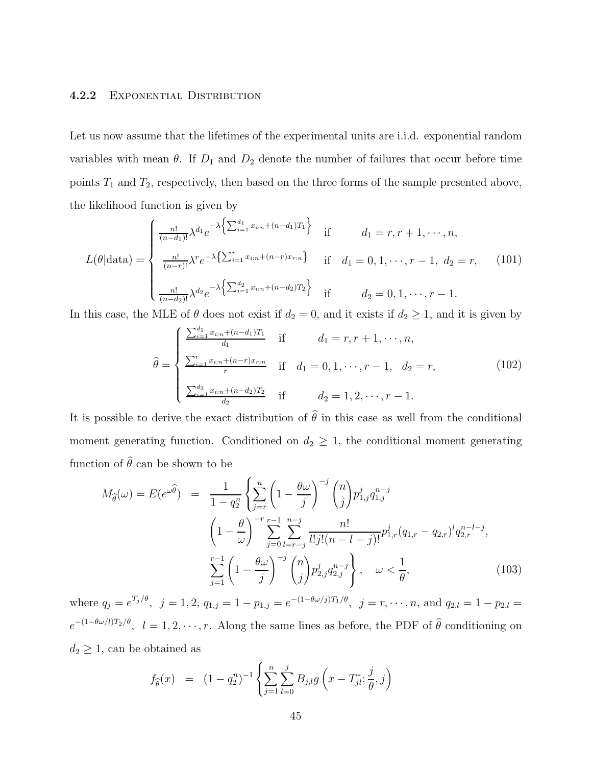### 4.2.2 Exponential Distribution

Let us now assume that the lifetimes of the experimental units are i.i.d. exponential random variables with mean $\theta$. If $D_1$ and $D_2$ denote the number of failures that occur before time points $T_1$ and $T_2$, respectively, then based on the three forms of the sample presented above, the likelihood function is given by

$$L(\theta|\text{data}) = \begin{cases} \frac{n!}{(n-d_1)!}\lambda^{d_1} e^{-\lambda\left\{\sum_{i=1}^{d_1} x_{i:n} + (n-d_1)T_1\right\}} & \text{if} \quad d_1 = r, r+1, \cdots, n, \\ \frac{n!}{(n-r)!}\lambda^{r} e^{-\lambda\left\{\sum_{i=1}^{r} x_{i:n} + (n-r)x_{r:n}\right\}} & \text{if} \quad d_1 = 0, 1, \cdots, r-1, \ d_2 = r, \\ \frac{n!}{(n-d_2)!}\lambda^{d_2} e^{-\lambda\left\{\sum_{i=1}^{d_2} x_{i:n} + (n-d_2)T_2\right\}} & \text{if} \quad d_2 = 0, 1, \cdots, r-1. \end{cases} \tag{101}$$

In this case, the MLE of $\theta$ does not exist if $d_2 = 0$, and it exists if $d_2 \geq 1$, and it is given by

$$\widehat{\theta} = \begin{cases} \frac{\sum_{i=1}^{d_1} x_{i:n} + (n-d_1)T_1}{d_1} & \text{if} \quad d_1 = r, r+1, \cdots, n, \\ \frac{\sum_{i=1}^{r} x_{i:n} + (n-r)x_{r:n}}{r} & \text{if} \quad d_1 = 0, 1, \cdots, r-1, \quad d_2 = r, \\ \frac{\sum_{i=1}^{d_2} x_{i:n} + (n-d_2)T_2}{d_2} & \text{if} \quad d_2 = 1, 2, \cdots, r-1. \end{cases} \tag{102}$$

It is possible to derive the exact distribution of $\widehat{\theta}$ in this case as well from the conditional moment generating function. Conditioned on $d_2 \geq 1$, the conditional moment generating function of $\widehat{\theta}$ can be shown to be

$$\begin{aligned} M_{\widehat{\theta}}(\omega) = E(e^{\omega\widehat{\theta}}) &= \frac{1}{1-q_2^n}\left\{\sum_{j=r}^{n}\left(1-\frac{\theta\omega}{j}\right)^{-j}\binom{n}{j}p_{1,j}^{j}q_{1,j}^{n-j}\right. \\ &\quad \left(1-\frac{\theta}{\omega}\right)^{-r}\sum_{j=0}^{r-1}\sum_{l=r-j}^{n-j}\frac{n!}{l!j!(n-l-j)!}p_{1,r}^{j}(q_{1,r}-q_{2,r})^{l}q_{2,r}^{n-l-j}, \\ &\quad \left.\sum_{j=1}^{r-1}\left(1-\frac{\theta\omega}{j}\right)^{-j}\binom{n}{j}p_{2,j}^{j}q_{2,j}^{n-j}\right\}, \quad \omega < \frac{1}{\theta}, \end{aligned} \tag{103}$$

where $q_j = e^{T_j/\theta}, \ j = 1, 2, \ q_{1,j} = 1 - p_{1,j} = e^{-(1-\theta\omega/j)T_1/\theta}, \ j = r, \cdots, n$, and $q_{2,l} = 1 - p_{2,l} = e^{-(1-\theta\omega/l)T_2/\theta}, \ l = 1, 2, \cdots, r$. Along the same lines as before, the PDF of $\widehat{\theta}$ conditioning on $d_2 \geq 1$, can be obtained as

$$f_{\widehat{\theta}}(x) = (1-q_2^n)^{-1}\left\{\sum_{j=1}^{n}\sum_{l=0}^{j}B_{j,l}\,g\left(x - T_{jl}^{*}; \frac{j}{\theta}, j\right)\right.$$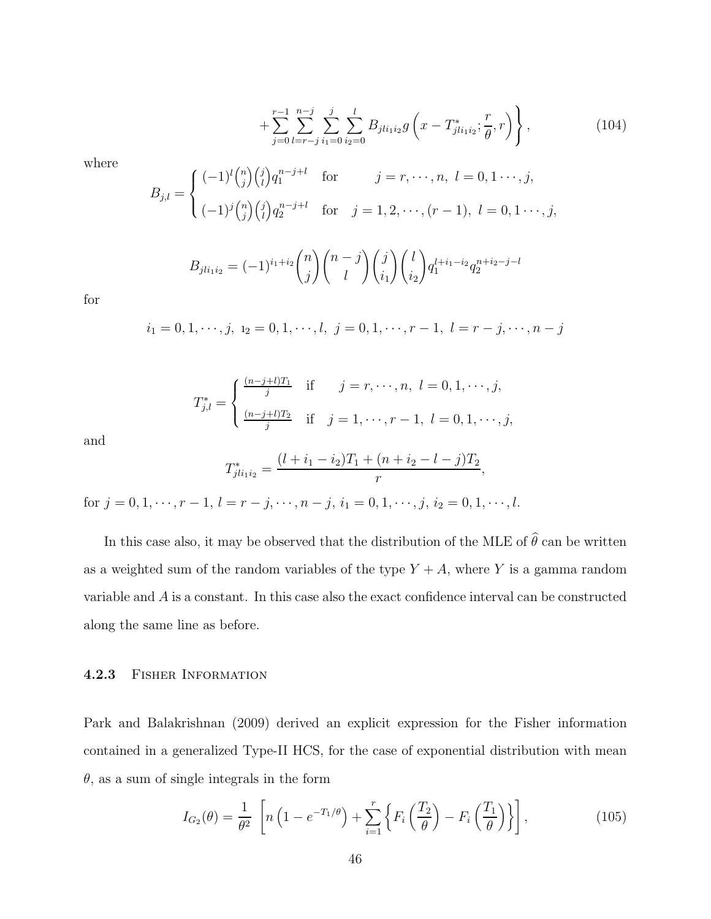$$
+\sum_{j=0}^{r-1}\sum_{l=r-j}^{n-j}\sum_{i_1=0}^{j}\sum_{i_2=0}^{l} B_{jli_1i_2}\, g\left(x - T^*_{jli_1i_2}; \frac{r}{\theta}, r\right)\Bigg\}, \tag{104}
$$

where

$$
B_{j,l} = \begin{cases} (-1)^l \binom{n}{j}\binom{j}{l} q_1^{n-j+l} & \text{for} \quad j = r, \cdots, n,\ l = 0, 1 \cdots, j, \\ (-1)^j \binom{n}{j}\binom{j}{l} q_2^{n-j+l} & \text{for} \quad j = 1, 2, \cdots, (r-1),\ l = 0, 1 \cdots, j, \end{cases}
$$

$$
B_{jli_1i_2} = (-1)^{i_1+i_2}\binom{n}{j}\binom{n-j}{l}\binom{j}{i_1}\binom{l}{i_2} q_1^{l+i_1-i_2} q_2^{n+i_2-j-l}
$$

for

$$
i_1 = 0, 1, \cdots, j,\ i_2 = 0, 1, \cdots, l,\ j = 0, 1, \cdots, r-1,\ l = r-j, \cdots, n-j
$$

$$
T^*_{j,l} = \begin{cases} \frac{(n-j+l)T_1}{j} & \text{if} \quad j = r, \cdots, n,\ l = 0, 1, \cdots, j, \\ \frac{(n-j+l)T_2}{j} & \text{if} \quad j = 1, \cdots, r-1,\ l = 0, 1, \cdots, j, \end{cases}
$$

and

$$
T^*_{jli_1i_2} = \frac{(l+i_1-i_2)T_1 + (n+i_2-l-j)T_2}{r},
$$

for $j = 0, 1, \cdots, r-1$, $l = r-j, \cdots, n-j$, $i_1 = 0, 1, \cdots, j$, $i_2 = 0, 1, \cdots, l$.

In this case also, it may be observed that the distribution of the MLE of $\widehat{\theta}$ can be written as a weighted sum of the random variables of the type $Y + A$, where $Y$ is a gamma random variable and $A$ is a constant. In this case also the exact confidence interval can be constructed along the same line as before.

### 4.2.3 Fisher Information

Park and Balakrishnan (2009) derived an explicit expression for the Fisher information contained in a generalized Type-II HCS, for the case of exponential distribution with mean $\theta$, as a sum of single integrals in the form

$$
I_{G_2}(\theta) = \frac{1}{\theta^2}\left[n\left(1 - e^{-T_1/\theta}\right) + \sum_{i=1}^{r}\left\{F_i\left(\frac{T_2}{\theta}\right) - F_i\left(\frac{T_1}{\theta}\right)\right\}\right], \tag{105}
$$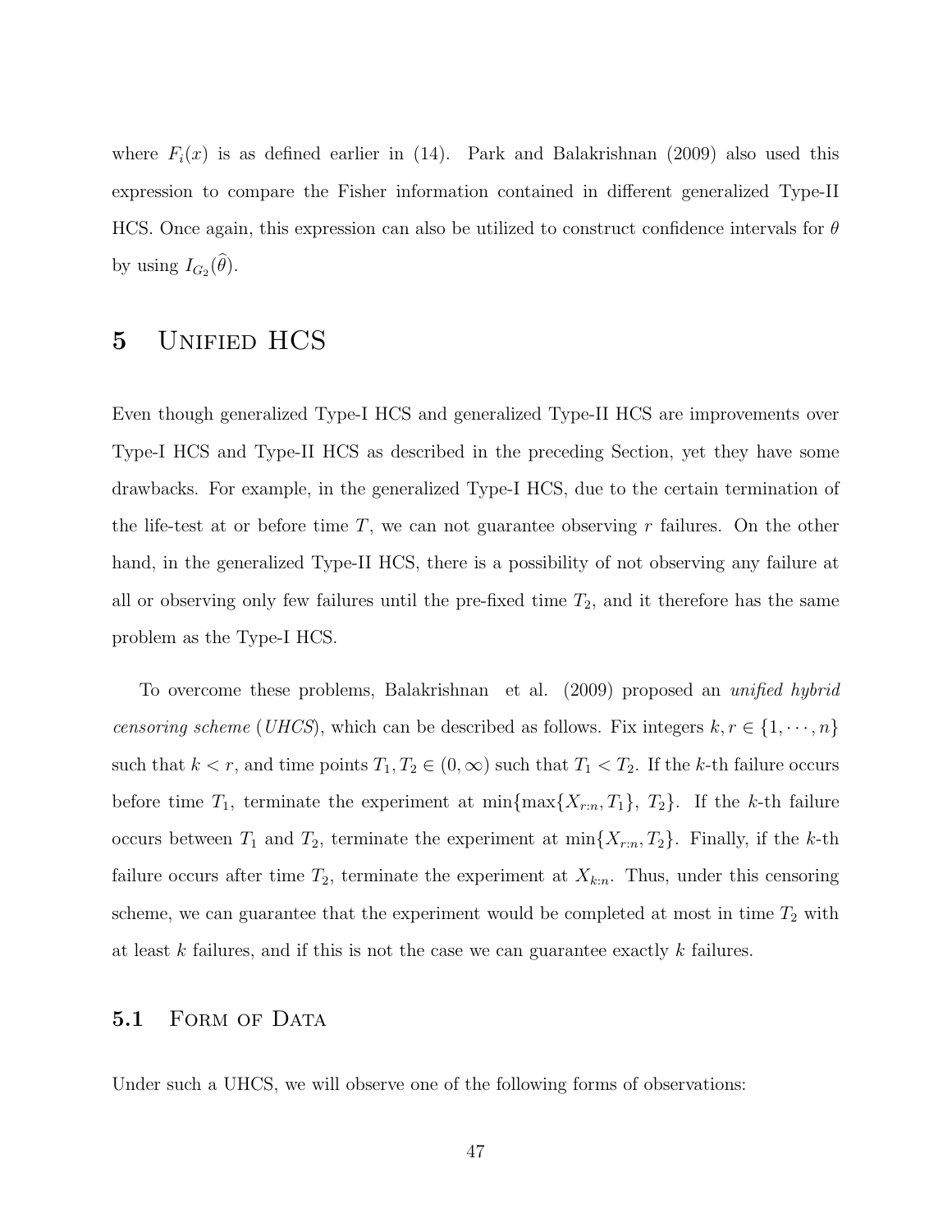where $F_i(x)$ is as defined earlier in (14). Park and Balakrishnan (2009) also used this expression to compare the Fisher information contained in different generalized Type-II HCS. Once again, this expression can also be utilized to construct confidence intervals for $\theta$ by using $I_{G_2}(\widehat{\theta})$.

# 5 Unified HCS

Even though generalized Type-I HCS and generalized Type-II HCS are improvements over Type-I HCS and Type-II HCS as described in the preceding Section, yet they have some drawbacks. For example, in the generalized Type-I HCS, due to the certain termination of the life-test at or before time $T$, we can not guarantee observing $r$ failures. On the other hand, in the generalized Type-II HCS, there is a possibility of not observing any failure at all or observing only few failures until the pre-fixed time $T_2$, and it therefore has the same problem as the Type-I HCS.

To overcome these problems, Balakrishnan et al. (2009) proposed an *unified hybrid censoring scheme* (*UHCS*), which can be described as follows. Fix integers $k, r \in \{1, \cdots, n\}$ such that $k < r$, and time points $T_1, T_2 \in (0, \infty)$ such that $T_1 < T_2$. If the $k$-th failure occurs before time $T_1$, terminate the experiment at $\min\{\max\{X_{r:n}, T_1\}, T_2\}$. If the $k$-th failure occurs between $T_1$ and $T_2$, terminate the experiment at $\min\{X_{r:n}, T_2\}$. Finally, if the $k$-th failure occurs after time $T_2$, terminate the experiment at $X_{k:n}$. Thus, under this censoring scheme, we can guarantee that the experiment would be completed at most in time $T_2$ with at least $k$ failures, and if this is not the case we can guarantee exactly $k$ failures.

## 5.1 Form of Data

Under such a UHCS, we will observe one of the following forms of observations: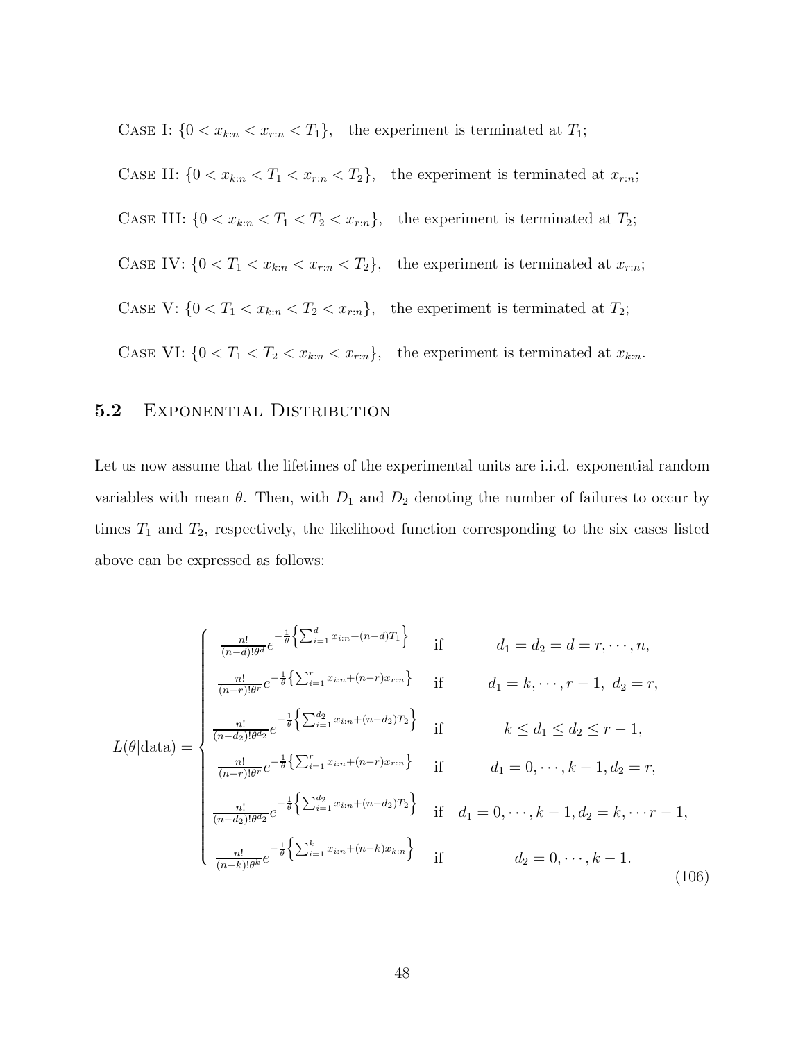Case I: $\{0 < x_{k:n} < x_{r:n} < T_1\}$, the experiment is terminated at $T_1$;

Case II: $\{0 < x_{k:n} < T_1 < x_{r:n} < T_2\}$, the experiment is terminated at $x_{r:n}$;

Case III: $\{0 < x_{k:n} < T_1 < T_2 < x_{r:n}\}$, the experiment is terminated at $T_2$;

Case IV: $\{0 < T_1 < x_{k:n} < x_{r:n} < T_2\}$, the experiment is terminated at $x_{r:n}$;

Case V: $\{0 < T_1 < x_{k:n} < T_2 < x_{r:n}\}$, the experiment is terminated at $T_2$;

Case VI: $\{0 < T_1 < T_2 < x_{k:n} < x_{r:n}\}$, the experiment is terminated at $x_{k:n}$.

## 5.2 Exponential Distribution

Let us now assume that the lifetimes of the experimental units are i.i.d. exponential random variables with mean $\theta$. Then, with $D_1$ and $D_2$ denoting the number of failures to occur by times $T_1$ and $T_2$, respectively, the likelihood function corresponding to the six cases listed above can be expressed as follows:

$$L(\theta|\text{data}) = \begin{cases} \frac{n!}{(n-d)!\theta^d} e^{-\frac{1}{\theta}\left\{\sum_{i=1}^{d} x_{i:n} + (n-d)T_1\right\}} & \text{if} \quad d_1 = d_2 = d = r, \cdots, n, \\ \frac{n!}{(n-r)!\theta^r} e^{-\frac{1}{\theta}\left\{\sum_{i=1}^{r} x_{i:n} + (n-r)x_{r:n}\right\}} & \text{if} \quad d_1 = k, \cdots, r-1, \ d_2 = r, \\ \frac{n!}{(n-d_2)!\theta^{d_2}} e^{-\frac{1}{\theta}\left\{\sum_{i=1}^{d_2} x_{i:n} + (n-d_2)T_2\right\}} & \text{if} \quad k \le d_1 \le d_2 \le r-1, \\ \frac{n!}{(n-r)!\theta^r} e^{-\frac{1}{\theta}\left\{\sum_{i=1}^{r} x_{i:n} + (n-r)x_{r:n}\right\}} & \text{if} \quad d_1 = 0, \cdots, k-1, d_2 = r, \\ \frac{n!}{(n-d_2)!\theta^{d_2}} e^{-\frac{1}{\theta}\left\{\sum_{i=1}^{d_2} x_{i:n} + (n-d_2)T_2\right\}} & \text{if} \quad d_1 = 0, \cdots, k-1, d_2 = k, \cdots r-1, \\ \frac{n!}{(n-k)!\theta^k} e^{-\frac{1}{\theta}\left\{\sum_{i=1}^{k} x_{i:n} + (n-k)x_{k:n}\right\}} & \text{if} \quad d_2 = 0, \cdots, k-1. \end{cases} \tag{106}$$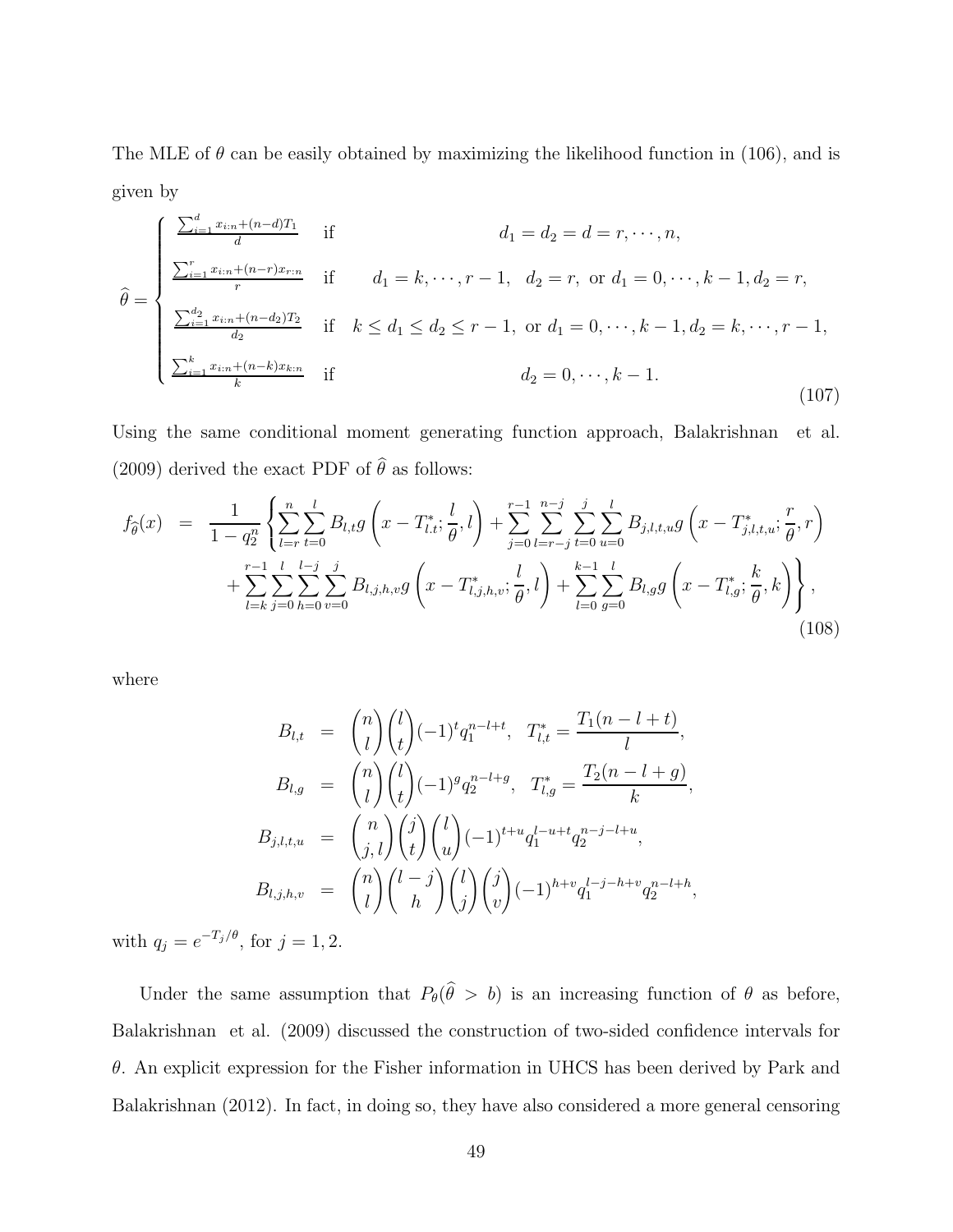The MLE of $\theta$ can be easily obtained by maximizing the likelihood function in (106), and is given by

$$
\widehat{\theta} = \begin{cases} \frac{\sum_{i=1}^{d} x_{i:n} + (n-d)T_1}{d} & \text{if} \quad d_1 = d_2 = d = r, \cdots, n, \\ \frac{\sum_{i=1}^{r} x_{i:n} + (n-r)x_{r:n}}{r} & \text{if} \quad d_1 = k, \cdots, r-1, \quad d_2 = r, \text{ or } d_1 = 0, \cdots, k-1, d_2 = r, \\ \frac{\sum_{i=1}^{d_2} x_{i:n} + (n-d_2)T_2}{d_2} & \text{if} \quad k \le d_1 \le d_2 \le r-1, \text{ or } d_1 = 0, \cdots, k-1, d_2 = k, \cdots, r-1, \\ \frac{\sum_{i=1}^{k} x_{i:n} + (n-k)x_{k:n}}{k} & \text{if} \quad d_2 = 0, \cdots, k-1. \end{cases} \tag{107}
$$

Using the same conditional moment generating function approach, Balakrishnan et al. (2009) derived the exact PDF of $\widehat{\theta}$ as follows:

$$
\begin{aligned}
f_{\widehat{\theta}}(x) = \frac{1}{1-q_2^n} \Bigg\{ & \sum_{l=r}^{n} \sum_{t=0}^{l} B_{l,t}\, g\left(x - T^*_{l.t}; \frac{l}{\theta}, l\right) + \sum_{j=0}^{r-1} \sum_{l=r-j}^{n-j} \sum_{t=0}^{j} \sum_{u=0}^{l} B_{j,l,t,u}\, g\left(x - T^*_{j,l,t,u}; \frac{r}{\theta}, r\right) \\
& + \sum_{l=k}^{r-1} \sum_{j=0}^{l} \sum_{h=0}^{l-j} \sum_{v=0}^{j} B_{l,j,h,v}\, g\left(x - T^*_{l,j,h,v}; \frac{l}{\theta}, l\right) + \sum_{l=0}^{k-1} \sum_{g=0}^{l} B_{l,g}\, g\left(x - T^*_{l,g}; \frac{k}{\theta}, k\right) \Bigg\},
\end{aligned} \tag{108}
$$

where

$$
\begin{aligned}
B_{l,t} &= \binom{n}{l}\binom{l}{t}(-1)^t q_1^{n-l+t}, \quad T^*_{l,t} = \frac{T_1(n-l+t)}{l}, \\
B_{l,g} &= \binom{n}{l}\binom{l}{t}(-1)^g q_2^{n-l+g}, \quad T^*_{l,g} = \frac{T_2(n-l+g)}{k}, \\
B_{j,l,t,u} &= \binom{n}{j,l}\binom{j}{t}\binom{l}{u}(-1)^{t+u} q_1^{l-u+t} q_2^{n-j-l+u}, \\
B_{l,j,h,v} &= \binom{n}{l}\binom{l-j}{h}\binom{l}{j}\binom{j}{v}(-1)^{h+v} q_1^{l-j-h+v} q_2^{n-l+h},
\end{aligned}
$$

with $q_j = e^{-T_j/\theta}$, for $j = 1, 2$.

Under the same assumption that $P_\theta(\widehat{\theta} > b)$ is an increasing function of $\theta$ as before, Balakrishnan et al. (2009) discussed the construction of two-sided confidence intervals for $\theta$. An explicit expression for the Fisher information in UHCS has been derived by Park and Balakrishnan (2012). In fact, in doing so, they have also considered a more general censoring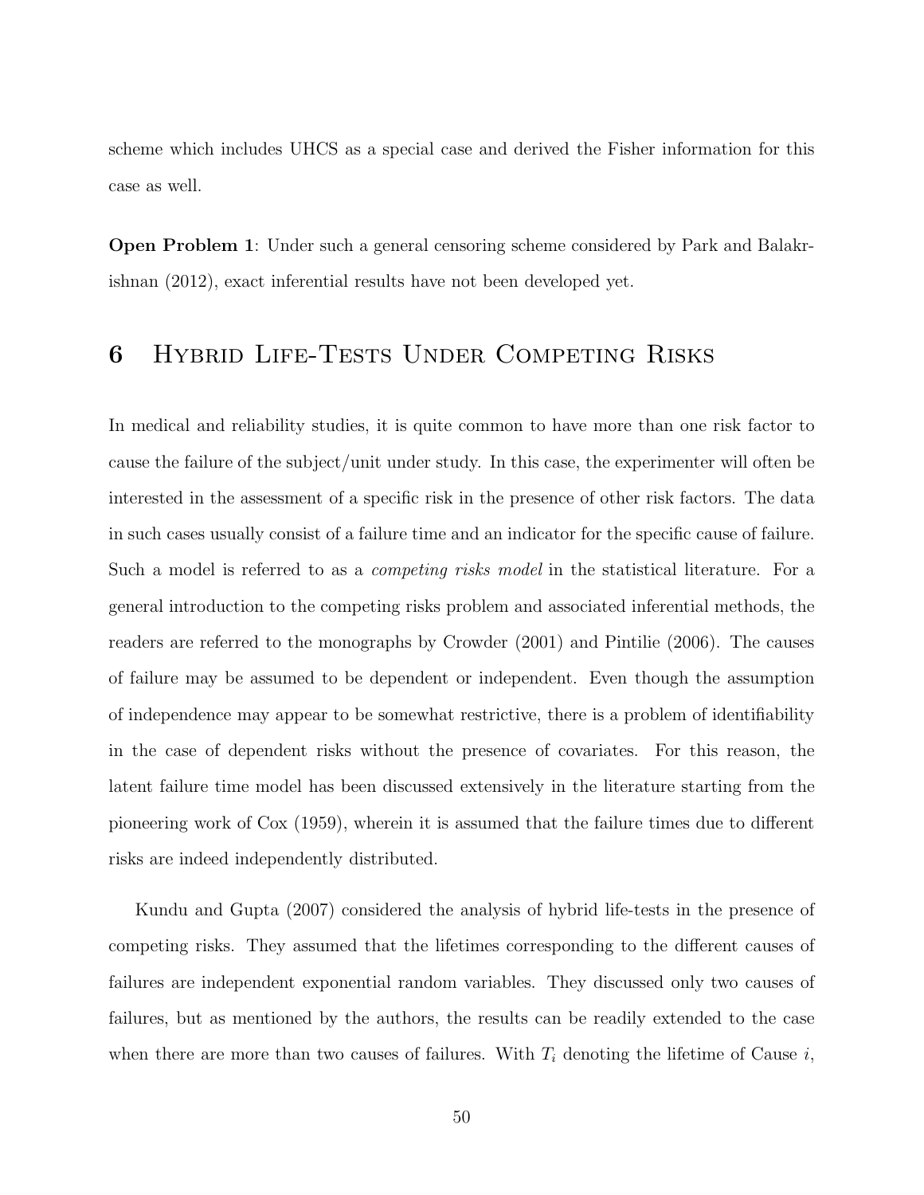scheme which includes UHCS as a special case and derived the Fisher information for this case as well.

**Open Problem 1**: Under such a general censoring scheme considered by Park and Balakrishnan (2012), exact inferential results have not been developed yet.

# 6 Hybrid Life-Tests Under Competing Risks

In medical and reliability studies, it is quite common to have more than one risk factor to cause the failure of the subject/unit under study. In this case, the experimenter will often be interested in the assessment of a specific risk in the presence of other risk factors. The data in such cases usually consist of a failure time and an indicator for the specific cause of failure. Such a model is referred to as a *competing risks model* in the statistical literature. For a general introduction to the competing risks problem and associated inferential methods, the readers are referred to the monographs by Crowder (2001) and Pintilie (2006). The causes of failure may be assumed to be dependent or independent. Even though the assumption of independence may appear to be somewhat restrictive, there is a problem of identifiability in the case of dependent risks without the presence of covariates. For this reason, the latent failure time model has been discussed extensively in the literature starting from the pioneering work of Cox (1959), wherein it is assumed that the failure times due to different risks are indeed independently distributed.

Kundu and Gupta (2007) considered the analysis of hybrid life-tests in the presence of competing risks. They assumed that the lifetimes corresponding to the different causes of failures are independent exponential random variables. They discussed only two causes of failures, but as mentioned by the authors, the results can be readily extended to the case when there are more than two causes of failures. With $T_i$ denoting the lifetime of Cause $i$,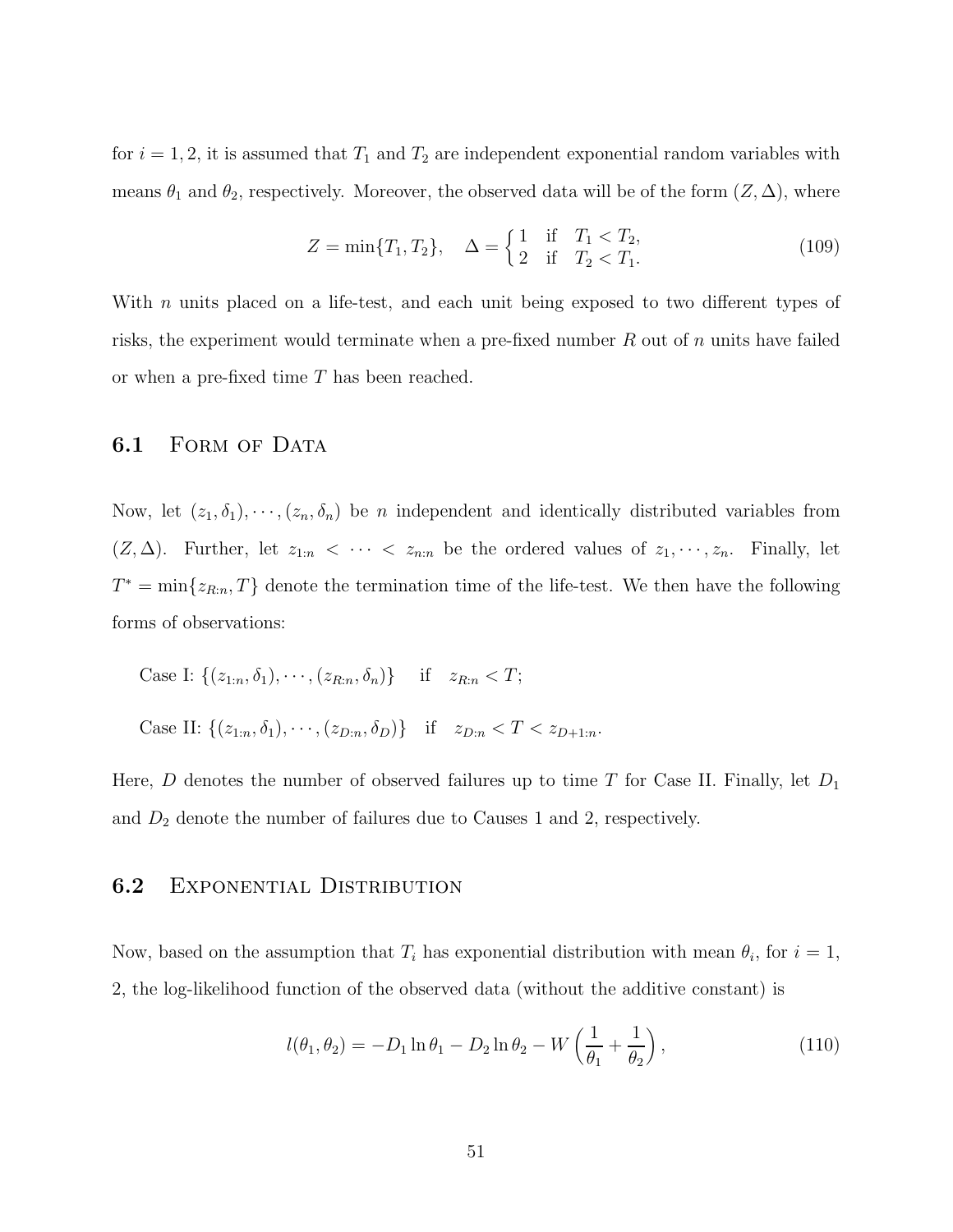for $i = 1, 2$, it is assumed that $T_1$ and $T_2$ are independent exponential random variables with means $\theta_1$ and $\theta_2$, respectively. Moreover, the observed data will be of the form $(Z, \Delta)$, where

$$Z = \min\{T_1, T_2\}, \quad \Delta = \begin{cases} 1 & \text{if} \quad T_1 < T_2, \\ 2 & \text{if} \quad T_2 < T_1. \end{cases} \tag{109}$$

With $n$ units placed on a life-test, and each unit being exposed to two different types of risks, the experiment would terminate when a pre-fixed number $R$ out of $n$ units have failed or when a pre-fixed time $T$ has been reached.

## 6.1 Form of Data

Now, let $(z_1, \delta_1), \cdots, (z_n, \delta_n)$ be $n$ independent and identically distributed variables from $(Z, \Delta)$. Further, let $z_{1:n} < \cdots < z_{n:n}$ be the ordered values of $z_1, \cdots, z_n$. Finally, let $T^* = \min\{z_{R:n}, T\}$ denote the termination time of the life-test. We then have the following forms of observations:

Case I: $\{(z_{1:n}, \delta_1), \cdots, (z_{R:n}, \delta_n)\}$ if $z_{R:n} < T$;

Case II: $\{(z_{1:n}, \delta_1), \cdots, (z_{D:n}, \delta_D)\}$ if $z_{D:n} < T < z_{D+1:n}$.

Here, $D$ denotes the number of observed failures up to time $T$ for Case II. Finally, let $D_1$ and $D_2$ denote the number of failures due to Causes 1 and 2, respectively.

## 6.2 Exponential Distribution

Now, based on the assumption that $T_i$ has exponential distribution with mean $\theta_i$, for $i = 1$, 2, the log-likelihood function of the observed data (without the additive constant) is

$$l(\theta_1, \theta_2) = -D_1 \ln \theta_1 - D_2 \ln \theta_2 - W \left( \frac{1}{\theta_1} + \frac{1}{\theta_2} \right), \tag{110}$$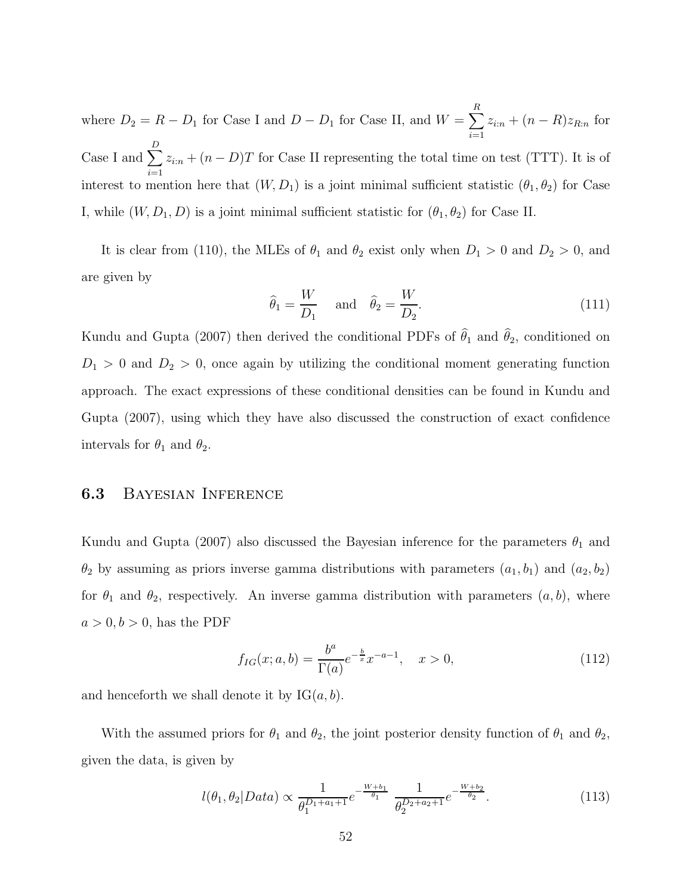where $D_2 = R - D_1$ for Case I and $D - D_1$ for Case II, and $W = \sum_{i=1}^{R} z_{i:n} + (n - R)z_{R:n}$ for Case I and $\sum_{i=1}^{D} z_{i:n} + (n - D)T$ for Case II representing the total time on test (TTT). It is of interest to mention here that $(W, D_1)$ is a joint minimal sufficient statistic $(\theta_1, \theta_2)$ for Case I, while $(W, D_1, D)$ is a joint minimal sufficient statistic for $(\theta_1, \theta_2)$ for Case II.

It is clear from (110), the MLEs of $\theta_1$ and $\theta_2$ exist only when $D_1 > 0$ and $D_2 > 0$, and are given by

$$\widehat{\theta}_1 = \frac{W}{D_1} \quad \text{and} \quad \widehat{\theta}_2 = \frac{W}{D_2}. \tag{111}$$

Kundu and Gupta (2007) then derived the conditional PDFs of $\widehat{\theta}_1$ and $\widehat{\theta}_2$, conditioned on $D_1 > 0$ and $D_2 > 0$, once again by utilizing the conditional moment generating function approach. The exact expressions of these conditional densities can be found in Kundu and Gupta (2007), using which they have also discussed the construction of exact confidence intervals for $\theta_1$ and $\theta_2$.

## 6.3 Bayesian Inference

Kundu and Gupta (2007) also discussed the Bayesian inference for the parameters $\theta_1$ and $\theta_2$ by assuming as priors inverse gamma distributions with parameters $(a_1, b_1)$ and $(a_2, b_2)$ for $\theta_1$ and $\theta_2$, respectively. An inverse gamma distribution with parameters $(a, b)$, where $a > 0, b > 0$, has the PDF

$$f_{IG}(x; a, b) = \frac{b^a}{\Gamma(a)} e^{-\frac{b}{x}} x^{-a-1}, \quad x > 0, \tag{112}$$

and henceforth we shall denote it by $\text{IG}(a, b)$.

With the assumed priors for $\theta_1$ and $\theta_2$, the joint posterior density function of $\theta_1$ and $\theta_2$, given the data, is given by

$$l(\theta_1, \theta_2 | Data) \propto \frac{1}{\theta_1^{D_1 + a_1 + 1}} e^{-\frac{W + b_1}{\theta_1}} \; \frac{1}{\theta_2^{D_2 + a_2 + 1}} e^{-\frac{W + b_2}{\theta_2}}. \tag{113}$$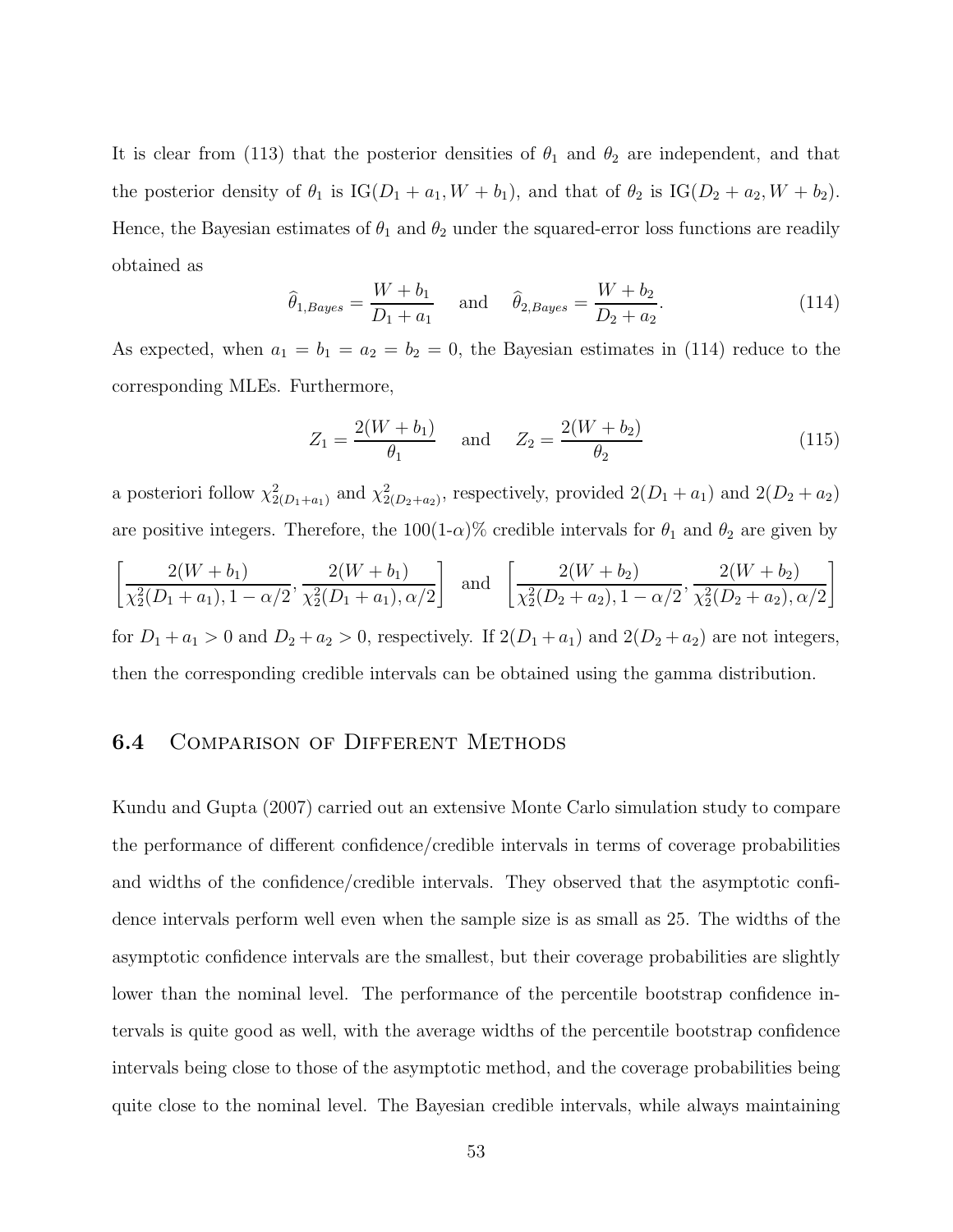It is clear from (113) that the posterior densities of $\theta_1$ and $\theta_2$ are independent, and that the posterior density of $\theta_1$ is $\text{IG}(D_1 + a_1, W + b_1)$, and that of $\theta_2$ is $\text{IG}(D_2 + a_2, W + b_2)$. Hence, the Bayesian estimates of $\theta_1$ and $\theta_2$ under the squared-error loss functions are readily obtained as

$$\widehat{\theta}_{1,Bayes} = \frac{W + b_1}{D_1 + a_1} \quad \text{and} \quad \widehat{\theta}_{2,Bayes} = \frac{W + b_2}{D_2 + a_2}. \tag{114}$$

As expected, when $a_1 = b_1 = a_2 = b_2 = 0$, the Bayesian estimates in (114) reduce to the corresponding MLEs. Furthermore,

$$Z_1 = \frac{2(W + b_1)}{\theta_1} \quad \text{and} \quad Z_2 = \frac{2(W + b_2)}{\theta_2} \tag{115}$$

a posteriori follow $\chi^2_{2(D_1+a_1)}$ and $\chi^2_{2(D_2+a_2)}$, respectively, provided $2(D_1 + a_1)$ and $2(D_2 + a_2)$ are positive integers. Therefore, the 100(1-$\alpha$)% credible intervals for $\theta_1$ and $\theta_2$ are given by

$$\left[\frac{2(W + b_1)}{\chi^2_2(D_1 + a_1), 1 - \alpha/2}, \frac{2(W + b_1)}{\chi^2_2(D_1 + a_1), \alpha/2}\right] \quad \text{and} \quad \left[\frac{2(W + b_2)}{\chi^2_2(D_2 + a_2), 1 - \alpha/2}, \frac{2(W + b_2)}{\chi^2_2(D_2 + a_2), \alpha/2}\right]$$

for $D_1 + a_1 > 0$ and $D_2 + a_2 > 0$, respectively. If $2(D_1 + a_1)$ and $2(D_2 + a_2)$ are not integers, then the corresponding credible intervals can be obtained using the gamma distribution.

## 6.4 Comparison of Different Methods

Kundu and Gupta (2007) carried out an extensive Monte Carlo simulation study to compare the performance of different confidence/credible intervals in terms of coverage probabilities and widths of the confidence/credible intervals. They observed that the asymptotic confidence intervals perform well even when the sample size is as small as 25. The widths of the asymptotic confidence intervals are the smallest, but their coverage probabilities are slightly lower than the nominal level. The performance of the percentile bootstrap confidence intervals is quite good as well, with the average widths of the percentile bootstrap confidence intervals being close to those of the asymptotic method, and the coverage probabilities being quite close to the nominal level. The Bayesian credible intervals, while always maintaining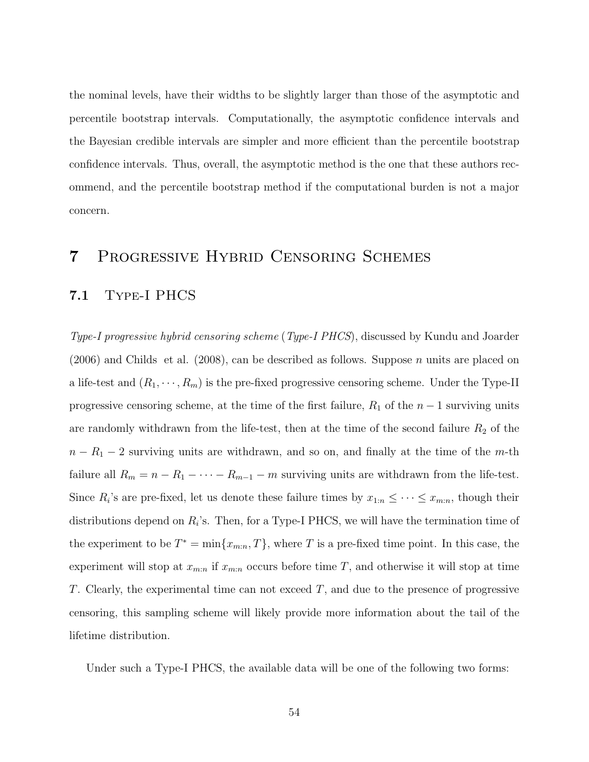the nominal levels, have their widths to be slightly larger than those of the asymptotic and percentile bootstrap intervals. Computationally, the asymptotic confidence intervals and the Bayesian credible intervals are simpler and more efficient than the percentile bootstrap confidence intervals. Thus, overall, the asymptotic method is the one that these authors recommend, and the percentile bootstrap method if the computational burden is not a major concern.

# 7 Progressive Hybrid Censoring Schemes

## 7.1 Type-I PHCS

*Type-I progressive hybrid censoring scheme* (*Type-I PHCS*), discussed by Kundu and Joarder (2006) and Childs et al. (2008), can be described as follows. Suppose $n$ units are placed on a life-test and $(R_1, \cdots, R_m)$ is the pre-fixed progressive censoring scheme. Under the Type-II progressive censoring scheme, at the time of the first failure, $R_1$ of the $n-1$ surviving units are randomly withdrawn from the life-test, then at the time of the second failure $R_2$ of the $n - R_1 - 2$ surviving units are withdrawn, and so on, and finally at the time of the $m$-th failure all $R_m = n - R_1 - \cdots - R_{m-1} - m$ surviving units are withdrawn from the life-test. Since $R_i$'s are pre-fixed, let us denote these failure times by $x_{1:n} \leq \cdots \leq x_{m:n}$, though their distributions depend on $R_i$'s. Then, for a Type-I PHCS, we will have the termination time of the experiment to be $T^* = \min\{x_{m:n}, T\}$, where $T$ is a pre-fixed time point. In this case, the experiment will stop at $x_{m:n}$ if $x_{m:n}$ occurs before time $T$, and otherwise it will stop at time $T$. Clearly, the experimental time can not exceed $T$, and due to the presence of progressive censoring, this sampling scheme will likely provide more information about the tail of the lifetime distribution.

Under such a Type-I PHCS, the available data will be one of the following two forms: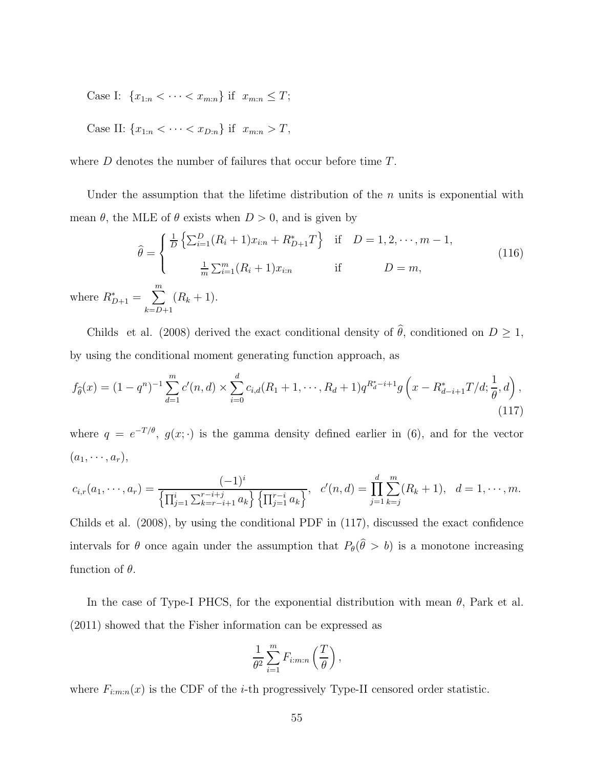Case I: $\{x_{1:n} < \cdots < x_{m:n}\}$ if $x_{m:n} \leq T$;

Case II: $\{x_{1:n} < \cdots < x_{D:n}\}$ if $x_{m:n} > T$,

where $D$ denotes the number of failures that occur before time $T$.

Under the assumption that the lifetime distribution of the $n$ units is exponential with mean $\theta$, the MLE of $\theta$ exists when $D > 0$, and is given by

$$\widehat{\theta} = \begin{cases} \frac{1}{D}\left\{\sum_{i=1}^{D}(R_i+1)x_{i:n} + R_{D+1}^{*}T\right\} & \text{if} \quad D = 1, 2, \cdots, m-1, \\ \frac{1}{m}\sum_{i=1}^{m}(R_i+1)x_{i:n} & \text{if} \quad D = m, \end{cases} \tag{116}$$

where $R_{D+1}^{*} = \sum_{k=D+1}^{m}(R_k+1)$.

Childs et al. (2008) derived the exact conditional density of $\widehat{\theta}$, conditioned on $D \geq 1$, by using the conditional moment generating function approach, as

$$f_{\widehat{\theta}}(x) = (1-q^n)^{-1}\sum_{d=1}^{m} c'(n,d) \times \sum_{i=0}^{d} c_{i,d}(R_1+1, \cdots, R_d+1) q^{R_d^{*}-i+1} g\left(x - R_{d-i+1}^{*}T/d; \frac{1}{\theta}, d\right), \tag{117}$$

where $q = e^{-T/\theta}$, $g(x;\cdot)$ is the gamma density defined earlier in (6), and for the vector $(a_1, \cdots, a_r)$,

$$c_{i,r}(a_1, \cdots, a_r) = \frac{(-1)^i}{\left\{\prod_{j=1}^{i}\sum_{k=r-i+1}^{r-i+j} a_k\right\}\left\{\prod_{j=1}^{r-i} a_k\right\}}, \quad c'(n,d) = \prod_{j=1}^{d}\sum_{k=j}^{m}(R_k+1), \quad d = 1, \cdots, m.$$

Childs et al. (2008), by using the conditional PDF in (117), discussed the exact confidence intervals for $\theta$ once again under the assumption that $P_\theta(\widehat{\theta} > b)$ is a monotone increasing function of $\theta$.

In the case of Type-I PHCS, for the exponential distribution with mean $\theta$, Park et al. (2011) showed that the Fisher information can be expressed as

$$\frac{1}{\theta^2}\sum_{i=1}^{m} F_{i:m:n}\left(\frac{T}{\theta}\right),$$

where $F_{i:m:n}(x)$ is the CDF of the $i$-th progressively Type-II censored order statistic.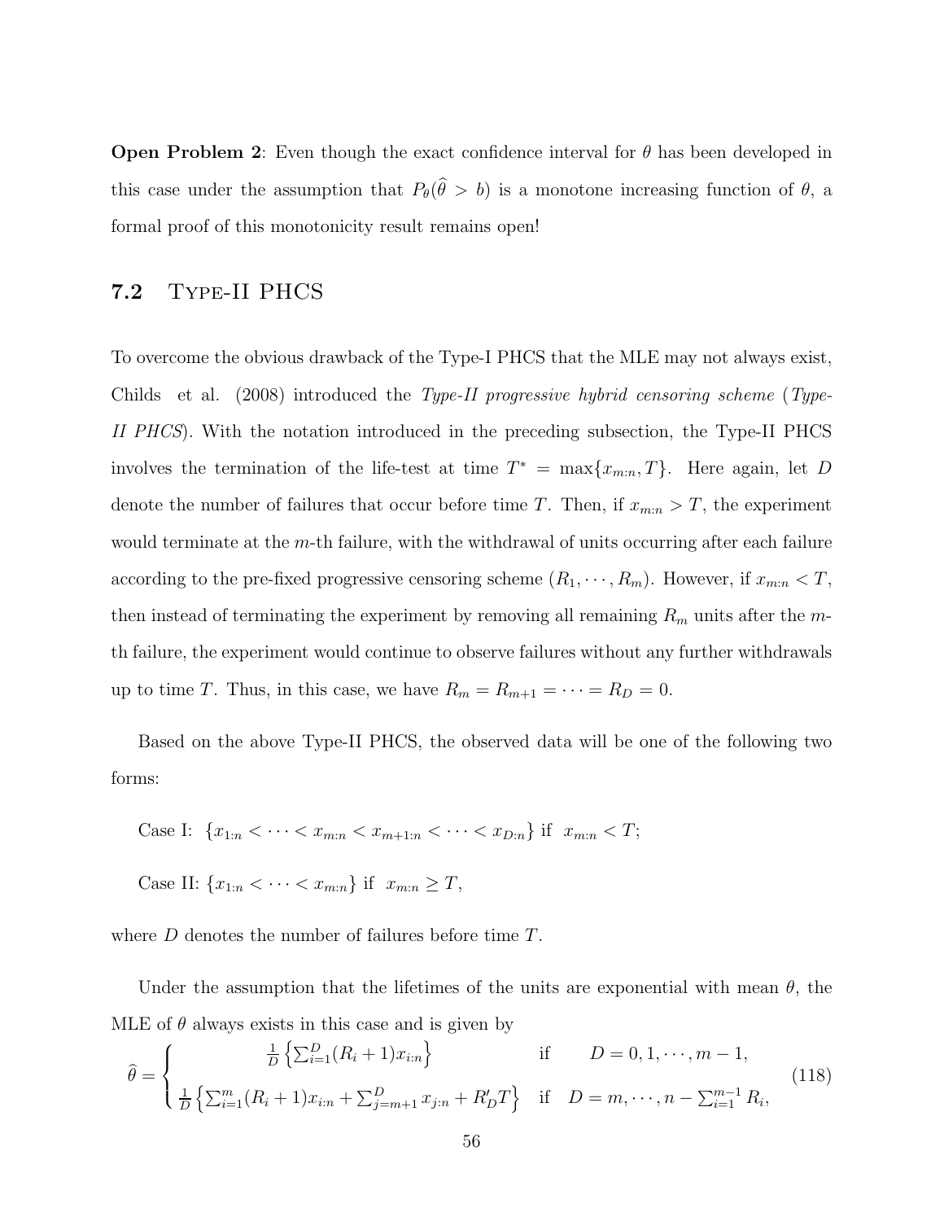**Open Problem 2**: Even though the exact confidence interval for $\theta$ has been developed in this case under the assumption that $P_\theta(\widehat{\theta} > b)$ is a monotone increasing function of $\theta$, a formal proof of this monotonicity result remains open!

## 7.2 Type-II PHCS

To overcome the obvious drawback of the Type-I PHCS that the MLE may not always exist, Childs et al. (2008) introduced the *Type-II progressive hybrid censoring scheme* (*Type-II PHCS*). With the notation introduced in the preceding subsection, the Type-II PHCS involves the termination of the life-test at time $T^* = \max\{x_{m:n}, T\}$. Here again, let $D$ denote the number of failures that occur before time $T$. Then, if $x_{m:n} > T$, the experiment would terminate at the $m$-th failure, with the withdrawal of units occurring after each failure according to the pre-fixed progressive censoring scheme $(R_1, \cdots, R_m)$. However, if $x_{m:n} < T$, then instead of terminating the experiment by removing all remaining $R_m$ units after the $m$-th failure, the experiment would continue to observe failures without any further withdrawals up to time $T$. Thus, in this case, we have $R_m = R_{m+1} = \cdots = R_D = 0$.

Based on the above Type-II PHCS, the observed data will be one of the following two forms:

Case I: $\{x_{1:n} < \cdots < x_{m:n} < x_{m+1:n} < \cdots < x_{D:n}\}$ if $x_{m:n} < T$;

Case II: $\{x_{1:n} < \cdots < x_{m:n}\}$ if $x_{m:n} \geq T$,

where $D$ denotes the number of failures before time $T$.

Under the assumption that the lifetimes of the units are exponential with mean $\theta$, the MLE of $\theta$ always exists in this case and is given by

$$\widehat{\theta} = \begin{cases} \frac{1}{D}\left\{\sum_{i=1}^{D}(R_i+1)x_{i:n}\right\} & \text{if} \quad D = 0, 1, \cdots, m-1, \\ \frac{1}{D}\left\{\sum_{i=1}^{m}(R_i+1)x_{i:n} + \sum_{j=m+1}^{D} x_{j:n} + R'_D T\right\} & \text{if} \quad D = m, \cdots, n - \sum_{i=1}^{m-1} R_i, \end{cases} \tag{118}$$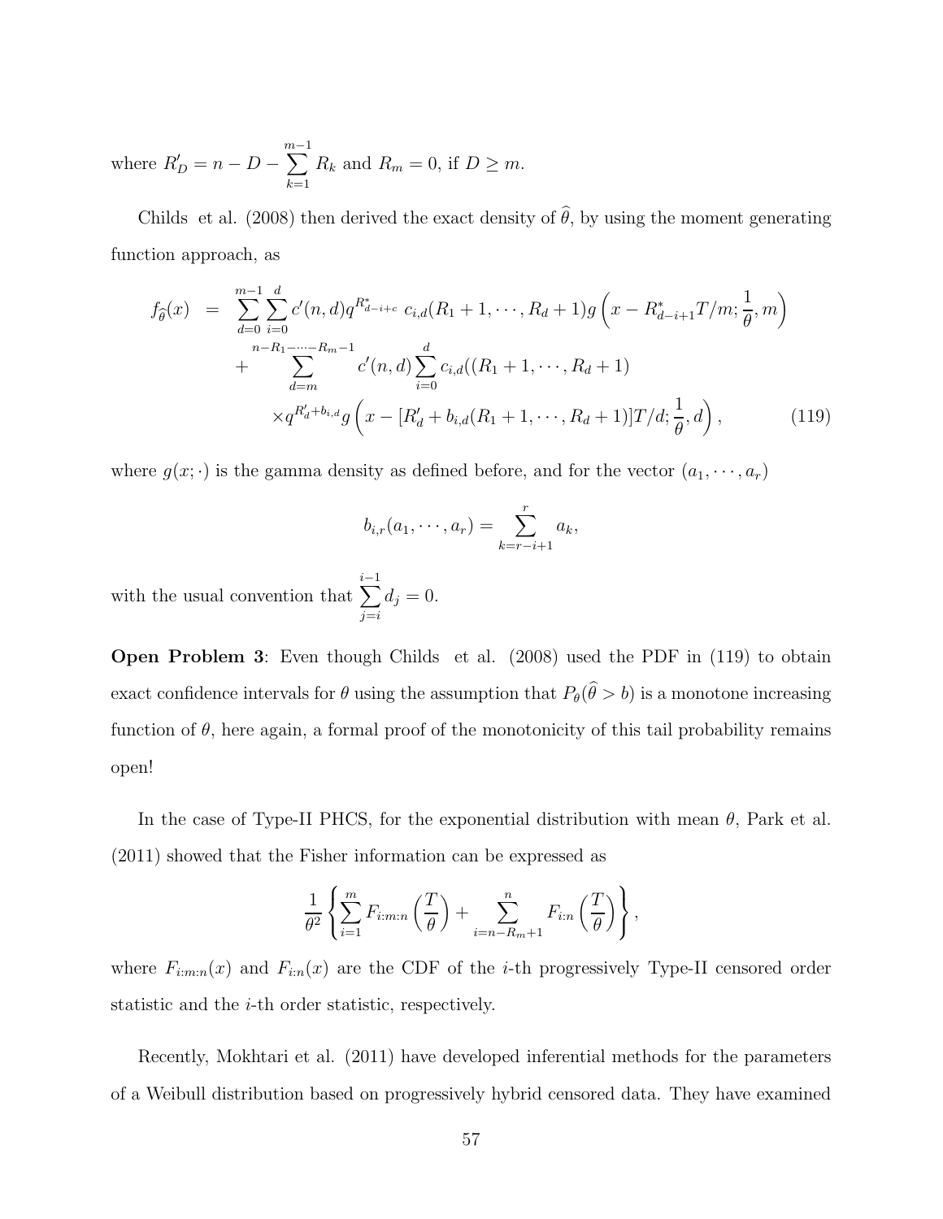where $R'_D = n - D - \sum_{k=1}^{m-1} R_k$ and $R_m = 0$, if $D \geq m$.

Childs et al. (2008) then derived the exact density of $\widehat{\theta}$, by using the moment generating function approach, as

$$
\begin{aligned}
f_{\widehat{\theta}}(x) \;=\; & \sum_{d=0}^{m-1} \sum_{i=0}^{d} c'(n,d) q^{R^*_{d-i+c}} \; c_{i,d}(R_1+1, \cdots, R_d+1) g\left(x - R^*_{d-i+1} T/m; \frac{1}{\theta}, m\right) \\
& + \sum_{d=m}^{n-R_1-\cdots-R_m-1} c'(n,d) \sum_{i=0}^{d} c_{i,d}((R_1+1, \cdots, R_d+1) \\
& \quad \times q^{R'_d + b_{i,d}} g\left(x - [R'_d + b_{i,d}(R_1+1, \cdots, R_d+1)]T/d; \frac{1}{\theta}, d\right), \qquad (119)
\end{aligned}
$$

where $g(x;\cdot)$ is the gamma density as defined before, and for the vector $(a_1, \cdots, a_r)$

$$
b_{i,r}(a_1, \cdots, a_r) = \sum_{k=r-i+1}^{r} a_k,
$$

with the usual convention that $\sum_{j=i}^{i-1} d_j = 0$.

**Open Problem 3**: Even though Childs et al. (2008) used the PDF in (119) to obtain exact confidence intervals for $\theta$ using the assumption that $P_\theta(\widehat{\theta} > b)$ is a monotone increasing function of $\theta$, here again, a formal proof of the monotonicity of this tail probability remains open!

In the case of Type-II PHCS, for the exponential distribution with mean $\theta$, Park et al. (2011) showed that the Fisher information can be expressed as

$$
\frac{1}{\theta^2} \left\{ \sum_{i=1}^{m} F_{i:m:n}\left(\frac{T}{\theta}\right) + \sum_{i=n-R_m+1}^{n} F_{i:n}\left(\frac{T}{\theta}\right) \right\},
$$

where $F_{i:m:n}(x)$ and $F_{i:n}(x)$ are the CDF of the $i$-th progressively Type-II censored order statistic and the $i$-th order statistic, respectively.

Recently, Mokhtari et al. (2011) have developed inferential methods for the parameters of a Weibull distribution based on progressively hybrid censored data. They have examined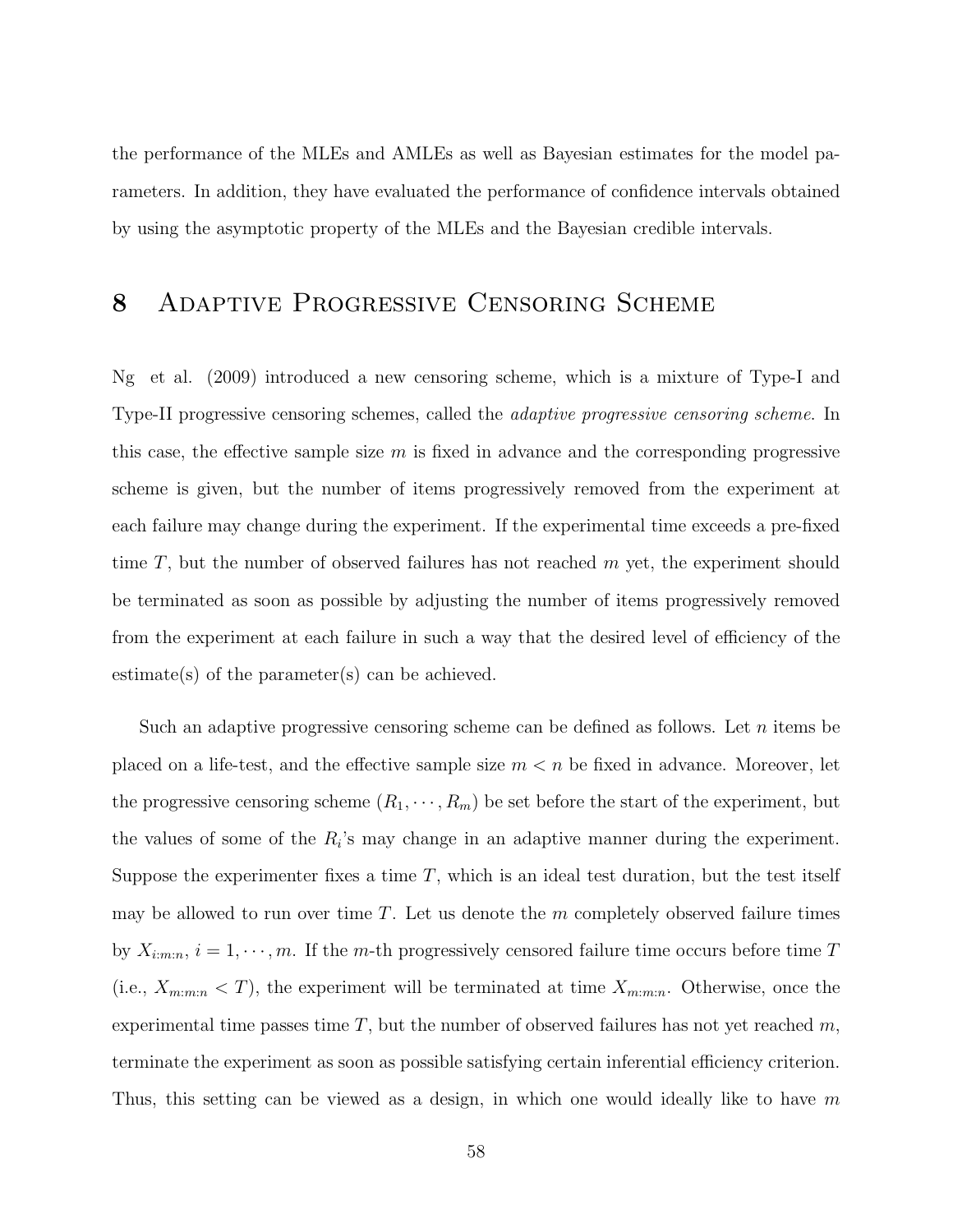the performance of the MLEs and AMLEs as well as Bayesian estimates for the model parameters. In addition, they have evaluated the performance of confidence intervals obtained by using the asymptotic property of the MLEs and the Bayesian credible intervals.

# 8 Adaptive Progressive Censoring Scheme

Ng et al. (2009) introduced a new censoring scheme, which is a mixture of Type-I and Type-II progressive censoring schemes, called the *adaptive progressive censoring scheme*. In this case, the effective sample size $m$ is fixed in advance and the corresponding progressive scheme is given, but the number of items progressively removed from the experiment at each failure may change during the experiment. If the experimental time exceeds a pre-fixed time $T$, but the number of observed failures has not reached $m$ yet, the experiment should be terminated as soon as possible by adjusting the number of items progressively removed from the experiment at each failure in such a way that the desired level of efficiency of the estimate(s) of the parameter(s) can be achieved.

Such an adaptive progressive censoring scheme can be defined as follows. Let $n$ items be placed on a life-test, and the effective sample size $m < n$ be fixed in advance. Moreover, let the progressive censoring scheme $(R_1, \cdots, R_m)$ be set before the start of the experiment, but the values of some of the $R_i$'s may change in an adaptive manner during the experiment. Suppose the experimenter fixes a time $T$, which is an ideal test duration, but the test itself may be allowed to run over time $T$. Let us denote the $m$ completely observed failure times by $X_{i:m:n}$, $i = 1, \cdots, m$. If the $m$-th progressively censored failure time occurs before time $T$ (i.e., $X_{m:m:n} < T$), the experiment will be terminated at time $X_{m:m:n}$. Otherwise, once the experimental time passes time $T$, but the number of observed failures has not yet reached $m$, terminate the experiment as soon as possible satisfying certain inferential efficiency criterion. Thus, this setting can be viewed as a design, in which one would ideally like to have $m$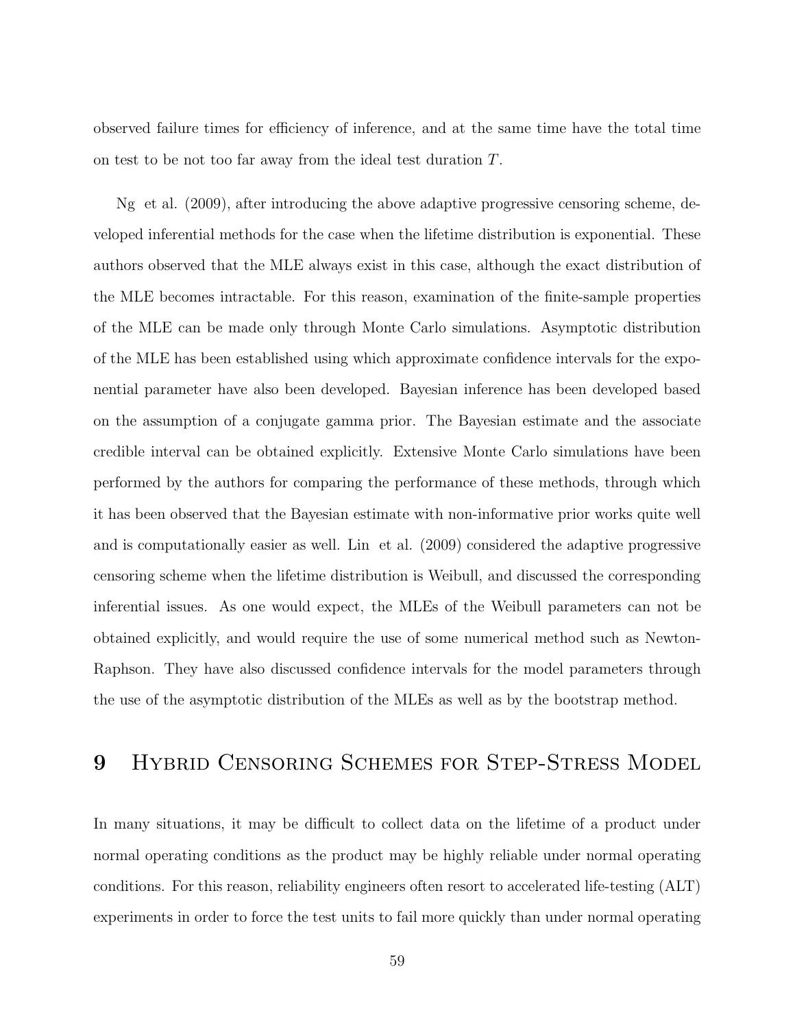observed failure times for efficiency of inference, and at the same time have the total time on test to be not too far away from the ideal test duration $T$.

Ng et al. (2009), after introducing the above adaptive progressive censoring scheme, developed inferential methods for the case when the lifetime distribution is exponential. These authors observed that the MLE always exist in this case, although the exact distribution of the MLE becomes intractable. For this reason, examination of the finite-sample properties of the MLE can be made only through Monte Carlo simulations. Asymptotic distribution of the MLE has been established using which approximate confidence intervals for the exponential parameter have also been developed. Bayesian inference has been developed based on the assumption of a conjugate gamma prior. The Bayesian estimate and the associate credible interval can be obtained explicitly. Extensive Monte Carlo simulations have been performed by the authors for comparing the performance of these methods, through which it has been observed that the Bayesian estimate with non-informative prior works quite well and is computationally easier as well. Lin et al. (2009) considered the adaptive progressive censoring scheme when the lifetime distribution is Weibull, and discussed the corresponding inferential issues. As one would expect, the MLEs of the Weibull parameters can not be obtained explicitly, and would require the use of some numerical method such as Newton-Raphson. They have also discussed confidence intervals for the model parameters through the use of the asymptotic distribution of the MLEs as well as by the bootstrap method.

# 9 Hybrid Censoring Schemes for Step-Stress Model

In many situations, it may be difficult to collect data on the lifetime of a product under normal operating conditions as the product may be highly reliable under normal operating conditions. For this reason, reliability engineers often resort to accelerated life-testing (ALT) experiments in order to force the test units to fail more quickly than under normal operating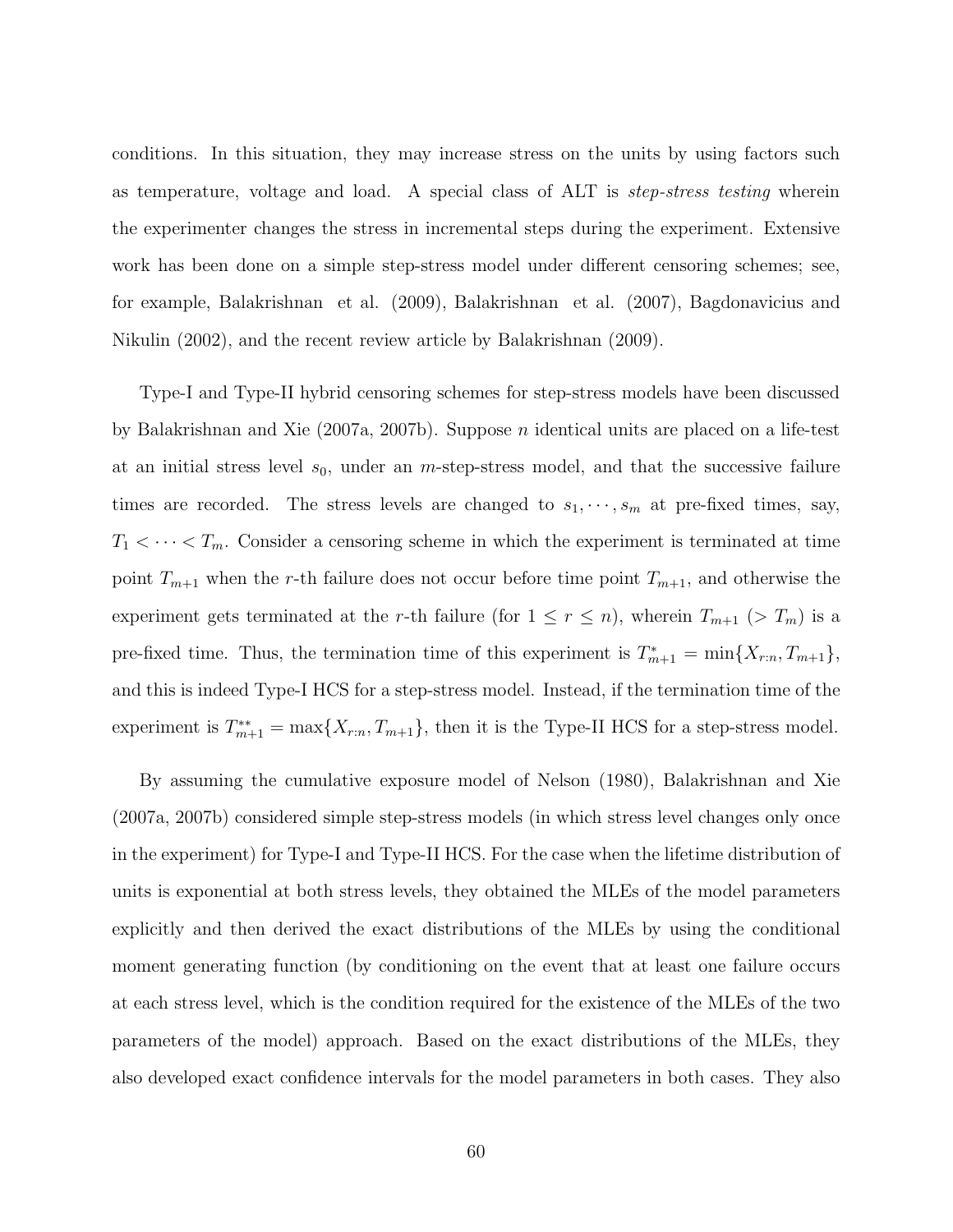conditions. In this situation, they may increase stress on the units by using factors such as temperature, voltage and load. A special class of ALT is *step-stress testing* wherein the experimenter changes the stress in incremental steps during the experiment. Extensive work has been done on a simple step-stress model under different censoring schemes; see, for example, Balakrishnan et al. (2009), Balakrishnan et al. (2007), Bagdonavicius and Nikulin (2002), and the recent review article by Balakrishnan (2009).

Type-I and Type-II hybrid censoring schemes for step-stress models have been discussed by Balakrishnan and Xie (2007a, 2007b). Suppose $n$ identical units are placed on a life-test at an initial stress level $s_0$, under an $m$-step-stress model, and that the successive failure times are recorded. The stress levels are changed to $s_1, \cdots, s_m$ at pre-fixed times, say, $T_1 < \cdots < T_m$. Consider a censoring scheme in which the experiment is terminated at time point $T_{m+1}$ when the $r$-th failure does not occur before time point $T_{m+1}$, and otherwise the experiment gets terminated at the $r$-th failure (for $1 \leq r \leq n$), wherein $T_{m+1}$ ($> T_m$) is a pre-fixed time. Thus, the termination time of this experiment is $T^*_{m+1} = \min\{X_{r:n}, T_{m+1}\}$, and this is indeed Type-I HCS for a step-stress model. Instead, if the termination time of the experiment is $T^{**}_{m+1} = \max\{X_{r:n}, T_{m+1}\}$, then it is the Type-II HCS for a step-stress model.

By assuming the cumulative exposure model of Nelson (1980), Balakrishnan and Xie (2007a, 2007b) considered simple step-stress models (in which stress level changes only once in the experiment) for Type-I and Type-II HCS. For the case when the lifetime distribution of units is exponential at both stress levels, they obtained the MLEs of the model parameters explicitly and then derived the exact distributions of the MLEs by using the conditional moment generating function (by conditioning on the event that at least one failure occurs at each stress level, which is the condition required for the existence of the MLEs of the two parameters of the model) approach. Based on the exact distributions of the MLEs, they also developed exact confidence intervals for the model parameters in both cases. They also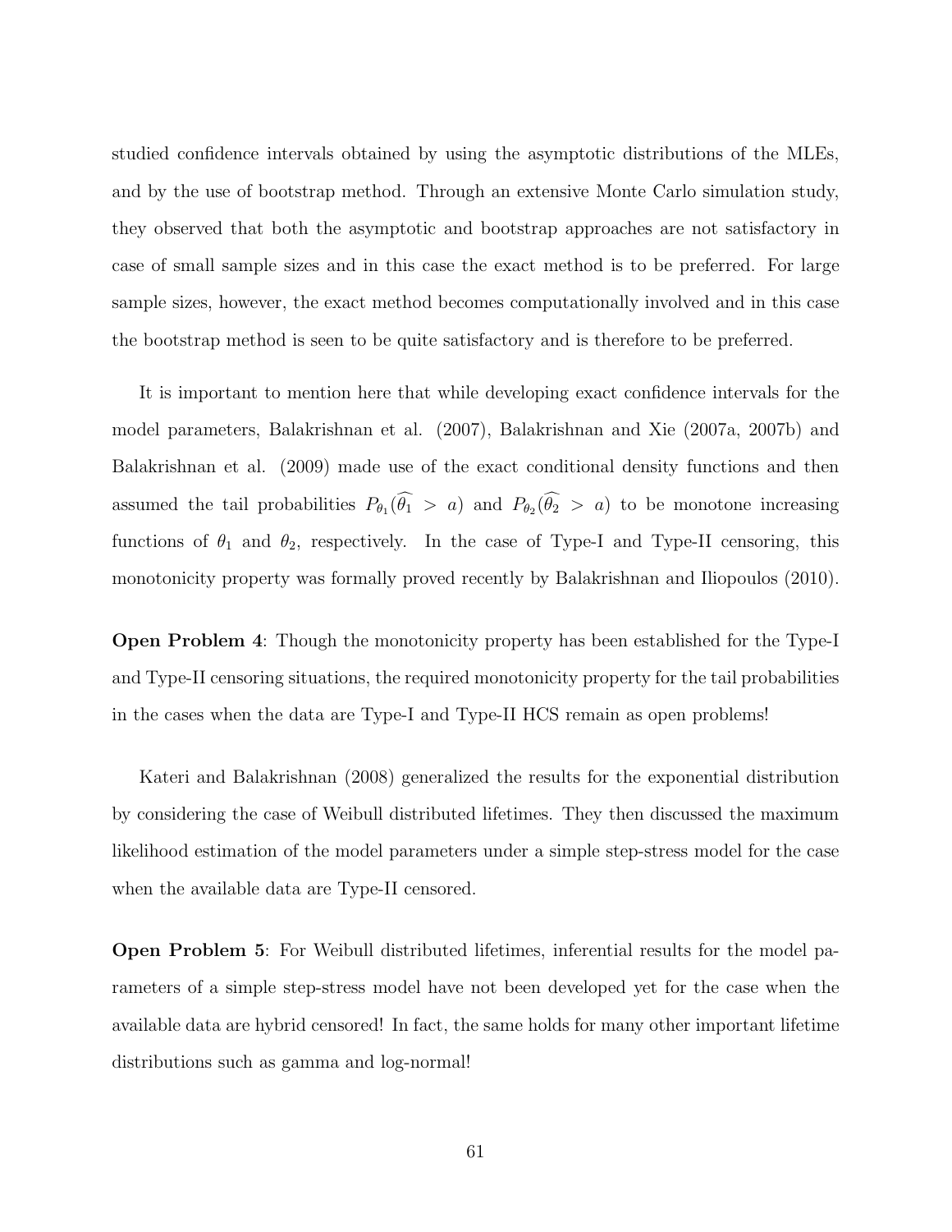studied confidence intervals obtained by using the asymptotic distributions of the MLEs, and by the use of bootstrap method. Through an extensive Monte Carlo simulation study, they observed that both the asymptotic and bootstrap approaches are not satisfactory in case of small sample sizes and in this case the exact method is to be preferred. For large sample sizes, however, the exact method becomes computationally involved and in this case the bootstrap method is seen to be quite satisfactory and is therefore to be preferred.

It is important to mention here that while developing exact confidence intervals for the model parameters, Balakrishnan et al. (2007), Balakrishnan and Xie (2007a, 2007b) and Balakrishnan et al. (2009) made use of the exact conditional density functions and then assumed the tail probabilities $P_{\theta_1}(\widehat{\theta_1} > a)$ and $P_{\theta_2}(\widehat{\theta_2} > a)$ to be monotone increasing functions of $\theta_1$ and $\theta_2$, respectively. In the case of Type-I and Type-II censoring, this monotonicity property was formally proved recently by Balakrishnan and Iliopoulos (2010).

**Open Problem 4**: Though the monotonicity property has been established for the Type-I and Type-II censoring situations, the required monotonicity property for the tail probabilities in the cases when the data are Type-I and Type-II HCS remain as open problems!

Kateri and Balakrishnan (2008) generalized the results for the exponential distribution by considering the case of Weibull distributed lifetimes. They then discussed the maximum likelihood estimation of the model parameters under a simple step-stress model for the case when the available data are Type-II censored.

**Open Problem 5**: For Weibull distributed lifetimes, inferential results for the model parameters of a simple step-stress model have not been developed yet for the case when the available data are hybrid censored! In fact, the same holds for many other important lifetime distributions such as gamma and log-normal!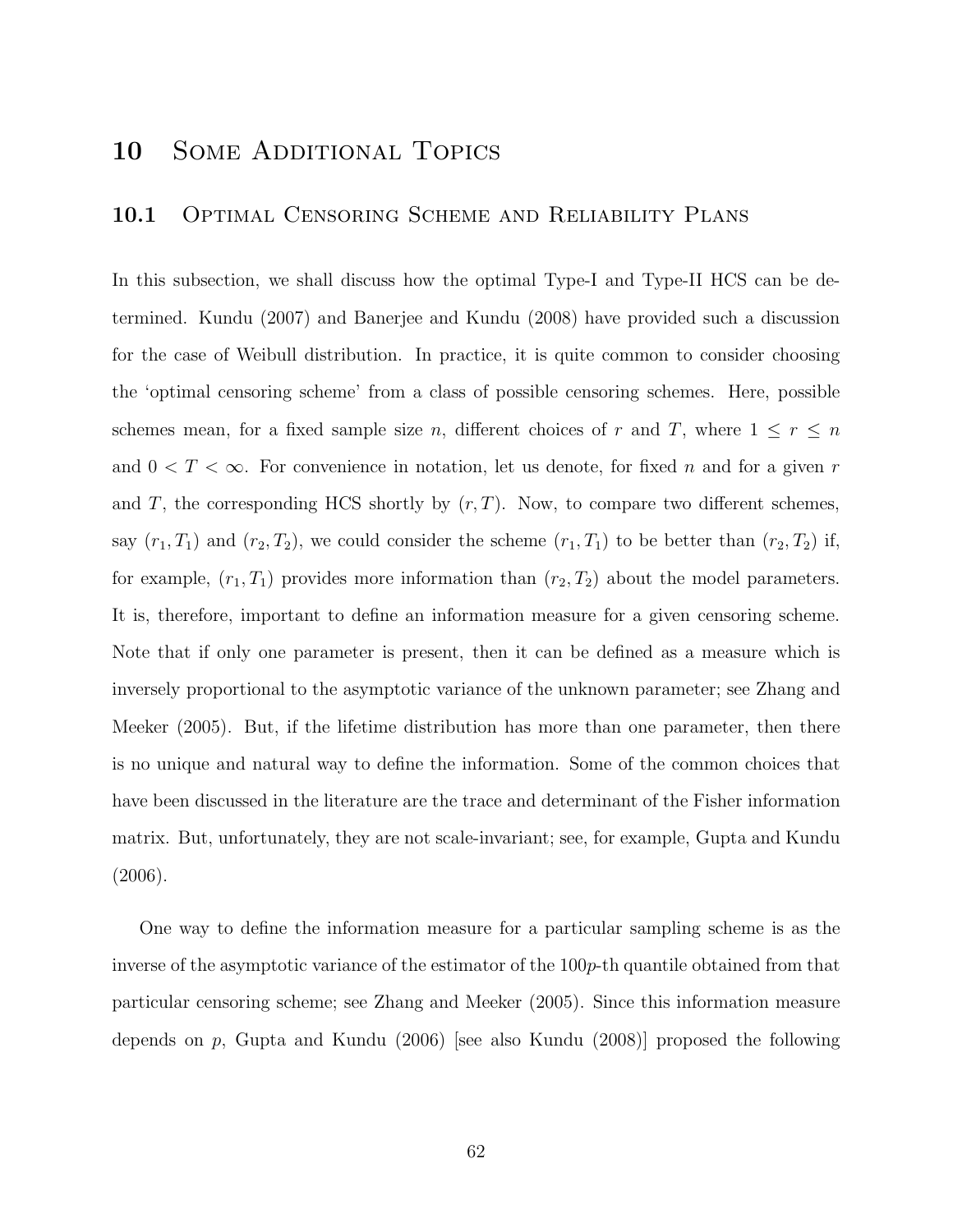# 10 Some Additional Topics

## 10.1 Optimal Censoring Scheme and Reliability Plans

In this subsection, we shall discuss how the optimal Type-I and Type-II HCS can be determined. Kundu (2007) and Banerjee and Kundu (2008) have provided such a discussion for the case of Weibull distribution. In practice, it is quite common to consider choosing the 'optimal censoring scheme' from a class of possible censoring schemes. Here, possible schemes mean, for a fixed sample size $n$, different choices of $r$ and $T$, where $1 \leq r \leq n$ and $0 < T < \infty$. For convenience in notation, let us denote, for fixed $n$ and for a given $r$ and $T$, the corresponding HCS shortly by $(r, T)$. Now, to compare two different schemes, say $(r_1, T_1)$ and $(r_2, T_2)$, we could consider the scheme $(r_1, T_1)$ to be better than $(r_2, T_2)$ if, for example, $(r_1, T_1)$ provides more information than $(r_2, T_2)$ about the model parameters. It is, therefore, important to define an information measure for a given censoring scheme. Note that if only one parameter is present, then it can be defined as a measure which is inversely proportional to the asymptotic variance of the unknown parameter; see Zhang and Meeker (2005). But, if the lifetime distribution has more than one parameter, then there is no unique and natural way to define the information. Some of the common choices that have been discussed in the literature are the trace and determinant of the Fisher information matrix. But, unfortunately, they are not scale-invariant; see, for example, Gupta and Kundu (2006).

One way to define the information measure for a particular sampling scheme is as the inverse of the asymptotic variance of the estimator of the $100p$-th quantile obtained from that particular censoring scheme; see Zhang and Meeker (2005). Since this information measure depends on $p$, Gupta and Kundu (2006) [see also Kundu (2008)] proposed the following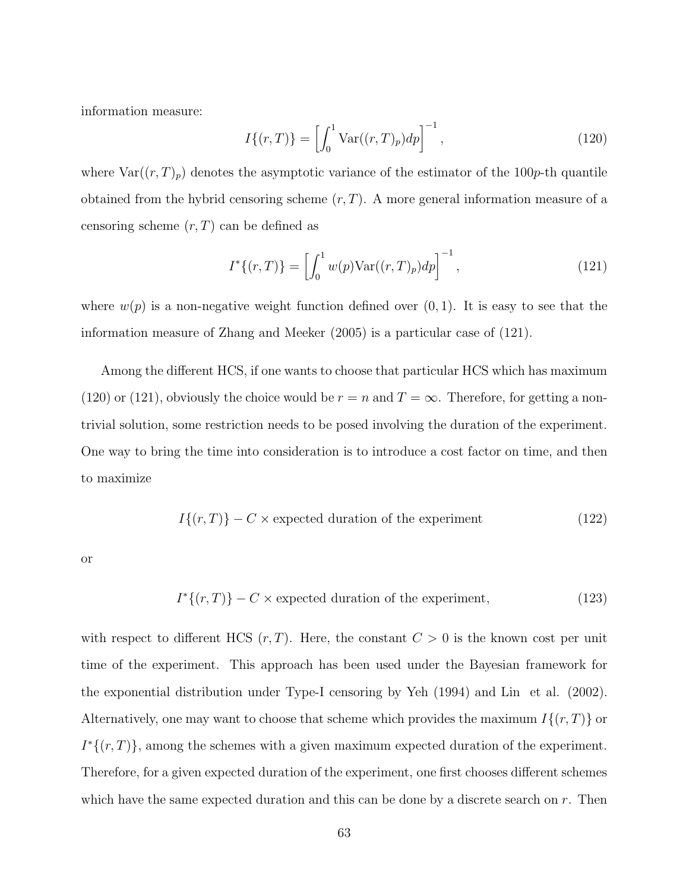information measure:

$$I\{(r,T)\} = \left[\int_0^1 \text{Var}((r,T)_p)dp\right]^{-1}, \tag{120}$$

where $\text{Var}((r,T)_p)$ denotes the asymptotic variance of the estimator of the $100p$-th quantile obtained from the hybrid censoring scheme $(r,T)$. A more general information measure of a censoring scheme $(r,T)$ can be defined as

$$I^*\{(r,T)\} = \left[\int_0^1 w(p)\text{Var}((r,T)_p)dp\right]^{-1}, \tag{121}$$

where $w(p)$ is a non-negative weight function defined over $(0,1)$. It is easy to see that the information measure of Zhang and Meeker (2005) is a particular case of (121).

Among the different HCS, if one wants to choose that particular HCS which has maximum (120) or (121), obviously the choice would be $r = n$ and $T = \infty$. Therefore, for getting a non-trivial solution, some restriction needs to be posed involving the duration of the experiment. One way to bring the time into consideration is to introduce a cost factor on time, and then to maximize

$$I\{(r,T)\} - C \times \text{expected duration of the experiment} \tag{122}$$

or

$$I^*\{(r,T)\} - C \times \text{expected duration of the experiment}, \tag{123}$$

with respect to different HCS $(r,T)$. Here, the constant $C > 0$ is the known cost per unit time of the experiment. This approach has been used under the Bayesian framework for the exponential distribution under Type-I censoring by Yeh (1994) and Lin et al. (2002). Alternatively, one may want to choose that scheme which provides the maximum $I\{(r,T)\}$ or $I^*\{(r,T)\}$, among the schemes with a given maximum expected duration of the experiment. Therefore, for a given expected duration of the experiment, one first chooses different schemes which have the same expected duration and this can be done by a discrete search on $r$. Then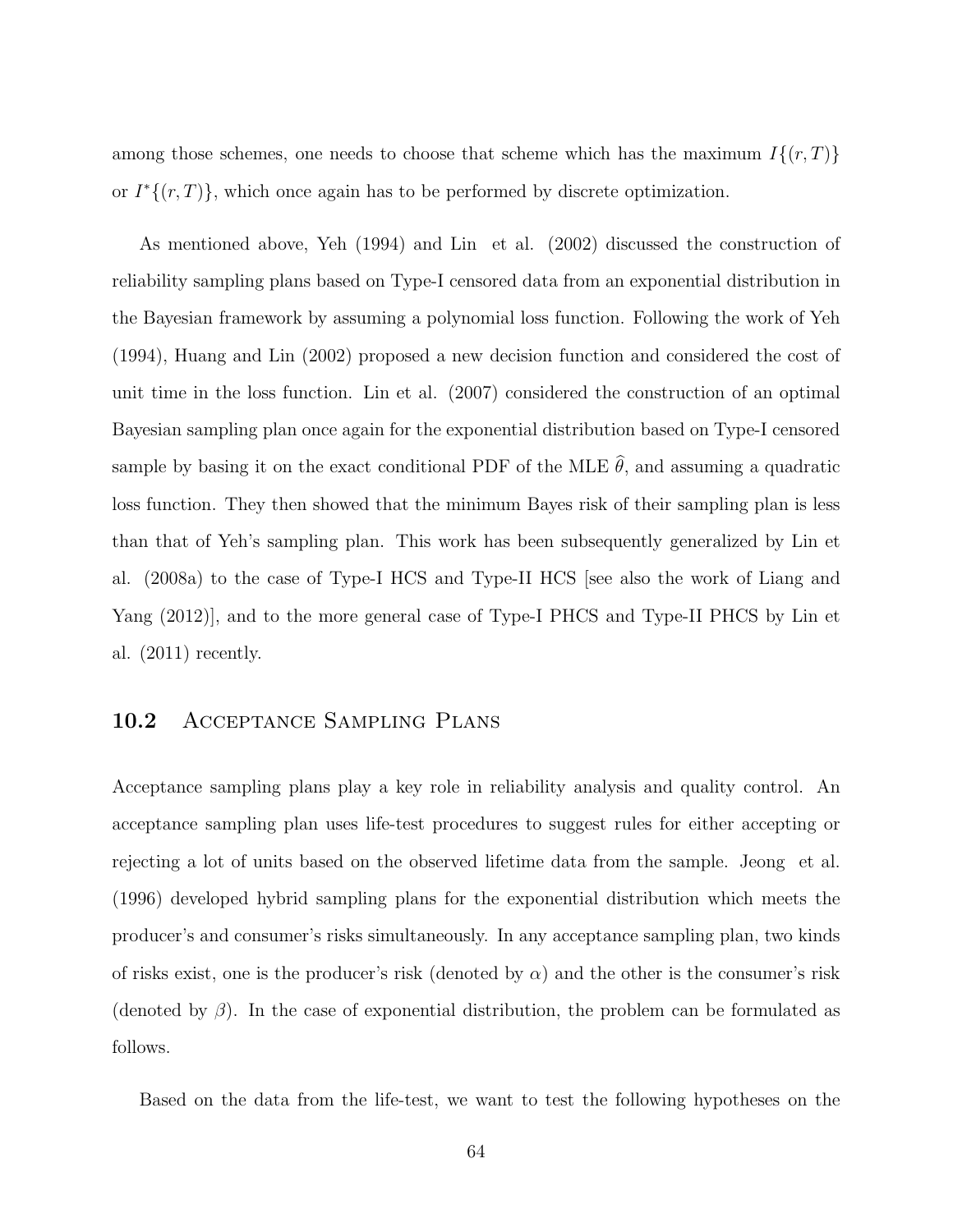among those schemes, one needs to choose that scheme which has the maximum $I\{(r, T)\}$ or $I^*\{(r, T)\}$, which once again has to be performed by discrete optimization.

As mentioned above, Yeh (1994) and Lin et al. (2002) discussed the construction of reliability sampling plans based on Type-I censored data from an exponential distribution in the Bayesian framework by assuming a polynomial loss function. Following the work of Yeh (1994), Huang and Lin (2002) proposed a new decision function and considered the cost of unit time in the loss function. Lin et al. (2007) considered the construction of an optimal Bayesian sampling plan once again for the exponential distribution based on Type-I censored sample by basing it on the exact conditional PDF of the MLE $\widehat{\theta}$, and assuming a quadratic loss function. They then showed that the minimum Bayes risk of their sampling plan is less than that of Yeh's sampling plan. This work has been subsequently generalized by Lin et al. (2008a) to the case of Type-I HCS and Type-II HCS [see also the work of Liang and Yang (2012)], and to the more general case of Type-I PHCS and Type-II PHCS by Lin et al. (2011) recently.

## 10.2 Acceptance Sampling Plans

Acceptance sampling plans play a key role in reliability analysis and quality control. An acceptance sampling plan uses life-test procedures to suggest rules for either accepting or rejecting a lot of units based on the observed lifetime data from the sample. Jeong et al. (1996) developed hybrid sampling plans for the exponential distribution which meets the producer's and consumer's risks simultaneously. In any acceptance sampling plan, two kinds of risks exist, one is the producer's risk (denoted by $\alpha$) and the other is the consumer's risk (denoted by $\beta$). In the case of exponential distribution, the problem can be formulated as follows.

Based on the data from the life-test, we want to test the following hypotheses on the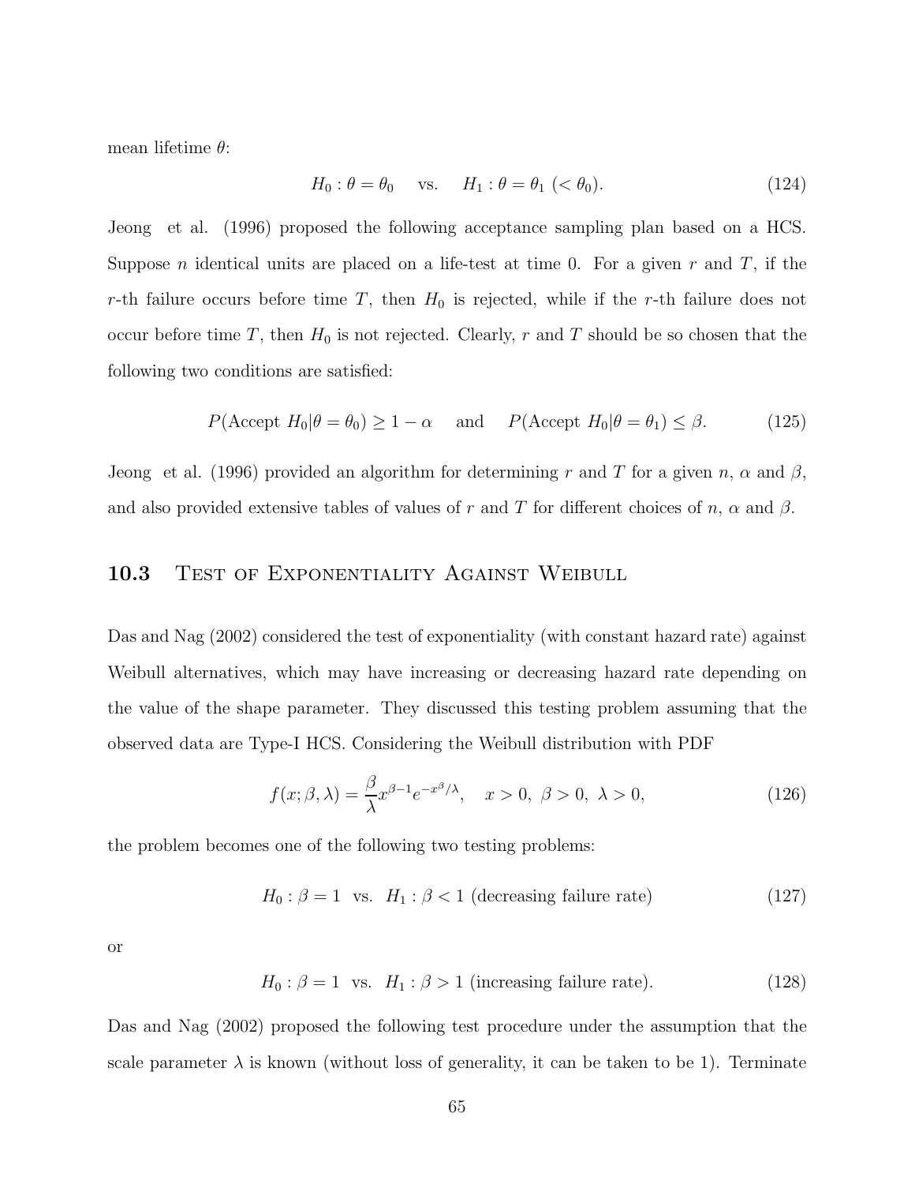mean lifetime $\theta$:

$$H_0 : \theta = \theta_0 \quad \text{vs.} \quad H_1 : \theta = \theta_1 \ (< \theta_0). \tag{124}$$

Jeong et al. (1996) proposed the following acceptance sampling plan based on a HCS. Suppose $n$ identical units are placed on a life-test at time 0. For a given $r$ and $T$, if the $r$-th failure occurs before time $T$, then $H_0$ is rejected, while if the $r$-th failure does not occur before time $T$, then $H_0$ is not rejected. Clearly, $r$ and $T$ should be so chosen that the following two conditions are satisfied:

$$P(\text{Accept } H_0|\theta = \theta_0) \geq 1 - \alpha \quad \text{and} \quad P(\text{Accept } H_0|\theta = \theta_1) \leq \beta. \tag{125}$$

Jeong et al. (1996) provided an algorithm for determining $r$ and $T$ for a given $n$, $\alpha$ and $\beta$, and also provided extensive tables of values of $r$ and $T$ for different choices of $n$, $\alpha$ and $\beta$.

## 10.3 Test of Exponentiality Against Weibull

Das and Nag (2002) considered the test of exponentiality (with constant hazard rate) against Weibull alternatives, which may have increasing or decreasing hazard rate depending on the value of the shape parameter. They discussed this testing problem assuming that the observed data are Type-I HCS. Considering the Weibull distribution with PDF

$$f(x; \beta, \lambda) = \frac{\beta}{\lambda} x^{\beta - 1} e^{-x^{\beta}/\lambda}, \quad x > 0, \ \beta > 0, \ \lambda > 0, \tag{126}$$

the problem becomes one of the following two testing problems:

$$H_0 : \beta = 1 \ \text{ vs. } \ H_1 : \beta < 1 \ (\text{decreasing failure rate}) \tag{127}$$

or

$$H_0 : \beta = 1 \ \text{ vs. } \ H_1 : \beta > 1 \ (\text{increasing failure rate}). \tag{128}$$

Das and Nag (2002) proposed the following test procedure under the assumption that the scale parameter $\lambda$ is known (without loss of generality, it can be taken to be 1). Terminate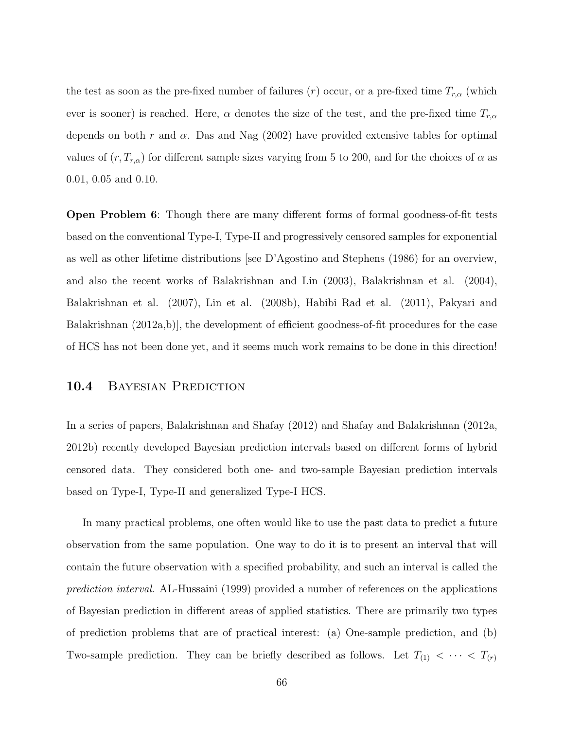the test as soon as the pre-fixed number of failures ($r$) occur, or a pre-fixed time $T_{r,\alpha}$ (which ever is sooner) is reached. Here, $\alpha$ denotes the size of the test, and the pre-fixed time $T_{r,\alpha}$ depends on both $r$ and $\alpha$. Das and Nag (2002) have provided extensive tables for optimal values of $(r, T_{r,\alpha})$ for different sample sizes varying from 5 to 200, and for the choices of $\alpha$ as 0.01, 0.05 and 0.10.

**Open Problem 6**: Though there are many different forms of formal goodness-of-fit tests based on the conventional Type-I, Type-II and progressively censored samples for exponential as well as other lifetime distributions [see D'Agostino and Stephens (1986) for an overview, and also the recent works of Balakrishnan and Lin (2003), Balakrishnan et al. (2004), Balakrishnan et al. (2007), Lin et al. (2008b), Habibi Rad et al. (2011), Pakyari and Balakrishnan (2012a,b)], the development of efficient goodness-of-fit procedures for the case of HCS has not been done yet, and it seems much work remains to be done in this direction!

## 10.4 Bayesian Prediction

In a series of papers, Balakrishnan and Shafay (2012) and Shafay and Balakrishnan (2012a, 2012b) recently developed Bayesian prediction intervals based on different forms of hybrid censored data. They considered both one- and two-sample Bayesian prediction intervals based on Type-I, Type-II and generalized Type-I HCS.

In many practical problems, one often would like to use the past data to predict a future observation from the same population. One way to do it is to present an interval that will contain the future observation with a specified probability, and such an interval is called the *prediction interval*. AL-Hussaini (1999) provided a number of references on the applications of Bayesian prediction in different areas of applied statistics. There are primarily two types of prediction problems that are of practical interest: (a) One-sample prediction, and (b) Two-sample prediction. They can be briefly described as follows. Let $T_{(1)} < \cdots < T_{(r)}$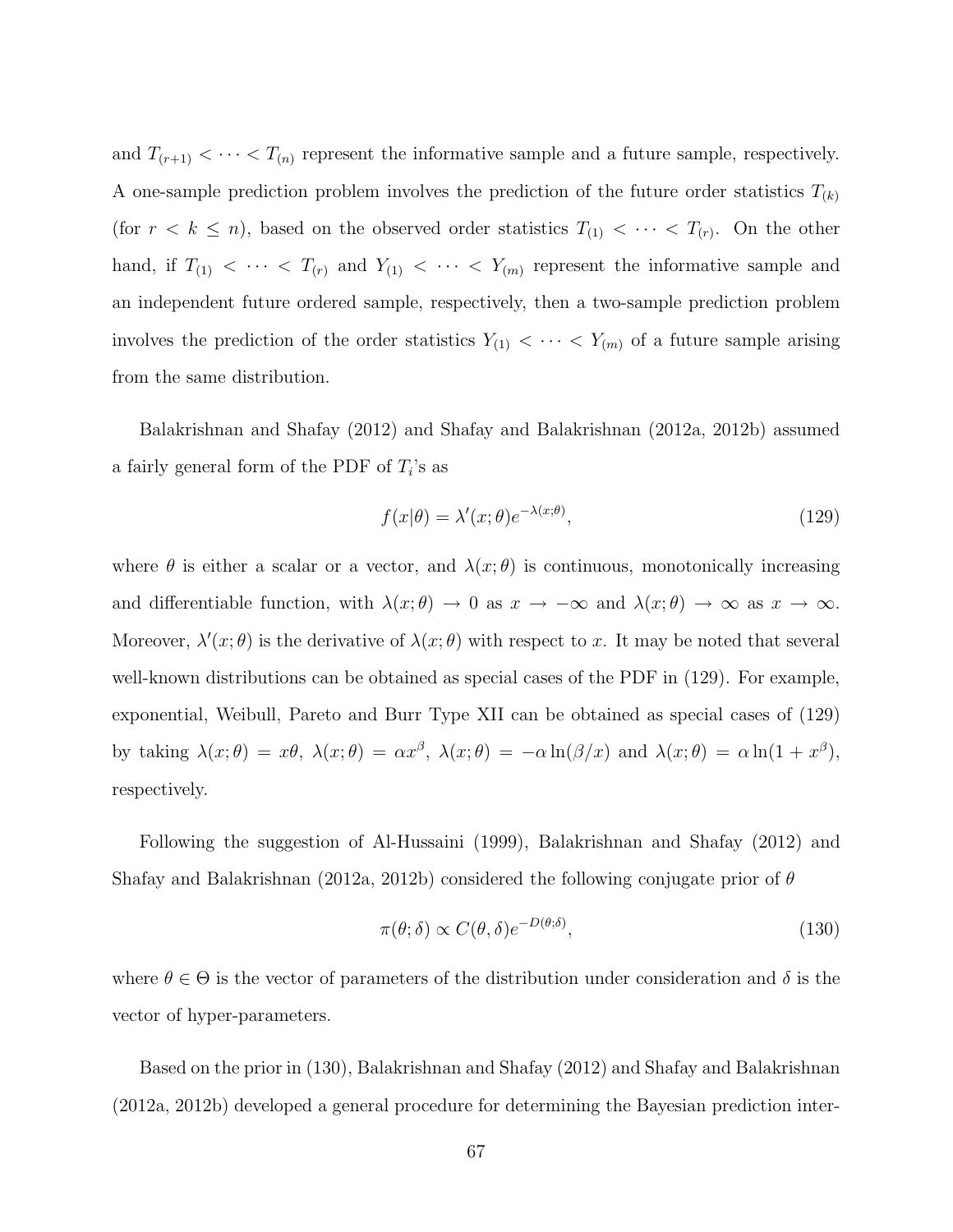and $T_{(r+1)} < \cdots < T_{(n)}$ represent the informative sample and a future sample, respectively. A one-sample prediction problem involves the prediction of the future order statistics $T_{(k)}$ (for $r < k \leq n$), based on the observed order statistics $T_{(1)} < \cdots < T_{(r)}$. On the other hand, if $T_{(1)} < \cdots < T_{(r)}$ and $Y_{(1)} < \cdots < Y_{(m)}$ represent the informative sample and an independent future ordered sample, respectively, then a two-sample prediction problem involves the prediction of the order statistics $Y_{(1)} < \cdots < Y_{(m)}$ of a future sample arising from the same distribution.

Balakrishnan and Shafay (2012) and Shafay and Balakrishnan (2012a, 2012b) assumed a fairly general form of the PDF of $T_i$'s as

$$f(x|\theta) = \lambda'(x;\theta)e^{-\lambda(x;\theta)}, \tag{129}$$

where $\theta$ is either a scalar or a vector, and $\lambda(x;\theta)$ is continuous, monotonically increasing and differentiable function, with $\lambda(x;\theta) \to 0$ as $x \to -\infty$ and $\lambda(x;\theta) \to \infty$ as $x \to \infty$. Moreover, $\lambda'(x;\theta)$ is the derivative of $\lambda(x;\theta)$ with respect to $x$. It may be noted that several well-known distributions can be obtained as special cases of the PDF in (129). For example, exponential, Weibull, Pareto and Burr Type XII can be obtained as special cases of (129) by taking $\lambda(x;\theta) = x\theta$, $\lambda(x;\theta) = \alpha x^{\beta}$, $\lambda(x;\theta) = -\alpha \ln(\beta/x)$ and $\lambda(x;\theta) = \alpha \ln(1 + x^{\beta})$, respectively.

Following the suggestion of Al-Hussaini (1999), Balakrishnan and Shafay (2012) and Shafay and Balakrishnan (2012a, 2012b) considered the following conjugate prior of $\theta$

$$\pi(\theta;\delta) \propto C(\theta,\delta)e^{-D(\theta;\delta)}, \tag{130}$$

where $\theta \in \Theta$ is the vector of parameters of the distribution under consideration and $\delta$ is the vector of hyper-parameters.

Based on the prior in (130), Balakrishnan and Shafay (2012) and Shafay and Balakrishnan (2012a, 2012b) developed a general procedure for determining the Bayesian prediction inter-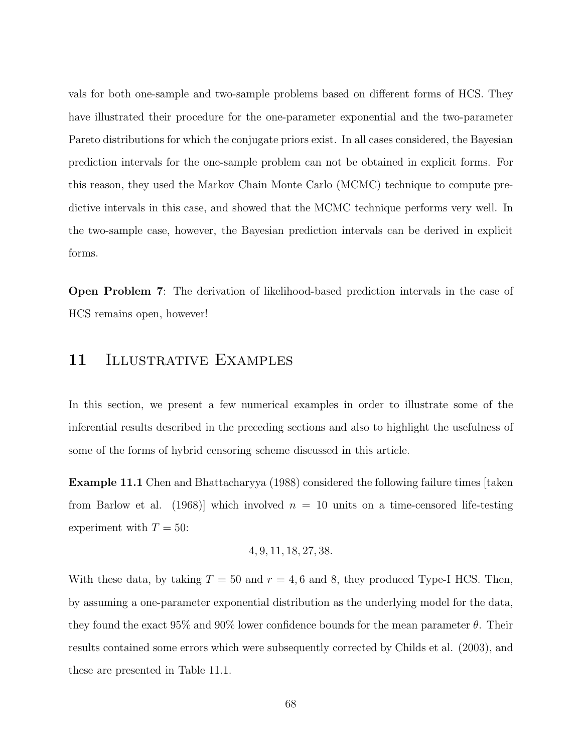vals for both one-sample and two-sample problems based on different forms of HCS. They have illustrated their procedure for the one-parameter exponential and the two-parameter Pareto distributions for which the conjugate priors exist. In all cases considered, the Bayesian prediction intervals for the one-sample problem can not be obtained in explicit forms. For this reason, they used the Markov Chain Monte Carlo (MCMC) technique to compute predictive intervals in this case, and showed that the MCMC technique performs very well. In the two-sample case, however, the Bayesian prediction intervals can be derived in explicit forms.

**Open Problem 7**: The derivation of likelihood-based prediction intervals in the case of HCS remains open, however!

# 11 Illustrative Examples

In this section, we present a few numerical examples in order to illustrate some of the inferential results described in the preceding sections and also to highlight the usefulness of some of the forms of hybrid censoring scheme discussed in this article.

**Example 11.1** Chen and Bhattacharyya (1988) considered the following failure times [taken from Barlow et al. (1968)] which involved $n = 10$ units on a time-censored life-testing experiment with $T = 50$:

$$4, 9, 11, 18, 27, 38.$$

With these data, by taking $T = 50$ and $r = 4, 6$ and 8, they produced Type-I HCS. Then, by assuming a one-parameter exponential distribution as the underlying model for the data, they found the exact 95% and 90% lower confidence bounds for the mean parameter $\theta$. Their results contained some errors which were subsequently corrected by Childs et al. (2003), and these are presented in Table 11.1.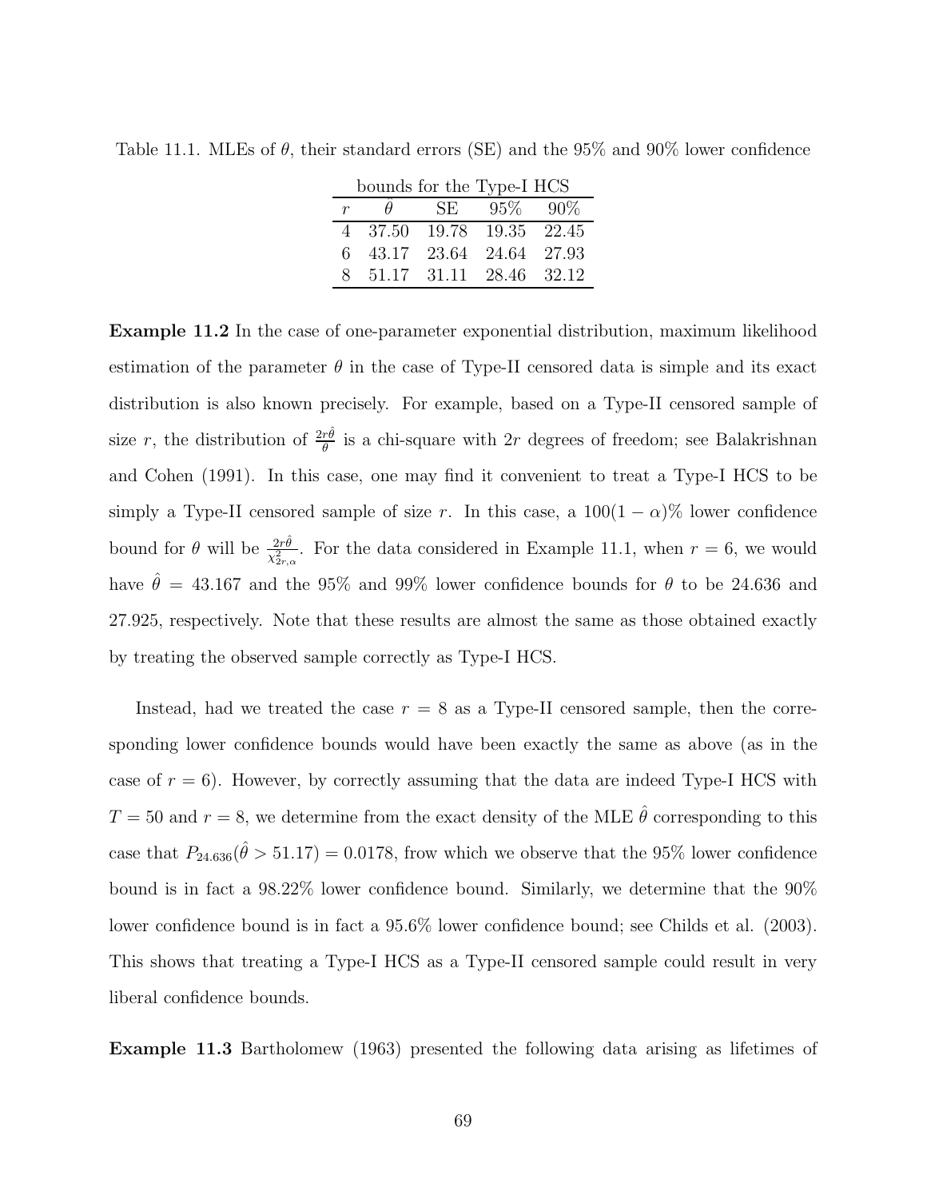Table 11.1. MLEs of $\theta$, their standard errors (SE) and the 95% and 90% lower confidence bounds for the Type-I HCS

| $r$ | $\hat{\theta}$ | SE | 95% | 90% |
|---|---|---|---|---|
| 4 | 37.50 | 19.78 | 19.35 | 22.45 |
| 6 | 43.17 | 23.64 | 24.64 | 27.93 |
| 8 | 51.17 | 31.11 | 28.46 | 32.12 |

**Example 11.2** In the case of one-parameter exponential distribution, maximum likelihood estimation of the parameter $\theta$ in the case of Type-II censored data is simple and its exact distribution is also known precisely. For example, based on a Type-II censored sample of size $r$, the distribution of $\frac{2r\hat{\theta}}{\theta}$ is a chi-square with $2r$ degrees of freedom; see Balakrishnan and Cohen (1991). In this case, one may find it convenient to treat a Type-I HCS to be simply a Type-II censored sample of size $r$. In this case, a $100(1-\alpha)\%$ lower confidence bound for $\theta$ will be $\frac{2r\hat{\theta}}{\chi^2_{2r,\alpha}}$. For the data considered in Example 11.1, when $r = 6$, we would have $\hat{\theta} = 43.167$ and the 95% and 99% lower confidence bounds for $\theta$ to be 24.636 and 27.925, respectively. Note that these results are almost the same as those obtained exactly by treating the observed sample correctly as Type-I HCS.

Instead, had we treated the case $r = 8$ as a Type-II censored sample, then the corresponding lower confidence bounds would have been exactly the same as above (as in the case of $r = 6$). However, by correctly assuming that the data are indeed Type-I HCS with $T = 50$ and $r = 8$, we determine from the exact density of the MLE $\hat{\theta}$ corresponding to this case that $P_{24.636}(\hat{\theta} > 51.17) = 0.0178$, frow which we observe that the 95% lower confidence bound is in fact a 98.22% lower confidence bound. Similarly, we determine that the 90% lower confidence bound is in fact a 95.6% lower confidence bound; see Childs et al. (2003). This shows that treating a Type-I HCS as a Type-II censored sample could result in very liberal confidence bounds.

**Example 11.3** Bartholomew (1963) presented the following data arising as lifetimes of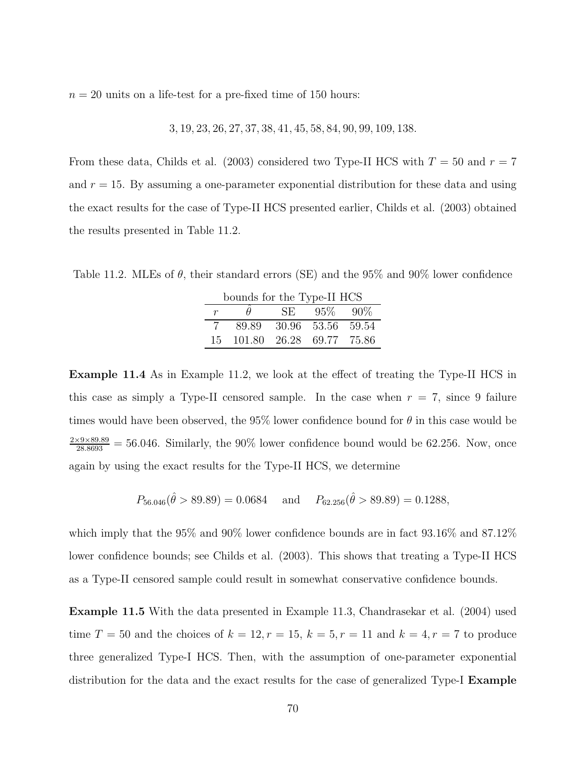$n = 20$ units on a life-test for a pre-fixed time of 150 hours:

$$3, 19, 23, 26, 27, 37, 38, 41, 45, 58, 84, 90, 99, 109, 138.$$

From these data, Childs et al. (2003) considered two Type-II HCS with $T = 50$ and $r = 7$ and $r = 15$. By assuming a one-parameter exponential distribution for these data and using the exact results for the case of Type-II HCS presented earlier, Childs et al. (2003) obtained the results presented in Table 11.2.

Table 11.2. MLEs of $\theta$, their standard errors (SE) and the 95% and 90% lower confidence bounds for the Type-II HCS

| $r$ | $\hat{\theta}$ | SE | 95% | 90% |
|---|---|---|---|---|
| 7 | 89.89 | 30.96 | 53.56 | 59.54 |
| 15 | 101.80 | 26.28 | 69.77 | 75.86 |

**Example 11.4** As in Example 11.2, we look at the effect of treating the Type-II HCS in this case as simply a Type-II censored sample. In the case when $r = 7$, since 9 failure times would have been observed, the 95% lower confidence bound for $\theta$ in this case would be $\frac{2\times9\times89.89}{28.8693} = 56.046$. Similarly, the 90% lower confidence bound would be 62.256. Now, once again by using the exact results for the Type-II HCS, we determine

$$P_{56.046}(\hat{\theta} > 89.89) = 0.0684 \quad \text{and} \quad P_{62.256}(\hat{\theta} > 89.89) = 0.1288,$$

which imply that the 95% and 90% lower confidence bounds are in fact 93.16% and 87.12% lower confidence bounds; see Childs et al. (2003). This shows that treating a Type-II HCS as a Type-II censored sample could result in somewhat conservative confidence bounds.

**Example 11.5** With the data presented in Example 11.3, Chandrasekar et al. (2004) used time $T = 50$ and the choices of $k = 12, r = 15$, $k = 5, r = 11$ and $k = 4, r = 7$ to produce three generalized Type-I HCS. Then, with the assumption of one-parameter exponential distribution for the data and the exact results for the case of generalized Type-I **Example**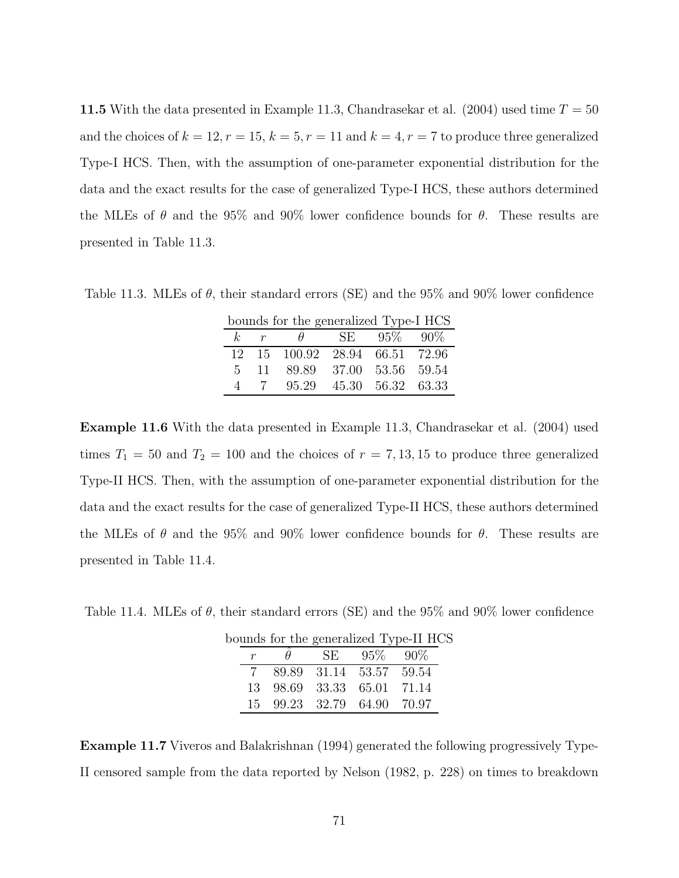**11.5** With the data presented in Example 11.3, Chandrasekar et al. (2004) used time $T = 50$ and the choices of $k = 12, r = 15$, $k = 5, r = 11$ and $k = 4, r = 7$ to produce three generalized Type-I HCS. Then, with the assumption of one-parameter exponential distribution for the data and the exact results for the case of generalized Type-I HCS, these authors determined the MLEs of $\theta$ and the 95% and 90% lower confidence bounds for $\theta$. These results are presented in Table 11.3.

Table 11.3. MLEs of $\theta$, their standard errors (SE) and the 95% and 90% lower confidence bounds for the generalized Type-I HCS

| $k$ | $r$ | $\hat{\theta}$ | SE | 95% | 90% |
|---|---|---|---|---|---|
| 12 | 15 | 100.92 | 28.94 | 66.51 | 72.96 |
| 5 | 11 | 89.89 | 37.00 | 53.56 | 59.54 |
| 4 | 7 | 95.29 | 45.30 | 56.32 | 63.33 |

**Example 11.6** With the data presented in Example 11.3, Chandrasekar et al. (2004) used times $T_1 = 50$ and $T_2 = 100$ and the choices of $r = 7, 13, 15$ to produce three generalized Type-II HCS. Then, with the assumption of one-parameter exponential distribution for the data and the exact results for the case of generalized Type-II HCS, these authors determined the MLEs of $\theta$ and the 95% and 90% lower confidence bounds for $\theta$. These results are presented in Table 11.4.

Table 11.4. MLEs of $\theta$, their standard errors (SE) and the 95% and 90% lower confidence bounds for the generalized Type-II HCS

| $r$ | $\hat{\theta}$ | SE | 95% | 90% |
|---|---|---|---|---|
| 7 | 89.89 | 31.14 | 53.57 | 59.54 |
| 13 | 98.69 | 33.33 | 65.01 | 71.14 |
| 15 | 99.23 | 32.79 | 64.90 | 70.97 |

**Example 11.7** Viveros and Balakrishnan (1994) generated the following progressively Type-II censored sample from the data reported by Nelson (1982, p. 228) on times to breakdown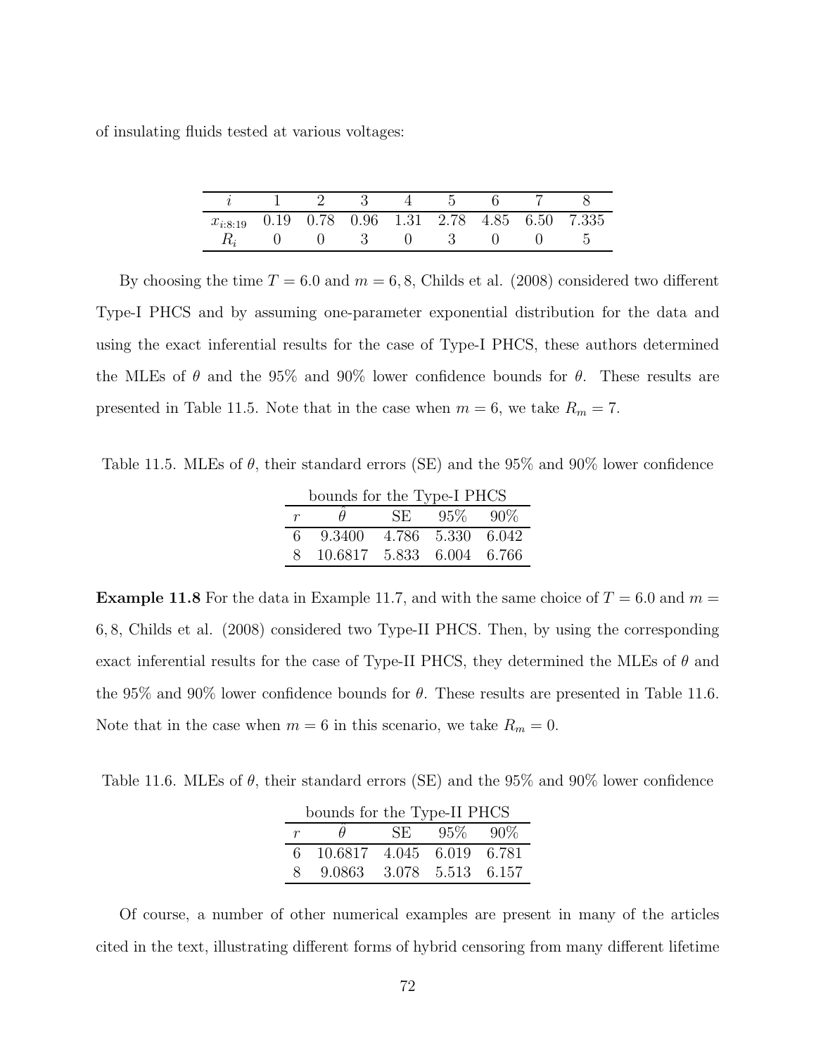of insulating fluids tested at various voltages:

| $i$ | 1 | 2 | 3 | 4 | 5 | 6 | 7 | 8 |
|---|---|---|---|---|---|---|---|---|
| $x_{i:8:19}$ | 0.19 | 0.78 | 0.96 | 1.31 | 2.78 | 4.85 | 6.50 | 7.335 |
| $R_i$ | 0 | 0 | 3 | 0 | 3 | 0 | 0 | 5 |

By choosing the time $T = 6.0$ and $m = 6, 8$, Childs et al. (2008) considered two different Type-I PHCS and by assuming one-parameter exponential distribution for the data and using the exact inferential results for the case of Type-I PHCS, these authors determined the MLEs of $\theta$ and the 95% and 90% lower confidence bounds for $\theta$. These results are presented in Table 11.5. Note that in the case when $m = 6$, we take $R_m = 7$.

Table 11.5. MLEs of $\theta$, their standard errors (SE) and the 95% and 90% lower confidence bounds for the Type-I PHCS

| $r$ | $\hat{\theta}$ | SE | 95% | 90% |
|---|---|---|---|---|
| 6 | 9.3400 | 4.786 | 5.330 | 6.042 |
| 8 | 10.6817 | 5.833 | 6.004 | 6.766 |

**Example 11.8** For the data in Example 11.7, and with the same choice of $T = 6.0$ and $m = 6, 8$, Childs et al. (2008) considered two Type-II PHCS. Then, by using the corresponding exact inferential results for the case of Type-II PHCS, they determined the MLEs of $\theta$ and the 95% and 90% lower confidence bounds for $\theta$. These results are presented in Table 11.6. Note that in the case when $m = 6$ in this scenario, we take $R_m = 0$.

Table 11.6. MLEs of $\theta$, their standard errors (SE) and the 95% and 90% lower confidence bounds for the Type-II PHCS

| $r$ | $\hat{\theta}$ | SE | 95% | 90% |
|---|---|---|---|---|
| 6 | 10.6817 | 4.045 | 6.019 | 6.781 |
| 8 | 9.0863 | 3.078 | 5.513 | 6.157 |

Of course, a number of other numerical examples are present in many of the articles cited in the text, illustrating different forms of hybrid censoring from many different lifetime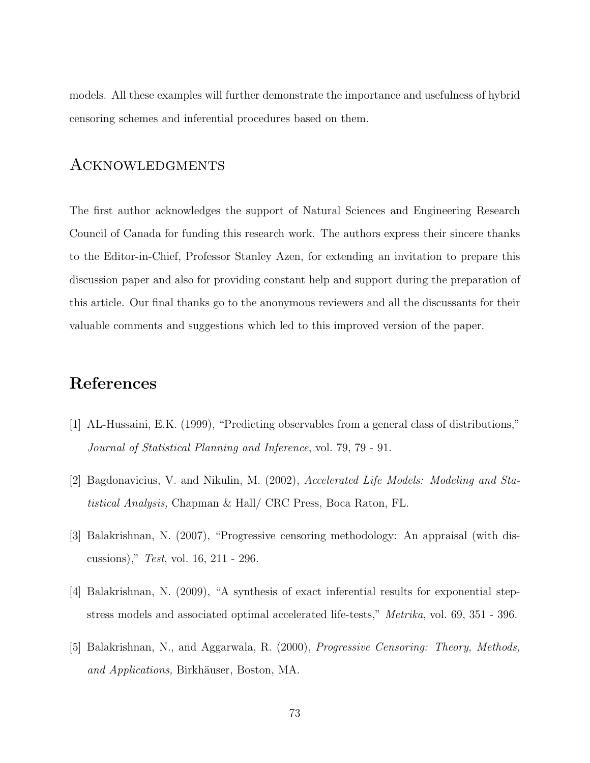models. All these examples will further demonstrate the importance and usefulness of hybrid censoring schemes and inferential procedures based on them.

## Acknowledgments

The first author acknowledges the support of Natural Sciences and Engineering Research Council of Canada for funding this research work. The authors express their sincere thanks to the Editor-in-Chief, Professor Stanley Azen, for extending an invitation to prepare this discussion paper and also for providing constant help and support during the preparation of this article. Our final thanks go to the anonymous reviewers and all the discussants for their valuable comments and suggestions which led to this improved version of the paper.

# References

[1] AL-Hussaini, E.K. (1999), "Predicting observables from a general class of distributions," *Journal of Statistical Planning and Inference*, vol. 79, 79 - 91.

[2] Bagdonavicius, V. and Nikulin, M. (2002), *Accelerated Life Models: Modeling and Statistical Analysis,* Chapman & Hall/ CRC Press, Boca Raton, FL.

[3] Balakrishnan, N. (2007), "Progressive censoring methodology: An appraisal (with discussions)," *Test*, vol. 16, 211 - 296.

[4] Balakrishnan, N. (2009), "A synthesis of exact inferential results for exponential step-stress models and associated optimal accelerated life-tests," *Metrika*, vol. 69, 351 - 396.

[5] Balakrishnan, N., and Aggarwala, R. (2000), *Progressive Censoring: Theory, Methods, and Applications,* Birkhäuser, Boston, MA.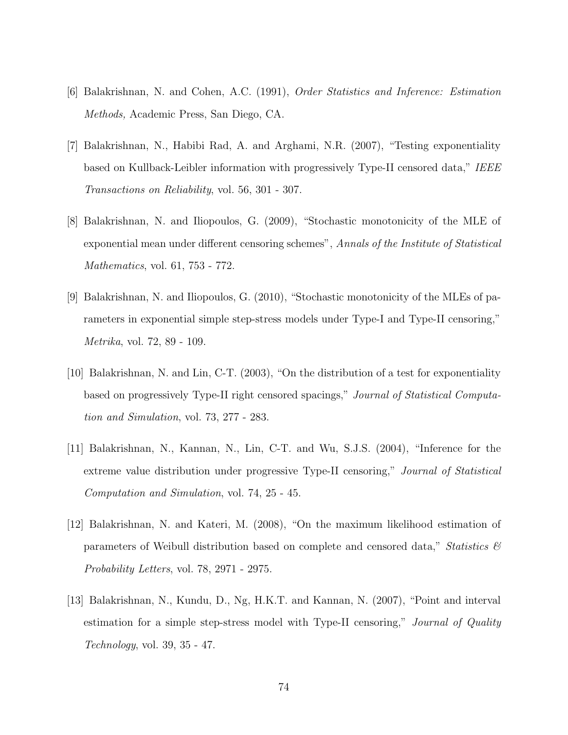[6] Balakrishnan, N. and Cohen, A.C. (1991), *Order Statistics and Inference: Estimation Methods,* Academic Press, San Diego, CA.

[7] Balakrishnan, N., Habibi Rad, A. and Arghami, N.R. (2007), "Testing exponentiality based on Kullback-Leibler information with progressively Type-II censored data," *IEEE Transactions on Reliability*, vol. 56, 301 - 307.

[8] Balakrishnan, N. and Iliopoulos, G. (2009), "Stochastic monotonicity of the MLE of exponential mean under different censoring schemes", *Annals of the Institute of Statistical Mathematics*, vol. 61, 753 - 772.

[9] Balakrishnan, N. and Iliopoulos, G. (2010), "Stochastic monotonicity of the MLEs of parameters in exponential simple step-stress models under Type-I and Type-II censoring," *Metrika*, vol. 72, 89 - 109.

[10] Balakrishnan, N. and Lin, C-T. (2003), "On the distribution of a test for exponentiality based on progressively Type-II right censored spacings," *Journal of Statistical Computation and Simulation*, vol. 73, 277 - 283.

[11] Balakrishnan, N., Kannan, N., Lin, C-T. and Wu, S.J.S. (2004), "Inference for the extreme value distribution under progressive Type-II censoring," *Journal of Statistical Computation and Simulation*, vol. 74, 25 - 45.

[12] Balakrishnan, N. and Kateri, M. (2008), "On the maximum likelihood estimation of parameters of Weibull distribution based on complete and censored data," *Statistics & Probability Letters*, vol. 78, 2971 - 2975.

[13] Balakrishnan, N., Kundu, D., Ng, H.K.T. and Kannan, N. (2007), "Point and interval estimation for a simple step-stress model with Type-II censoring," *Journal of Quality Technology*, vol. 39, 35 - 47.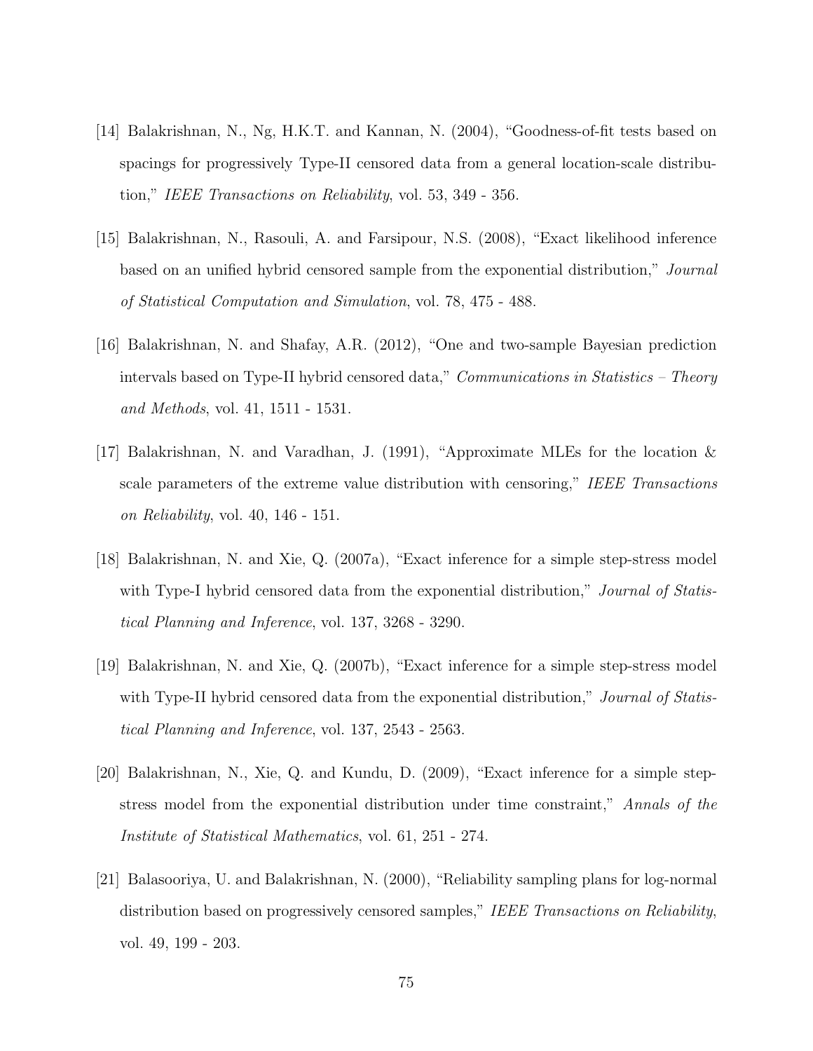[14] Balakrishnan, N., Ng, H.K.T. and Kannan, N. (2004), "Goodness-of-fit tests based on spacings for progressively Type-II censored data from a general location-scale distribution," *IEEE Transactions on Reliability*, vol. 53, 349 - 356.

[15] Balakrishnan, N., Rasouli, A. and Farsipour, N.S. (2008), "Exact likelihood inference based on an unified hybrid censored sample from the exponential distribution," *Journal of Statistical Computation and Simulation*, vol. 78, 475 - 488.

[16] Balakrishnan, N. and Shafay, A.R. (2012), "One and two-sample Bayesian prediction intervals based on Type-II hybrid censored data," *Communications in Statistics – Theory and Methods*, vol. 41, 1511 - 1531.

[17] Balakrishnan, N. and Varadhan, J. (1991), "Approximate MLEs for the location & scale parameters of the extreme value distribution with censoring," *IEEE Transactions on Reliability*, vol. 40, 146 - 151.

[18] Balakrishnan, N. and Xie, Q. (2007a), "Exact inference for a simple step-stress model with Type-I hybrid censored data from the exponential distribution," *Journal of Statistical Planning and Inference*, vol. 137, 3268 - 3290.

[19] Balakrishnan, N. and Xie, Q. (2007b), "Exact inference for a simple step-stress model with Type-II hybrid censored data from the exponential distribution," *Journal of Statistical Planning and Inference*, vol. 137, 2543 - 2563.

[20] Balakrishnan, N., Xie, Q. and Kundu, D. (2009), "Exact inference for a simple step-stress model from the exponential distribution under time constraint," *Annals of the Institute of Statistical Mathematics*, vol. 61, 251 - 274.

[21] Balasooriya, U. and Balakrishnan, N. (2000), "Reliability sampling plans for log-normal distribution based on progressively censored samples," *IEEE Transactions on Reliability*, vol. 49, 199 - 203.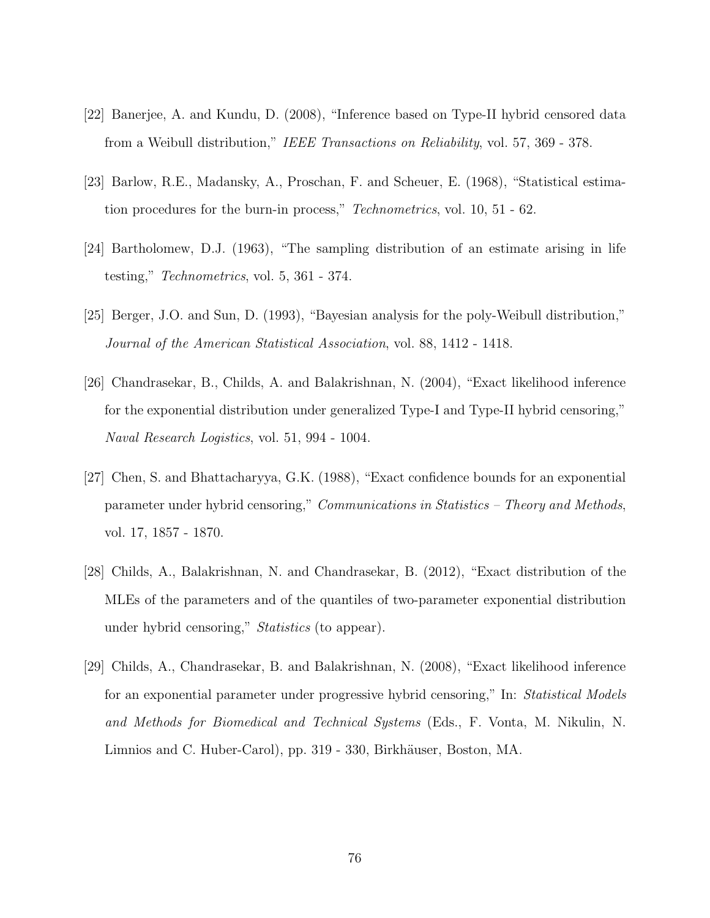[22] Banerjee, A. and Kundu, D. (2008), "Inference based on Type-II hybrid censored data from a Weibull distribution," *IEEE Transactions on Reliability*, vol. 57, 369 - 378.

[23] Barlow, R.E., Madansky, A., Proschan, F. and Scheuer, E. (1968), "Statistical estimation procedures for the burn-in process," *Technometrics*, vol. 10, 51 - 62.

[24] Bartholomew, D.J. (1963), "The sampling distribution of an estimate arising in life testing," *Technometrics*, vol. 5, 361 - 374.

[25] Berger, J.O. and Sun, D. (1993), "Bayesian analysis for the poly-Weibull distribution," *Journal of the American Statistical Association*, vol. 88, 1412 - 1418.

[26] Chandrasekar, B., Childs, A. and Balakrishnan, N. (2004), "Exact likelihood inference for the exponential distribution under generalized Type-I and Type-II hybrid censoring," *Naval Research Logistics*, vol. 51, 994 - 1004.

[27] Chen, S. and Bhattacharyya, G.K. (1988), "Exact confidence bounds for an exponential parameter under hybrid censoring," *Communications in Statistics – Theory and Methods*, vol. 17, 1857 - 1870.

[28] Childs, A., Balakrishnan, N. and Chandrasekar, B. (2012), "Exact distribution of the MLEs of the parameters and of the quantiles of two-parameter exponential distribution under hybrid censoring," *Statistics* (to appear).

[29] Childs, A., Chandrasekar, B. and Balakrishnan, N. (2008), "Exact likelihood inference for an exponential parameter under progressive hybrid censoring," In: *Statistical Models and Methods for Biomedical and Technical Systems* (Eds., F. Vonta, M. Nikulin, N. Limnios and C. Huber-Carol), pp. 319 - 330, Birkhäuser, Boston, MA.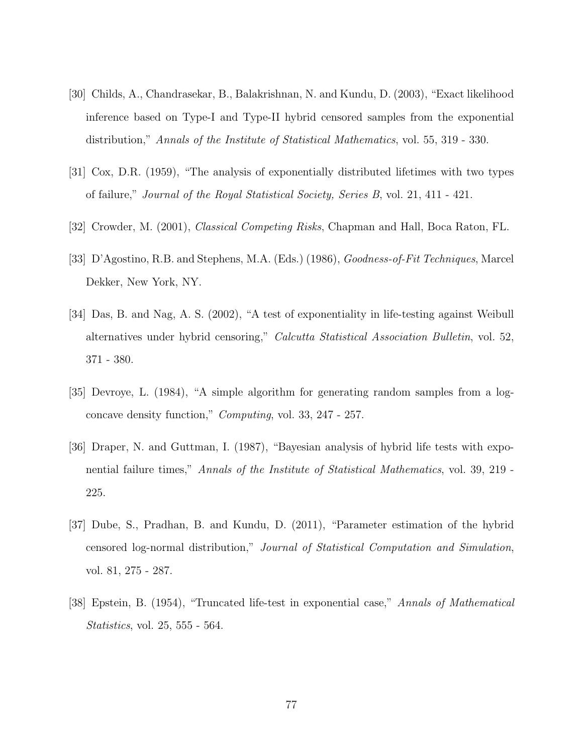[30] Childs, A., Chandrasekar, B., Balakrishnan, N. and Kundu, D. (2003), "Exact likelihood inference based on Type-I and Type-II hybrid censored samples from the exponential distribution," *Annals of the Institute of Statistical Mathematics*, vol. 55, 319 - 330.

[31] Cox, D.R. (1959), "The analysis of exponentially distributed lifetimes with two types of failure," *Journal of the Royal Statistical Society, Series B*, vol. 21, 411 - 421.

[32] Crowder, M. (2001), *Classical Competing Risks*, Chapman and Hall, Boca Raton, FL.

[33] D'Agostino, R.B. and Stephens, M.A. (Eds.) (1986), *Goodness-of-Fit Techniques*, Marcel Dekker, New York, NY.

[34] Das, B. and Nag, A. S. (2002), "A test of exponentiality in life-testing against Weibull alternatives under hybrid censoring," *Calcutta Statistical Association Bulletin*, vol. 52, 371 - 380.

[35] Devroye, L. (1984), "A simple algorithm for generating random samples from a log-concave density function," *Computing*, vol. 33, 247 - 257.

[36] Draper, N. and Guttman, I. (1987), "Bayesian analysis of hybrid life tests with exponential failure times," *Annals of the Institute of Statistical Mathematics*, vol. 39, 219 - 225.

[37] Dube, S., Pradhan, B. and Kundu, D. (2011), "Parameter estimation of the hybrid censored log-normal distribution," *Journal of Statistical Computation and Simulation*, vol. 81, 275 - 287.

[38] Epstein, B. (1954), "Truncated life-test in exponential case," *Annals of Mathematical Statistics*, vol. 25, 555 - 564.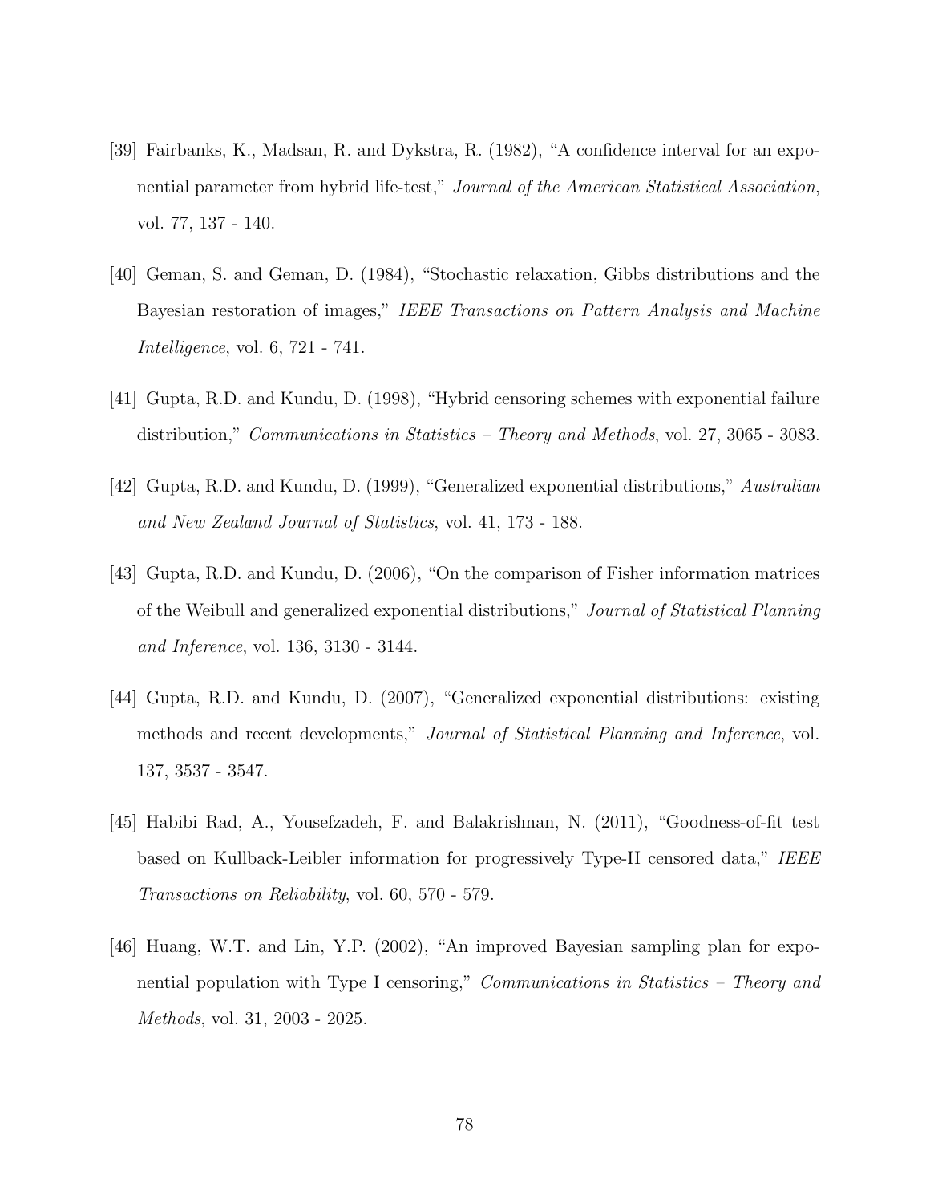[39] Fairbanks, K., Madsan, R. and Dykstra, R. (1982), "A confidence interval for an exponential parameter from hybrid life-test," *Journal of the American Statistical Association*, vol. 77, 137 - 140.

[40] Geman, S. and Geman, D. (1984), "Stochastic relaxation, Gibbs distributions and the Bayesian restoration of images," *IEEE Transactions on Pattern Analysis and Machine Intelligence*, vol. 6, 721 - 741.

[41] Gupta, R.D. and Kundu, D. (1998), "Hybrid censoring schemes with exponential failure distribution," *Communications in Statistics – Theory and Methods*, vol. 27, 3065 - 3083.

[42] Gupta, R.D. and Kundu, D. (1999), "Generalized exponential distributions," *Australian and New Zealand Journal of Statistics*, vol. 41, 173 - 188.

[43] Gupta, R.D. and Kundu, D. (2006), "On the comparison of Fisher information matrices of the Weibull and generalized exponential distributions," *Journal of Statistical Planning and Inference*, vol. 136, 3130 - 3144.

[44] Gupta, R.D. and Kundu, D. (2007), "Generalized exponential distributions: existing methods and recent developments," *Journal of Statistical Planning and Inference*, vol. 137, 3537 - 3547.

[45] Habibi Rad, A., Yousefzadeh, F. and Balakrishnan, N. (2011), "Goodness-of-fit test based on Kullback-Leibler information for progressively Type-II censored data," *IEEE Transactions on Reliability*, vol. 60, 570 - 579.

[46] Huang, W.T. and Lin, Y.P. (2002), "An improved Bayesian sampling plan for exponential population with Type I censoring," *Communications in Statistics – Theory and Methods*, vol. 31, 2003 - 2025.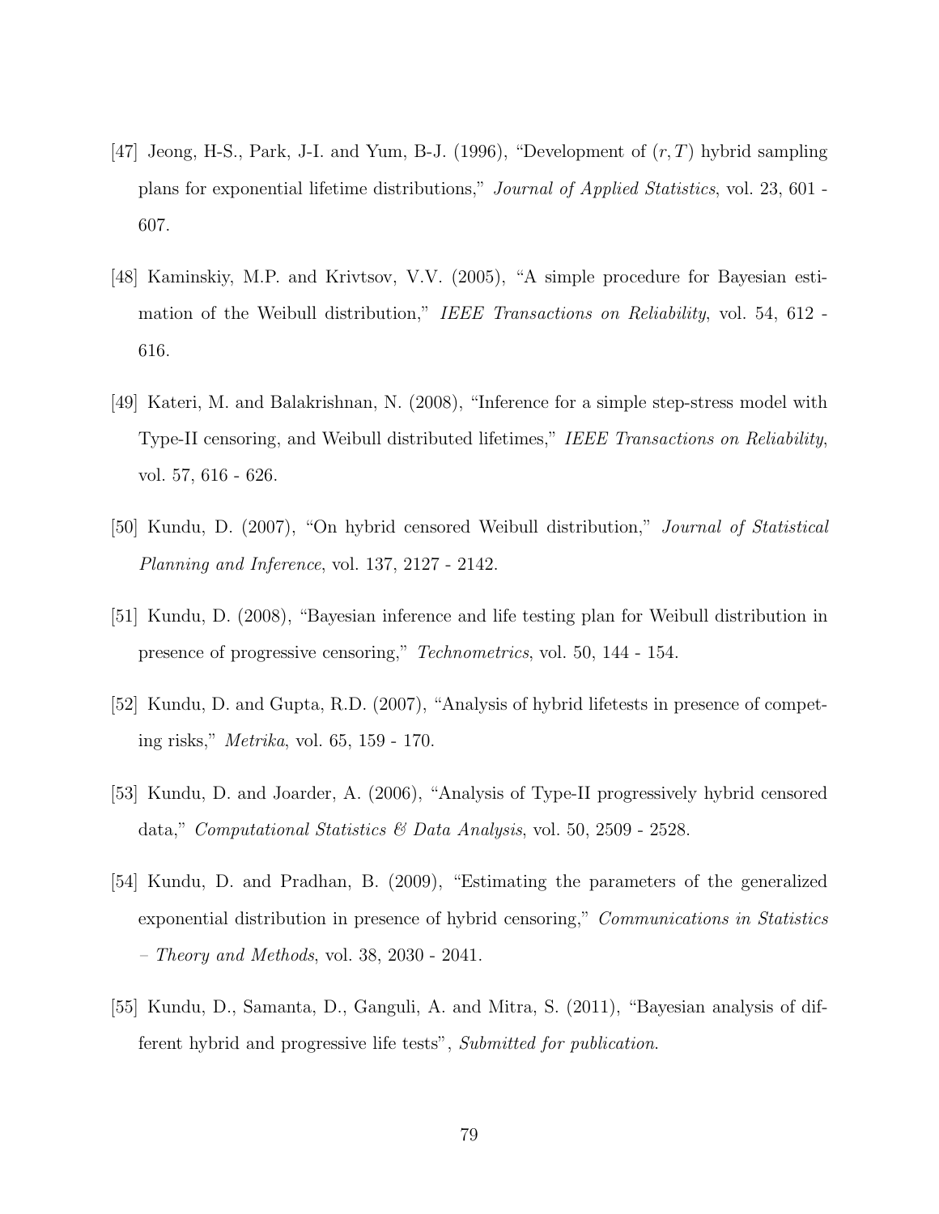[47] Jeong, H-S., Park, J-I. and Yum, B-J. (1996), "Development of $(r, T)$ hybrid sampling plans for exponential lifetime distributions," *Journal of Applied Statistics*, vol. 23, 601 - 607.

[48] Kaminskiy, M.P. and Krivtsov, V.V. (2005), "A simple procedure for Bayesian estimation of the Weibull distribution," *IEEE Transactions on Reliability*, vol. 54, 612 - 616.

[49] Kateri, M. and Balakrishnan, N. (2008), "Inference for a simple step-stress model with Type-II censoring, and Weibull distributed lifetimes," *IEEE Transactions on Reliability*, vol. 57, 616 - 626.

[50] Kundu, D. (2007), "On hybrid censored Weibull distribution," *Journal of Statistical Planning and Inference*, vol. 137, 2127 - 2142.

[51] Kundu, D. (2008), "Bayesian inference and life testing plan for Weibull distribution in presence of progressive censoring," *Technometrics*, vol. 50, 144 - 154.

[52] Kundu, D. and Gupta, R.D. (2007), "Analysis of hybrid lifetests in presence of competing risks," *Metrika*, vol. 65, 159 - 170.

[53] Kundu, D. and Joarder, A. (2006), "Analysis of Type-II progressively hybrid censored data," *Computational Statistics & Data Analysis*, vol. 50, 2509 - 2528.

[54] Kundu, D. and Pradhan, B. (2009), "Estimating the parameters of the generalized exponential distribution in presence of hybrid censoring," *Communications in Statistics – Theory and Methods*, vol. 38, 2030 - 2041.

[55] Kundu, D., Samanta, D., Ganguli, A. and Mitra, S. (2011), "Bayesian analysis of different hybrid and progressive life tests", *Submitted for publication*.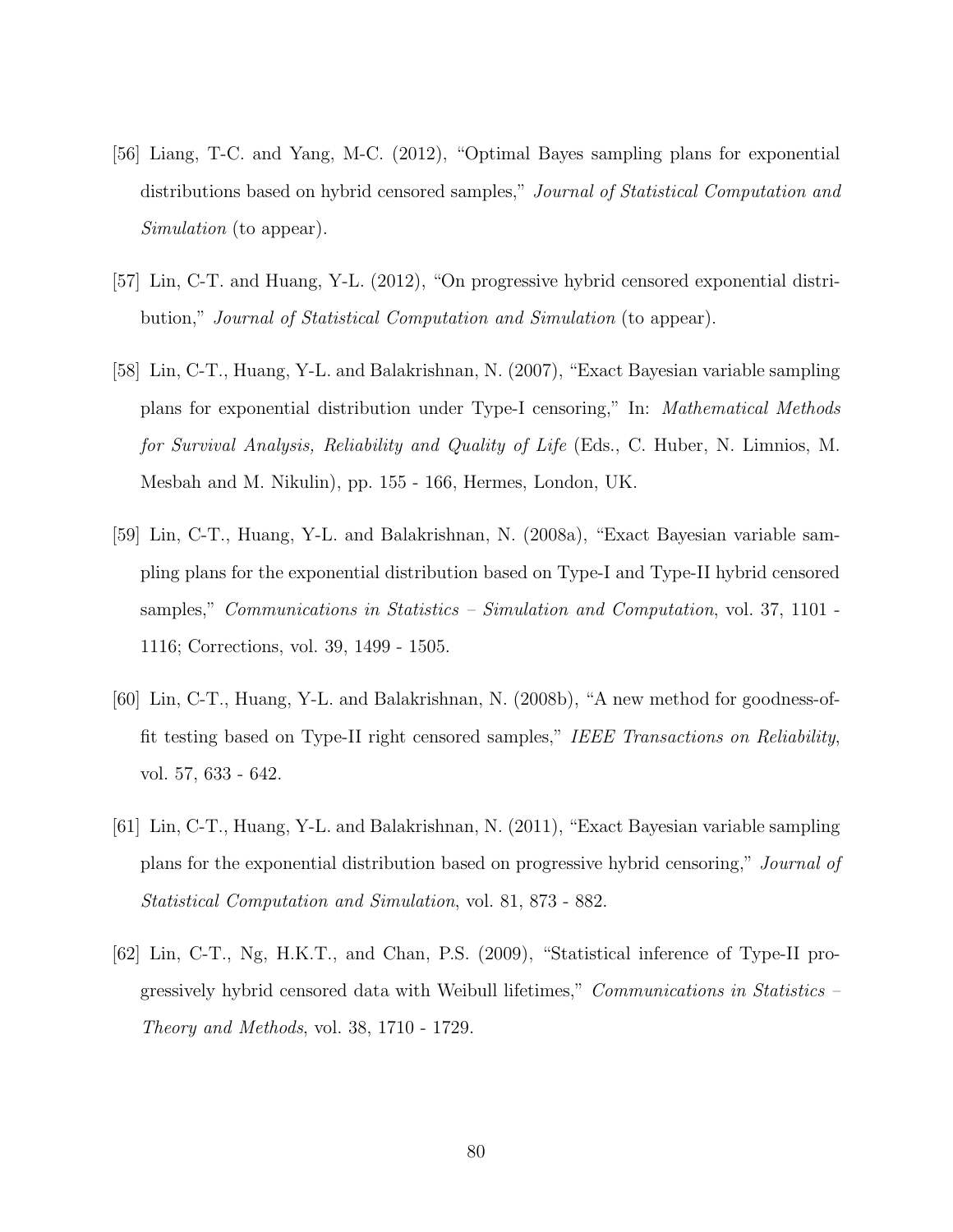[56] Liang, T-C. and Yang, M-C. (2012), "Optimal Bayes sampling plans for exponential distributions based on hybrid censored samples," *Journal of Statistical Computation and Simulation* (to appear).

[57] Lin, C-T. and Huang, Y-L. (2012), "On progressive hybrid censored exponential distribution," *Journal of Statistical Computation and Simulation* (to appear).

[58] Lin, C-T., Huang, Y-L. and Balakrishnan, N. (2007), "Exact Bayesian variable sampling plans for exponential distribution under Type-I censoring," In: *Mathematical Methods for Survival Analysis, Reliability and Quality of Life* (Eds., C. Huber, N. Limnios, M. Mesbah and M. Nikulin), pp. 155 - 166, Hermes, London, UK.

[59] Lin, C-T., Huang, Y-L. and Balakrishnan, N. (2008a), "Exact Bayesian variable sampling plans for the exponential distribution based on Type-I and Type-II hybrid censored samples," *Communications in Statistics – Simulation and Computation*, vol. 37, 1101 - 1116; Corrections, vol. 39, 1499 - 1505.

[60] Lin, C-T., Huang, Y-L. and Balakrishnan, N. (2008b), "A new method for goodness-of-fit testing based on Type-II right censored samples," *IEEE Transactions on Reliability*, vol. 57, 633 - 642.

[61] Lin, C-T., Huang, Y-L. and Balakrishnan, N. (2011), "Exact Bayesian variable sampling plans for the exponential distribution based on progressive hybrid censoring," *Journal of Statistical Computation and Simulation*, vol. 81, 873 - 882.

[62] Lin, C-T., Ng, H.K.T., and Chan, P.S. (2009), "Statistical inference of Type-II progressively hybrid censored data with Weibull lifetimes," *Communications in Statistics – Theory and Methods*, vol. 38, 1710 - 1729.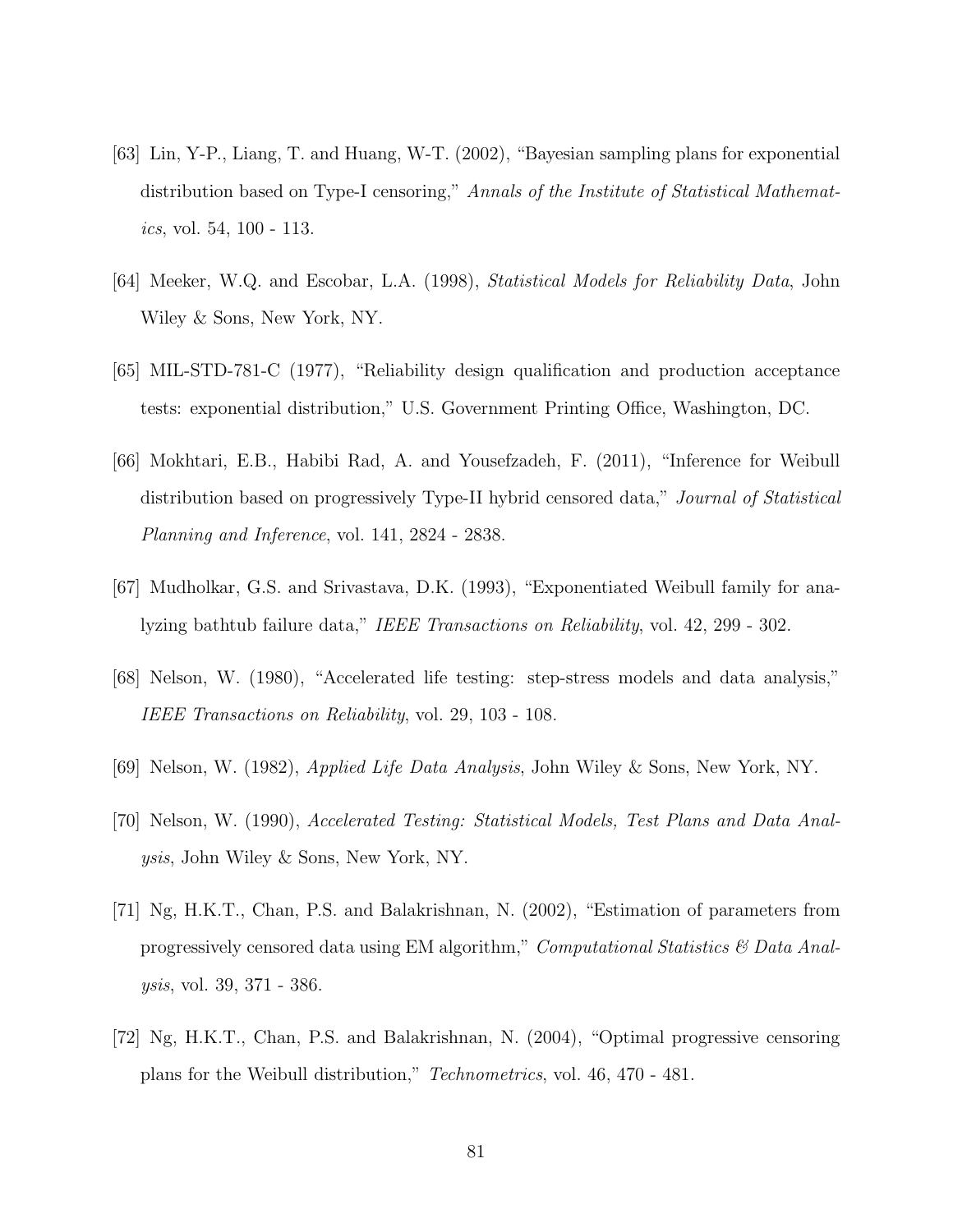[63] Lin, Y-P., Liang, T. and Huang, W-T. (2002), "Bayesian sampling plans for exponential distribution based on Type-I censoring," *Annals of the Institute of Statistical Mathematics*, vol. 54, 100 - 113.

[64] Meeker, W.Q. and Escobar, L.A. (1998), *Statistical Models for Reliability Data*, John Wiley & Sons, New York, NY.

[65] MIL-STD-781-C (1977), "Reliability design qualification and production acceptance tests: exponential distribution," U.S. Government Printing Office, Washington, DC.

[66] Mokhtari, E.B., Habibi Rad, A. and Yousefzadeh, F. (2011), "Inference for Weibull distribution based on progressively Type-II hybrid censored data," *Journal of Statistical Planning and Inference*, vol. 141, 2824 - 2838.

[67] Mudholkar, G.S. and Srivastava, D.K. (1993), "Exponentiated Weibull family for analyzing bathtub failure data," *IEEE Transactions on Reliability*, vol. 42, 299 - 302.

[68] Nelson, W. (1980), "Accelerated life testing: step-stress models and data analysis," *IEEE Transactions on Reliability*, vol. 29, 103 - 108.

[69] Nelson, W. (1982), *Applied Life Data Analysis*, John Wiley & Sons, New York, NY.

[70] Nelson, W. (1990), *Accelerated Testing: Statistical Models, Test Plans and Data Analysis*, John Wiley & Sons, New York, NY.

[71] Ng, H.K.T., Chan, P.S. and Balakrishnan, N. (2002), "Estimation of parameters from progressively censored data using EM algorithm," *Computational Statistics & Data Analysis*, vol. 39, 371 - 386.

[72] Ng, H.K.T., Chan, P.S. and Balakrishnan, N. (2004), "Optimal progressive censoring plans for the Weibull distribution," *Technometrics*, vol. 46, 470 - 481.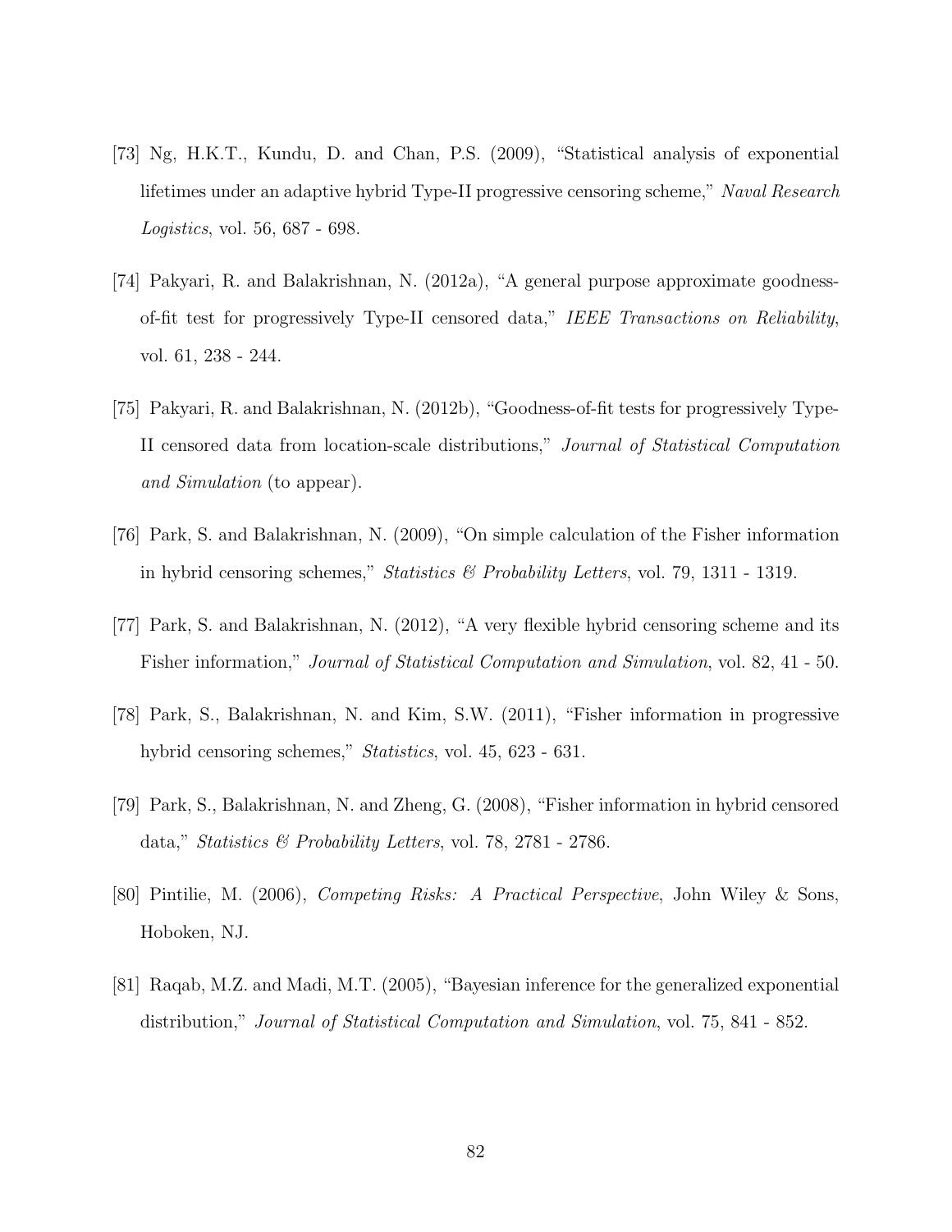[73] Ng, H.K.T., Kundu, D. and Chan, P.S. (2009), "Statistical analysis of exponential lifetimes under an adaptive hybrid Type-II progressive censoring scheme," *Naval Research Logistics*, vol. 56, 687 - 698.

[74] Pakyari, R. and Balakrishnan, N. (2012a), "A general purpose approximate goodness-of-fit test for progressively Type-II censored data," *IEEE Transactions on Reliability*, vol. 61, 238 - 244.

[75] Pakyari, R. and Balakrishnan, N. (2012b), "Goodness-of-fit tests for progressively Type-II censored data from location-scale distributions," *Journal of Statistical Computation and Simulation* (to appear).

[76] Park, S. and Balakrishnan, N. (2009), "On simple calculation of the Fisher information in hybrid censoring schemes," *Statistics & Probability Letters*, vol. 79, 1311 - 1319.

[77] Park, S. and Balakrishnan, N. (2012), "A very flexible hybrid censoring scheme and its Fisher information," *Journal of Statistical Computation and Simulation*, vol. 82, 41 - 50.

[78] Park, S., Balakrishnan, N. and Kim, S.W. (2011), "Fisher information in progressive hybrid censoring schemes," *Statistics*, vol. 45, 623 - 631.

[79] Park, S., Balakrishnan, N. and Zheng, G. (2008), "Fisher information in hybrid censored data," *Statistics & Probability Letters*, vol. 78, 2781 - 2786.

[80] Pintilie, M. (2006), *Competing Risks: A Practical Perspective*, John Wiley & Sons, Hoboken, NJ.

[81] Raqab, M.Z. and Madi, M.T. (2005), "Bayesian inference for the generalized exponential distribution," *Journal of Statistical Computation and Simulation*, vol. 75, 841 - 852.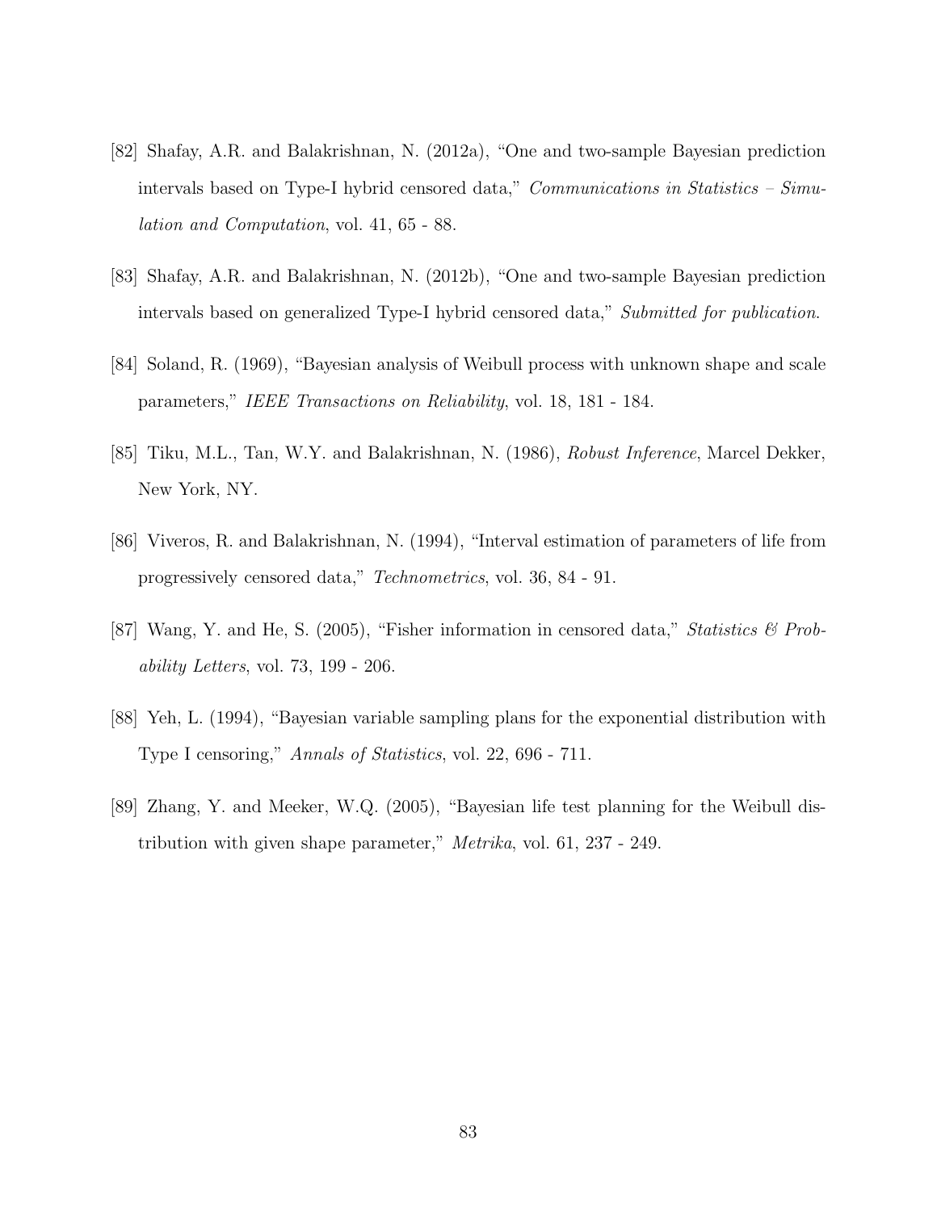[82] Shafay, A.R. and Balakrishnan, N. (2012a), "One and two-sample Bayesian prediction intervals based on Type-I hybrid censored data," *Communications in Statistics – Simulation and Computation*, vol. 41, 65 - 88.

[83] Shafay, A.R. and Balakrishnan, N. (2012b), "One and two-sample Bayesian prediction intervals based on generalized Type-I hybrid censored data," *Submitted for publication*.

[84] Soland, R. (1969), "Bayesian analysis of Weibull process with unknown shape and scale parameters," *IEEE Transactions on Reliability*, vol. 18, 181 - 184.

[85] Tiku, M.L., Tan, W.Y. and Balakrishnan, N. (1986), *Robust Inference*, Marcel Dekker, New York, NY.

[86] Viveros, R. and Balakrishnan, N. (1994), "Interval estimation of parameters of life from progressively censored data," *Technometrics*, vol. 36, 84 - 91.

[87] Wang, Y. and He, S. (2005), "Fisher information in censored data," *Statistics & Probability Letters*, vol. 73, 199 - 206.

[88] Yeh, L. (1994), "Bayesian variable sampling plans for the exponential distribution with Type I censoring," *Annals of Statistics*, vol. 22, 696 - 711.

[89] Zhang, Y. and Meeker, W.Q. (2005), "Bayesian life test planning for the Weibull distribution with given shape parameter," *Metrika*, vol. 61, 237 - 249.